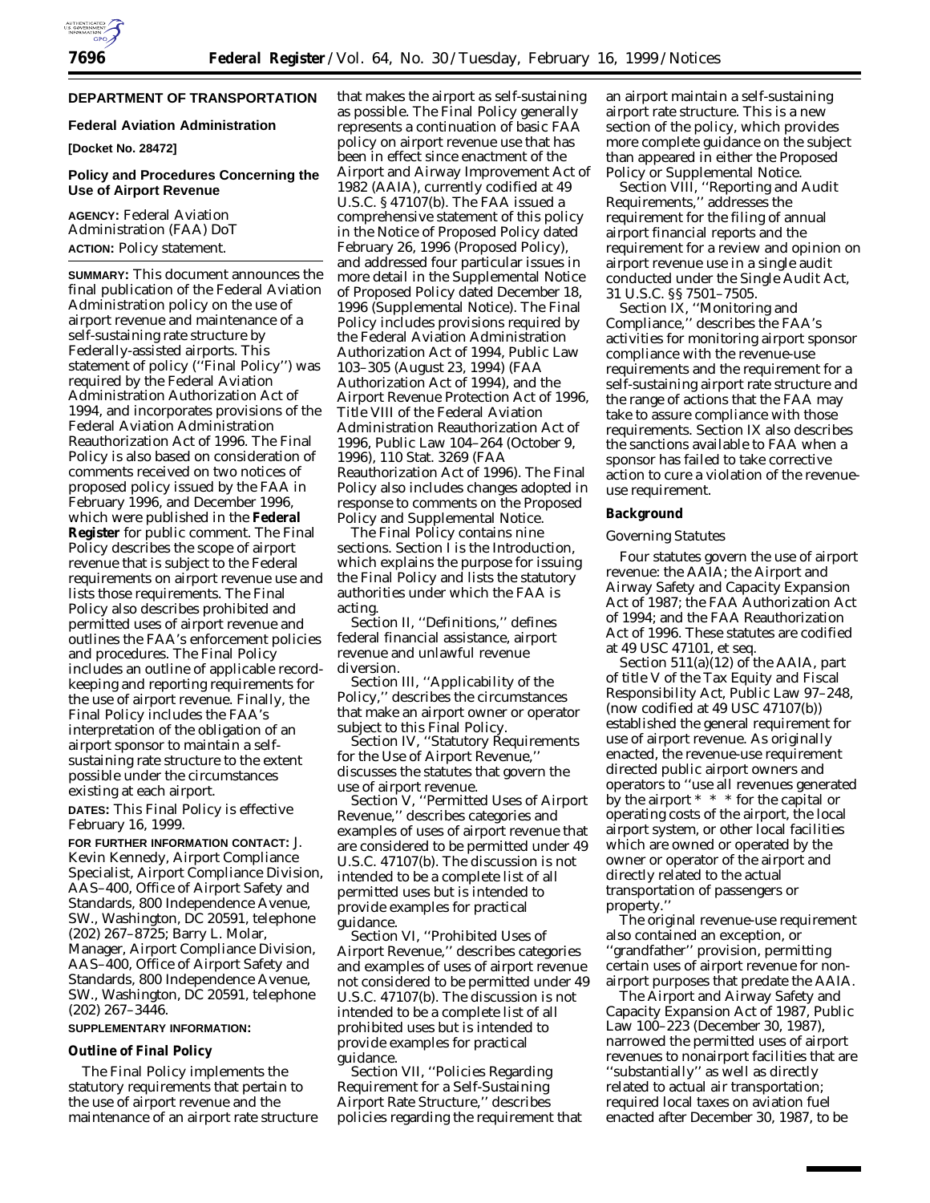## DEPARTMENT OF TRANSPORTATION

### Federal Aviation Administration

**[Docket No. 28472]**

### Policy and Procedures Concerning the Use of Airport Revenue

**AGENCY:** Federal Aviation Administration (FAA) DoT

**ACTION:** Policy statement.

**SUMMARY:** This document announces the final publication of the Federal Aviation Administration policy on the use of airport revenue and maintenance of a self-sustaining rate structure by Federally-assisted airports. This statement of policy (''Final Policy'') was required by the Federal Aviation Administration Authorization Act of 1994, and incorporates provisions of the Federal Aviation Administration Reauthorization Act of 1996. The Final Policy is also based on consideration of comments received on two notices of proposed policy issued by the FAA in February 1996, and December 1996, which were published in the **Federal Register** for public comment. The Final Policy describes the scope of airport revenue that is subject to the Federal requirements on airport revenue use and lists those requirements. The Final Policy also describes prohibited and permitted uses of airport revenue and outlines the FAA's enforcement policies and procedures. The Final Policy includes an outline of applicable record-keeping and reporting requirements for the use of airport revenue. Finally, the Final Policy includes the FAA's interpretation of the obligation of an airport sponsor to maintain a self-sustaining rate structure to the extent possible under the circumstances existing at each airport.

**DATES:** This Final Policy is effective February 16, 1999.

**FOR FURTHER INFORMATION CONTACT:** J. Kevin Kennedy, Airport Compliance Specialist, Airport Compliance Division, AAS–400, Office of Airport Safety and Standards, 800 Independence Avenue, SW., Washington, DC 20591, telephone (202) 267–8725; Barry L. Molar, Manager, Airport Compliance Division, AAS–400, Office of Airport Safety and Standards, 800 Independence Avenue, SW., Washington, DC 20591, telephone (202) 267–3446.

**SUPPLEMENTARY INFORMATION:**

### Outline of Final Policy

The Final Policy implements the statutory requirements that pertain to the use of airport revenue and the maintenance of an airport rate structure that makes the airport as self-sustaining as possible. The Final Policy generally represents a continuation of basic FAA policy on airport revenue use that has been in effect since enactment of the Airport and Airway Improvement Act of 1982 (AAIA), currently codified at 49 U.S.C. § 47107(b). The FAA issued a comprehensive statement of this policy in the Notice of Proposed Policy dated February 26, 1996 (Proposed Policy), and addressed four particular issues in more detail in the Supplemental Notice of Proposed Policy dated December 18, 1996 (Supplemental Notice). The Final Policy includes provisions required by the Federal Aviation Administration Authorization Act of 1994, Public Law 103–305 (August 23, 1994) (FAA Authorization Act of 1994), and the Airport Revenue Protection Act of 1996, Title VIII of the Federal Aviation Administration Reauthorization Act of 1996, Public Law 104–264 (October 9, 1996), 110 Stat. 3269 (FAA Reauthorization Act of 1996). The Final Policy also includes changes adopted in response to comments on the Proposed Policy and Supplemental Notice.

The Final Policy contains nine sections. Section I is the Introduction, which explains the purpose for issuing the Final Policy and lists the statutory authorities under which the FAA is acting.

Section II, ''Definitions,'' defines federal financial assistance, airport revenue and unlawful revenue diversion.

Section III, ''Applicability of the Policy,'' describes the circumstances that make an airport owner or operator subject to this Final Policy.

Section IV, ''Statutory Requirements for the Use of Airport Revenue,'' discusses the statutes that govern the use of airport revenue.

Section V, ''Permitted Uses of Airport Revenue,'' describes categories and examples of uses of airport revenue that are considered to be permitted under 49 U.S.C. 47107(b). The discussion is not intended to be a complete list of all permitted uses but is intended to provide examples for practical guidance.

Section VI, ''Prohibited Uses of Airport Revenue,'' describes categories and examples of uses of airport revenue not considered to be permitted under 49 U.S.C. 47107(b). The discussion is not intended to be a complete list of all prohibited uses but is intended to provide examples for practical guidance.

Section VII, ''Policies Regarding Requirement for a Self-Sustaining Airport Rate Structure,'' describes policies regarding the requirement that an airport maintain a self-sustaining airport rate structure. This is a new section of the policy, which provides more complete guidance on the subject than appeared in either the Proposed Policy or Supplemental Notice.

Section VIII, ''Reporting and Audit Requirements,'' addresses the requirement for the filing of annual airport financial reports and the requirement for a review and opinion on airport revenue use in a single audit conducted under the Single Audit Act, 31 U.S.C. §§ 7501–7505.

Section IX, ''Monitoring and Compliance,'' describes the FAA's activities for monitoring airport sponsor compliance with the revenue-use requirements and the requirement for a self-sustaining airport rate structure and the range of actions that the FAA may take to assure compliance with those requirements. Section IX also describes the sanctions available to FAA when a sponsor has failed to take corrective action to cure a violation of the revenue-use requirement.

### Background

#### *Governing Statutes*

Four statutes govern the use of airport revenue: the AAIA; the Airport and Airway Safety and Capacity Expansion Act of 1987; the FAA Authorization Act of 1994; and the FAA Reauthorization Act of 1996. These statutes are codified at 49 USC 47101, et seq.

Section 511(a)(12) of the AAIA, part of title V of the Tax Equity and Fiscal Responsibility Act, Public Law 97–248, (now codified at 49 USC 47107(b)) established the general requirement for use of airport revenue. As originally enacted, the revenue-use requirement directed public airport owners and operators to ''use all revenues generated by the airport * * * for the capital or operating costs of the airport, the local airport system, or other local facilities which are owned or operated by the owner or operator of the airport and directly related to the actual transportation of passengers or property.''

The original revenue-use requirement also contained an exception, or ''grandfather'' provision, permitting certain uses of airport revenue for non-airport purposes that predate the AAIA.

The Airport and Airway Safety and Capacity Expansion Act of 1987, Public Law 100–223 (December 30, 1987), narrowed the permitted uses of airport revenues to nonairport facilities that are ''substantially'' as well as directly related to actual air transportation; required local taxes on aviation fuel enacted after December 30, 1987, to be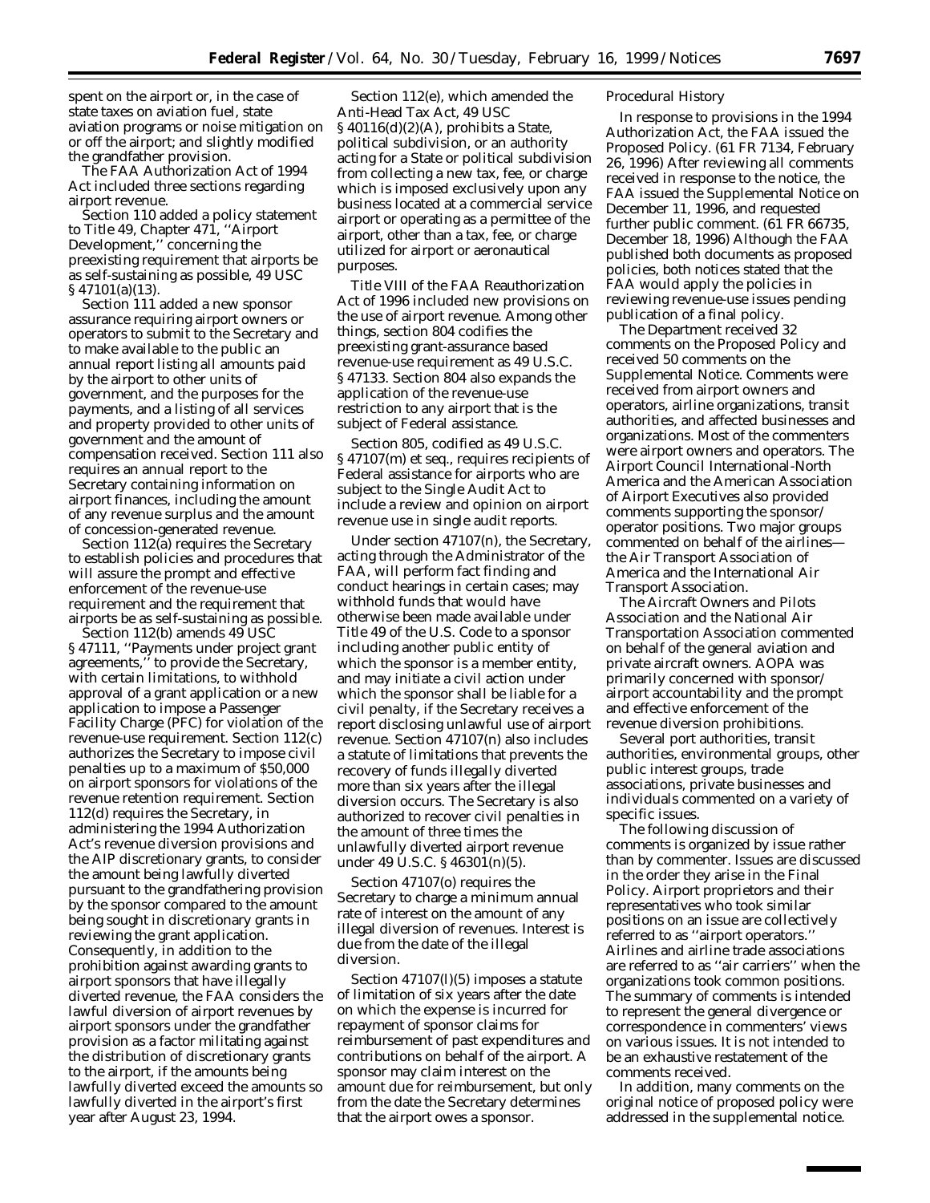spent on the airport or, in the case of state taxes on aviation fuel, state aviation programs or noise mitigation on or off the airport; and slightly modified the grandfather provision.

The FAA Authorization Act of 1994 Act included three sections regarding airport revenue.

Section 110 added a policy statement to Title 49, Chapter 471, ''Airport Development,'' concerning the preexisting requirement that airports be as self-sustaining as possible, 49 USC § 47101(a)(13).

Section 111 added a new sponsor assurance requiring airport owners or operators to submit to the Secretary and to make available to the public an annual report listing all amounts paid by the airport to other units of government, and the purposes for the payments, and a listing of all services and property provided to other units of government and the amount of compensation received. Section 111 also requires an annual report to the Secretary containing information on airport finances, including the amount of any revenue surplus and the amount of concession-generated revenue.

Section 112(a) requires the Secretary to establish policies and procedures that will assure the prompt and effective enforcement of the revenue-use requirement and the requirement that airports be as self-sustaining as possible.

Section 112(b) amends 49 USC § 47111, ''Payments under project grant agreements,'' to provide the Secretary, with certain limitations, to withhold approval of a grant application or a new application to impose a Passenger Facility Charge (PFC) for violation of the revenue-use requirement. Section 112(c) authorizes the Secretary to impose civil penalties up to a maximum of $50,000 on airport sponsors for violations of the revenue retention requirement. Section 112(d) requires the Secretary, in administering the 1994 Authorization Act's revenue diversion provisions and the AIP discretionary grants, to consider the amount being lawfully diverted pursuant to the grandfathering provision by the sponsor compared to the amount being sought in discretionary grants in reviewing the grant application. Consequently, in addition to the prohibition against awarding grants to airport sponsors that have illegally diverted revenue, the FAA considers the lawful diversion of airport revenues by airport sponsors under the grandfather provision as a factor militating against the distribution of discretionary grants to the airport, if the amounts being lawfully diverted exceed the amounts so lawfully diverted in the airport's first year after August 23, 1994.

Section 112(e), which amended the Anti-Head Tax Act, 49 USC § 40116(d)(2)(A), prohibits a State, political subdivision, or an authority acting for a State or political subdivision from collecting a new tax, fee, or charge which is imposed exclusively upon any business located at a commercial service airport or operating as a permittee of the airport, other than a tax, fee, or charge utilized for airport or aeronautical purposes.

Title VIII of the FAA Reauthorization Act of 1996 included new provisions on the use of airport revenue. Among other things, section 804 codifies the preexisting grant-assurance based revenue-use requirement as 49 U.S.C. § 47133. Section 804 also expands the application of the revenue-use restriction to any airport that is the subject of Federal assistance.

Section 805, codified as 49 U.S.C. § 47107(m) et seq., requires recipients of Federal assistance for airports who are subject to the Single Audit Act to include a review and opinion on airport revenue use in single audit reports.

Under section 47107(n), the Secretary, acting through the Administrator of the FAA, will perform fact finding and conduct hearings in certain cases; may withhold funds that would have otherwise been made available under Title 49 of the U.S. Code to a sponsor including another public entity of which the sponsor is a member entity, and may initiate a civil action under which the sponsor shall be liable for a civil penalty, if the Secretary receives a report disclosing unlawful use of airport revenue. Section 47107(n) also includes a statute of limitations that prevents the recovery of funds illegally diverted more than six years after the illegal diversion occurs. The Secretary is also authorized to recover civil penalties in the amount of three times the unlawfully diverted airport revenue under 49 U.S.C. § 46301(n)(5).

Section 47107(o) requires the Secretary to charge a minimum annual rate of interest on the amount of any illegal diversion of revenues. Interest is due from the date of the illegal diversion.

Section 47107(l)(5) imposes a statute of limitation of six years after the date on which the expense is incurred for repayment of sponsor claims for reimbursement of past expenditures and contributions on behalf of the airport. A sponsor may claim interest on the amount due for reimbursement, but only from the date the Secretary determines that the airport owes a sponsor.

*Procedural History*

In response to provisions in the 1994 Authorization Act, the FAA issued the Proposed Policy. (61 FR 7134, February 26, 1996) After reviewing all comments received in response to the notice, the FAA issued the Supplemental Notice on December 11, 1996, and requested further public comment. (61 FR 66735, December 18, 1996) Although the FAA published both documents as proposed policies, both notices stated that the FAA would apply the policies in reviewing revenue-use issues pending publication of a final policy.

The Department received 32 comments on the Proposed Policy and received 50 comments on the Supplemental Notice. Comments were received from airport owners and operators, airline organizations, transit authorities, and affected businesses and organizations. Most of the commenters were airport owners and operators. The Airport Council International-North America and the American Association of Airport Executives also provided comments supporting the sponsor/operator positions. Two major groups commented on behalf of the airlines—the Air Transport Association of America and the International Air Transport Association.

The Aircraft Owners and Pilots Association and the National Air Transportation Association commented on behalf of the general aviation and private aircraft owners. AOPA was primarily concerned with sponsor/airport accountability and the prompt and effective enforcement of the revenue diversion prohibitions.

Several port authorities, transit authorities, environmental groups, other public interest groups, trade associations, private businesses and individuals commented on a variety of specific issues.

The following discussion of comments is organized by issue rather than by commenter. Issues are discussed in the order they arise in the Final Policy. Airport proprietors and their representatives who took similar positions on an issue are collectively referred to as ''airport operators.'' Airlines and airline trade associations are referred to as ''air carriers'' when the organizations took common positions. The summary of comments is intended to represent the general divergence or correspondence in commenters' views on various issues. It is not intended to be an exhaustive restatement of the comments received.

In addition, many comments on the original notice of proposed policy were addressed in the supplemental notice.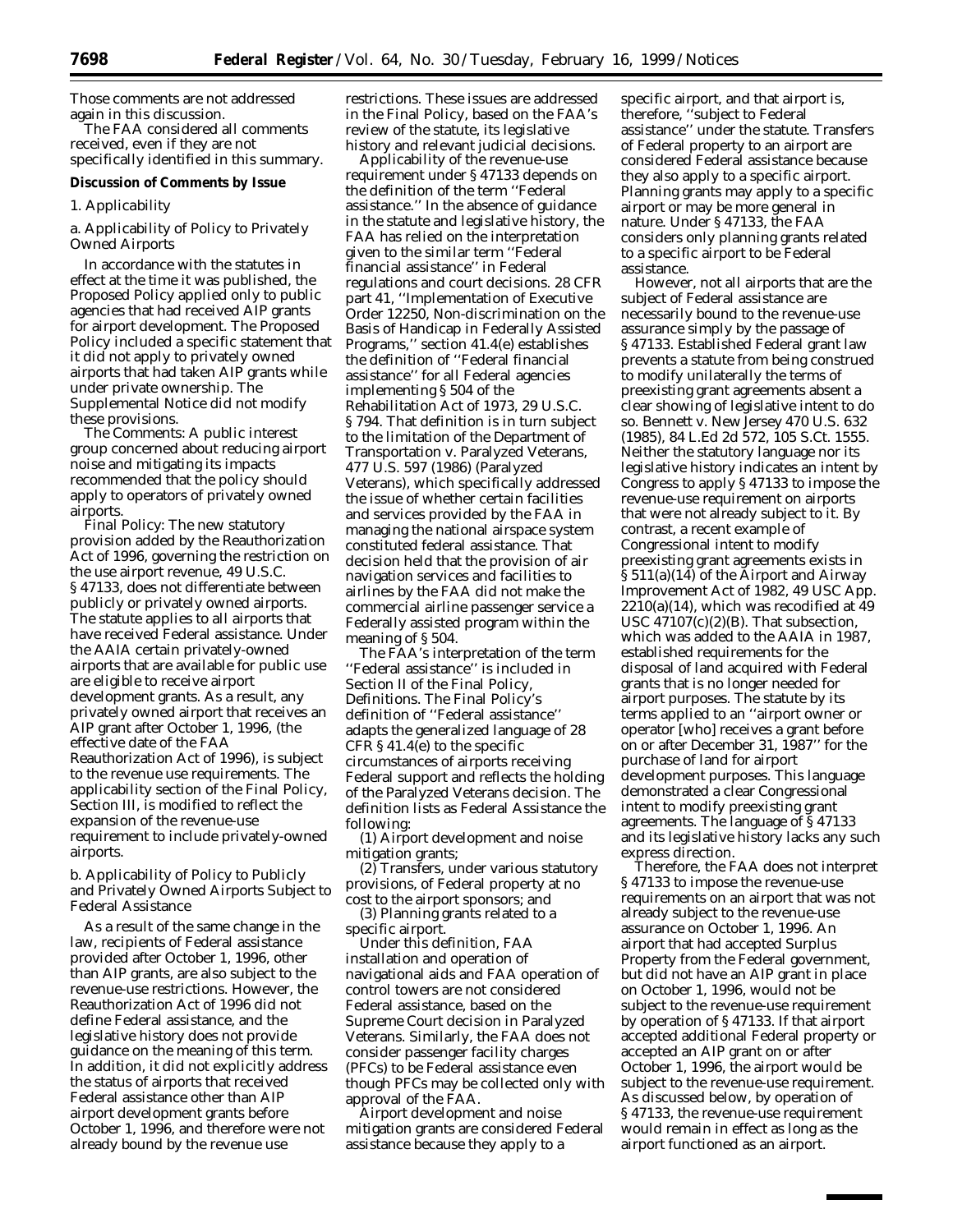Those comments are not addressed again in this discussion.

The FAA considered all comments received, even if they are not specifically identified in this summary.

**Discussion of Comments by Issue**

1. Applicability

a. Applicability of Policy to Privately Owned Airports

In accordance with the statutes in effect at the time it was published, the Proposed Policy applied only to public agencies that had received AIP grants for airport development. The Proposed Policy included a specific statement that it did not apply to privately owned airports that had taken AIP grants while under private ownership. The Supplemental Notice did not modify these provisions.

*The Comments:* A public interest group concerned about reducing airport noise and mitigating its impacts recommended that the policy should apply to operators of privately owned airports.

*Final Policy:* The new statutory provision added by the Reauthorization Act of 1996, governing the restriction on the use airport revenue, 49 U.S.C. § 47133, does not differentiate between publicly or privately owned airports. The statute applies to all airports that have received Federal assistance. Under the AAIA certain privately-owned airports that are available for public use are eligible to receive airport development grants. As a result, any privately owned airport that receives an AIP grant after October 1, 1996, (the effective date of the FAA Reauthorization Act of 1996), is subject to the revenue use requirements. The applicability section of the Final Policy, Section III, is modified to reflect the expansion of the revenue-use requirement to include privately-owned airports.

b. Applicability of Policy to Publicly and Privately Owned Airports Subject to Federal Assistance

As a result of the same change in the law, recipients of Federal assistance provided after October 1, 1996, other than AIP grants, are also subject to the revenue-use restrictions. However, the Reauthorization Act of 1996 did not define Federal assistance, and the legislative history does not provide guidance on the meaning of this term. In addition, it did not explicitly address the status of airports that received Federal assistance other than AIP airport development grants before October 1, 1996, and therefore were not already bound by the revenue use restrictions. These issues are addressed in the Final Policy, based on the FAA's review of the statute, its legislative history and relevant judicial decisions.

Applicability of the revenue-use requirement under § 47133 depends on the definition of the term ''Federal assistance.'' In the absence of guidance in the statute and legislative history, the FAA has relied on the interpretation given to the similar term ''Federal financial assistance'' in Federal regulations and court decisions. 28 CFR part 41, ''Implementation of Executive Order 12250, Non-discrimination on the Basis of Handicap in Federally Assisted Programs,'' section 41.4(e) establishes the definition of ''Federal financial assistance'' for all Federal agencies implementing § 504 of the Rehabilitation Act of 1973, 29 U.S.C. § 794. That definition is in turn subject to the limitation of the *Department of Transportation* v. *Paralyzed Veterans*, 477 U.S. 597 (1986) (*Paralyzed Veterans*), which specifically addressed the issue of whether certain facilities and services provided by the FAA in managing the national airspace system constituted federal assistance. That decision held that the provision of air navigation services and facilities to airlines by the FAA did not make the commercial airline passenger service a Federally assisted program within the meaning of § 504.

The FAA's interpretation of the term ''Federal assistance'' is included in Section II of the Final Policy, Definitions. The Final Policy's definition of ''Federal assistance'' adapts the generalized language of 28 CFR § 41.4(e) to the specific circumstances of airports receiving Federal support and reflects the holding of the *Paralyzed Veterans* decision. The definition lists as Federal Assistance the following:

(1) Airport development and noise mitigation grants;

(2) Transfers, under various statutory provisions, of Federal property at no cost to the airport sponsors; and

(3) Planning grants related to a specific airport.

Under this definition, FAA installation and operation of navigational aids and FAA operation of control towers are not considered Federal assistance, based on the Supreme Court decision in *Paralyzed Veterans*. Similarly, the FAA does not consider passenger facility charges (PFCs) to be Federal assistance even though PFCs may be collected only with approval of the FAA.

Airport development and noise mitigation grants are considered Federal assistance because they apply to a specific airport, and that airport is, therefore, ''subject to Federal assistance'' under the statute. Transfers of Federal property to an airport are considered Federal assistance because they also apply to a specific airport. Planning grants may apply to a specific airport or may be more general in nature. Under § 47133, the FAA considers only planning grants related to a specific airport to be Federal assistance.

However, not all airports that are the subject of Federal assistance are necessarily bound to the revenue-use assurance simply by the passage of § 47133. Established Federal grant law prevents a statute from being construed to modify unilaterally the terms of preexisting grant agreements absent a clear showing of legislative intent to do so. *Bennett* v. *New Jersey* 470 U.S. 632 (1985), 84 L.Ed 2d 572, 105 S.Ct. 1555. Neither the statutory language nor its legislative history indicates an intent by Congress to apply § 47133 to impose the revenue-use requirement on airports that were not already subject to it. By contrast, a recent example of Congressional intent to modify preexisting grant agreements exists in § 511(a)(14) of the Airport and Airway Improvement Act of 1982, 49 USC App. 2210(a)(14), which was recodified at 49 USC 47107(c)(2)(B). That subsection, which was added to the AAIA in 1987, established requirements for the disposal of land acquired with Federal grants that is no longer needed for airport purposes. The statute by its terms applied to an ''airport owner or operator [who] receives a grant before on or after December 31, 1987'' for the purchase of land for airport development purposes. This language demonstrated a clear Congressional intent to modify preexisting grant agreements. The language of § 47133 and its legislative history lacks any such express direction.

Therefore, the FAA does not interpret § 47133 to impose the revenue-use requirements on an airport that was not already subject to the revenue-use assurance on October 1, 1996. An airport that had accepted Surplus Property from the Federal government, but did not have an AIP grant in place on October 1, 1996, would not be subject to the revenue-use requirement by operation of § 47133. If that airport accepted additional Federal property or accepted an AIP grant on or after October 1, 1996, the airport would be subject to the revenue-use requirement. As discussed below, by operation of § 47133, the revenue-use requirement would remain in effect as long as the airport functioned as an airport.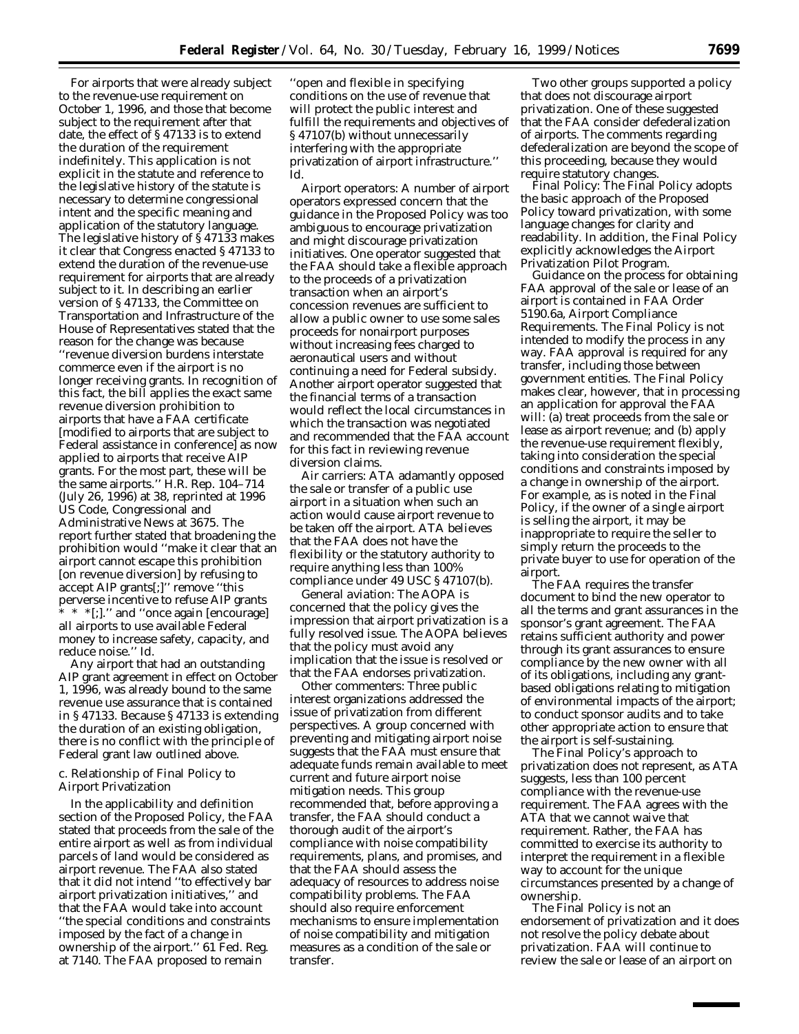For airports that were already subject to the revenue-use requirement on October 1, 1996, and those that become subject to the requirement after that date, the effect of § 47133 is to extend the duration of the requirement indefinitely. This application is not explicit in the statute and reference to the legislative history of the statute is necessary to determine congressional intent and the specific meaning and application of the statutory language. The legislative history of § 47133 makes it clear that Congress enacted § 47133 to extend the duration of the revenue-use requirement for airports that are already subject to it. In describing an earlier version of § 47133, the Committee on Transportation and Infrastructure of the House of Representatives stated that the reason for the change was because ''revenue diversion burdens interstate commerce even if the airport is no longer receiving grants. In recognition of this fact, the bill applies the exact same revenue diversion prohibition to airports that have a FAA certificate [modified to airports that are subject to Federal assistance in conference] as now applied to airports that receive AIP grants. For the most part, these will be the same airports.'' H.R. Rep. 104–714 (July 26, 1996) at 38, reprinted at 1996 US Code, Congressional and Administrative News at 3675. The report further stated that broadening the prohibition would ''make it clear that an airport cannot escape this prohibition [on revenue diversion] by refusing to accept AIP grants[;]'' remove ''this perverse incentive to refuse AIP grants * * *[;].'' and ''once again [encourage] all airports to use available Federal money to increase safety, capacity, and reduce noise.'' *Id.*

Any airport that had an outstanding AIP grant agreement in effect on October 1, 1996, was already bound to the same revenue use assurance that is contained in § 47133. Because § 47133 is extending the duration of an existing obligation, there is no conflict with the principle of Federal grant law outlined above.

### c. Relationship of Final Policy to Airport Privatization

In the applicability and definition section of the Proposed Policy, the FAA stated that proceeds from the sale of the entire airport as well as from individual parcels of land would be considered as airport revenue. The FAA also stated that it did not intend ''to effectively bar airport privatization initiatives,'' and that the FAA would take into account ''the special conditions and constraints imposed by the fact of a change in ownership of the airport.'' 61 Fed. Reg. at 7140. The FAA proposed to remain ''open and flexible in specifying conditions on the use of revenue that will protect the public interest and fulfill the requirements and objectives of § 47107(b) without unnecessarily interfering with the appropriate privatization of airport infrastructure.'' *Id.*

*Airport operators:* A number of airport operators expressed concern that the guidance in the Proposed Policy was too ambiguous to encourage privatization and might discourage privatization initiatives. One operator suggested that the FAA should take a flexible approach to the proceeds of a privatization transaction when an airport's concession revenues are sufficient to allow a public owner to use some sales proceeds for nonairport purposes without increasing fees charged to aeronautical users and without continuing a need for Federal subsidy. Another airport operator suggested that the financial terms of a transaction would reflect the local circumstances in which the transaction was negotiated and recommended that the FAA account for this fact in reviewing revenue diversion claims.

*Air carriers:* ATA adamantly opposed the sale or transfer of a public use airport in a situation when such an action would cause airport revenue to be taken off the airport. ATA believes that the FAA does not have the flexibility or the statutory authority to require anything less than 100% compliance under 49 USC § 47107(b).

*General aviation:* The AOPA is concerned that the policy gives the impression that airport privatization is a fully resolved issue. The AOPA believes that the policy must avoid any implication that the issue is resolved or that the FAA endorses privatization.

*Other commenters:* Three public interest organizations addressed the issue of privatization from different perspectives. A group concerned with preventing and mitigating airport noise suggests that the FAA must ensure that adequate funds remain available to meet current and future airport noise mitigation needs. This group recommended that, before approving a transfer, the FAA should conduct a thorough audit of the airport's compliance with noise compatibility requirements, plans, and promises, and that the FAA should assess the adequacy of resources to address noise compatibility problems. The FAA should also require enforcement mechanisms to ensure implementation of noise compatibility and mitigation measures as a condition of the sale or transfer.

Two other groups supported a policy that does not discourage airport privatization. One of these suggested that the FAA consider defederalization of airports. The comments regarding defederalization are beyond the scope of this proceeding, because they would require statutory changes.

*Final Policy:* The Final Policy adopts the basic approach of the Proposed Policy toward privatization, with some language changes for clarity and readability. In addition, the Final Policy explicitly acknowledges the Airport Privatization Pilot Program.

Guidance on the process for obtaining FAA approval of the sale or lease of an airport is contained in FAA Order 5190.6a, Airport Compliance Requirements. The Final Policy is not intended to modify the process in any way. FAA approval is required for any transfer, including those between government entities. The Final Policy makes clear, however, that in processing an application for approval the FAA will: (a) treat proceeds from the sale or lease as airport revenue; and (b) apply the revenue-use requirement flexibly, taking into consideration the special conditions and constraints imposed by a change in ownership of the airport. For example, as is noted in the Final Policy, if the owner of a single airport is selling the airport, it may be inappropriate to require the seller to simply return the proceeds to the private buyer to use for operation of the airport.

The FAA requires the transfer document to bind the new operator to all the terms and grant assurances in the sponsor's grant agreement. The FAA retains sufficient authority and power through its grant assurances to ensure compliance by the new owner with all of its obligations, including any grant-based obligations relating to mitigation of environmental impacts of the airport; to conduct sponsor audits and to take other appropriate action to ensure that the airport is self-sustaining.

The Final Policy's approach to privatization does not represent, as ATA suggests, less than 100 percent compliance with the revenue-use requirement. The FAA agrees with the ATA that we cannot waive that requirement. Rather, the FAA has committed to exercise its authority to interpret the requirement in a flexible way to account for the unique circumstances presented by a change of ownership.

The Final Policy is not an endorsement of privatization and it does not resolve the policy debate about privatization. FAA will continue to review the sale or lease of an airport on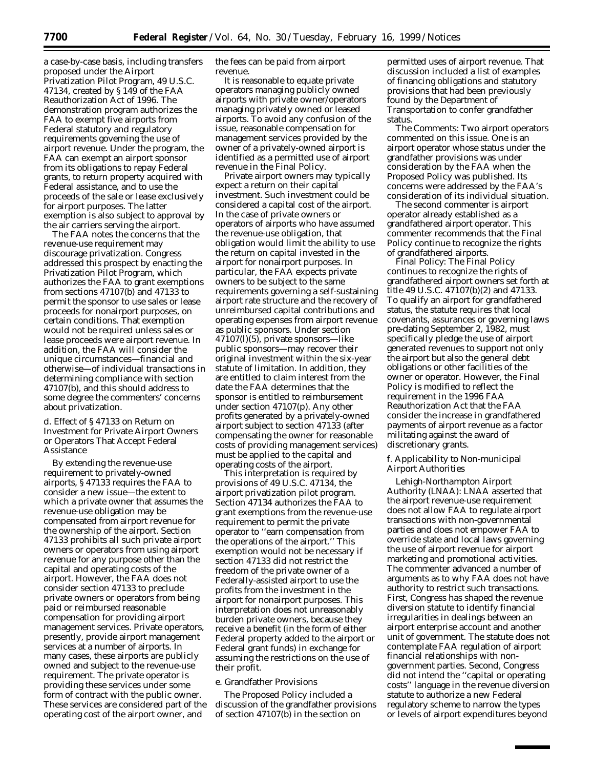a case-by-case basis, including transfers proposed under the Airport Privatization Pilot Program, 49 U.S.C. 47134, created by § 149 of the FAA Reauthorization Act of 1996. The demonstration program authorizes the FAA to exempt five airports from Federal statutory and regulatory requirements governing the use of airport revenue. Under the program, the FAA can exempt an airport sponsor from its obligations to repay Federal grants, to return property acquired with Federal assistance, and to use the proceeds of the sale or lease exclusively for airport purposes. The latter exemption is also subject to approval by the air carriers serving the airport.

The FAA notes the concerns that the revenue-use requirement may discourage privatization. Congress addressed this prospect by enacting the Privatization Pilot Program, which authorizes the FAA to grant exemptions from sections 47107(b) and 47133 to permit the sponsor to use sales or lease proceeds for nonairport purposes, on certain conditions. That exemption would not be required unless sales or lease proceeds were airport revenue. In addition, the FAA will consider the unique circumstances—financial and otherwise—of individual transactions in determining compliance with section 47107(b), and this should address to some degree the commenters' concerns about privatization.

*d. Effect of § 47133 on Return on Investment for Private Airport Owners or Operators That Accept Federal Assistance*

By extending the revenue-use requirement to privately-owned airports, § 47133 requires the FAA to consider a new issue—the extent to which a private owner that assumes the revenue-use obligation may be compensated from airport revenue for the ownership of the airport. Section 47133 prohibits all such private airport owners or operators from using airport revenue for any purpose other than the capital and operating costs of the airport. However, the FAA does not consider section 47133 to preclude private owners or operators from being paid or reimbursed reasonable compensation for providing airport management services. Private operators, presently, provide airport management services at a number of airports. In many cases, these airports are publicly owned and subject to the revenue-use requirement. The private operator is providing these services under some form of contract with the public owner. These services are considered part of the operating cost of the airport owner, and the fees can be paid from airport revenue.

It is reasonable to equate private operators managing publicly owned airports with private owner/operators managing privately owned or leased airports. To avoid any confusion of the issue, reasonable compensation for management services provided by the owner of a privately-owned airport is identified as a permitted use of airport revenue in the Final Policy.

Private airport owners may typically expect a return on their capital investment. Such investment could be considered a capital cost of the airport. In the case of private owners or operators of airports who have assumed the revenue-use obligation, that obligation would limit the ability to use the return on capital invested in the airport for nonairport purposes. In particular, the FAA expects private owners to be subject to the same requirements governing a self-sustaining airport rate structure and the recovery of unreimbursed capital contributions and operating expenses from airport revenue as public sponsors. Under section 47107(l)(5), private sponsors—like public sponsors—may recover their original investment within the six-year statute of limitation. In addition, they are entitled to claim interest from the date the FAA determines that the sponsor is entitled to reimbursement under section 47107(p). Any other profits generated by a privately-owned airport subject to section 47133 (after compensating the owner for reasonable costs of providing management services) must be applied to the capital and operating costs of the airport.

This interpretation is required by provisions of 49 U.S.C. 47134, the airport privatization pilot program. Section 47134 authorizes the FAA to grant exemptions from the revenue-use requirement to permit the private operator to "earn compensation from the operations of the airport." This exemption would not be necessary if section 47133 did not restrict the freedom of the private owner of a Federally-assisted airport to use the profits from the investment in the airport for nonairport purposes. This interpretation does not unreasonably burden private owners, because they receive a benefit (in the form of either Federal property added to the airport or Federal grant funds) in exchange for assuming the restrictions on the use of their profit.

*e. Grandfather Provisions*

The Proposed Policy included a discussion of the grandfather provisions of section 47107(b) in the section on permitted uses of airport revenue. That discussion included a list of examples of financing obligations and statutory provisions that had been previously found by the Department of Transportation to confer grandfather status.

*The Comments:* Two airport operators commented on this issue. One is an airport operator whose status under the grandfather provisions was under consideration by the FAA when the Proposed Policy was published. Its concerns were addressed by the FAA's consideration of its individual situation.

The second commenter is airport operator already established as a grandfathered airport operator. This commenter recommends that the Final Policy continue to recognize the rights of grandfathered airports.

*Final Policy:* The Final Policy continues to recognize the rights of grandfathered airport owners set forth at title 49 U.S.C. 47107(b)(2) and 47133. To qualify an airport for grandfathered status, the statute requires that local covenants, assurances or governing laws pre-dating September 2, 1982, must specifically pledge the use of airport generated revenues to support not only the airport but also the general debt obligations or other facilities of the owner or operator. However, the Final Policy is modified to reflect the requirement in the 1996 FAA Reauthorization Act that the FAA consider the increase in grandfathered payments of airport revenue as a factor militating against the award of discretionary grants.

*f. Applicability to Non-municipal Airport Authorities*

*Lehigh-Northampton Airport Authority (LNAA):* LNAA asserted that the airport revenue-use requirement does not allow FAA to regulate airport transactions with non-governmental parties and does not empower FAA to override state and local laws governing the use of airport revenue for airport marketing and promotional activities. The commenter advanced a number of arguments as to why FAA does not have authority to restrict such transactions. First, Congress has shaped the revenue diversion statute to identify financial irregularities in dealings between an airport enterprise account and another unit of government. The statute does not contemplate FAA regulation of airport financial relationships with non-government parties. Second, Congress did not intend the "capital or operating costs" language in the revenue diversion statute to authorize a new Federal regulatory scheme to narrow the types or levels of airport expenditures beyond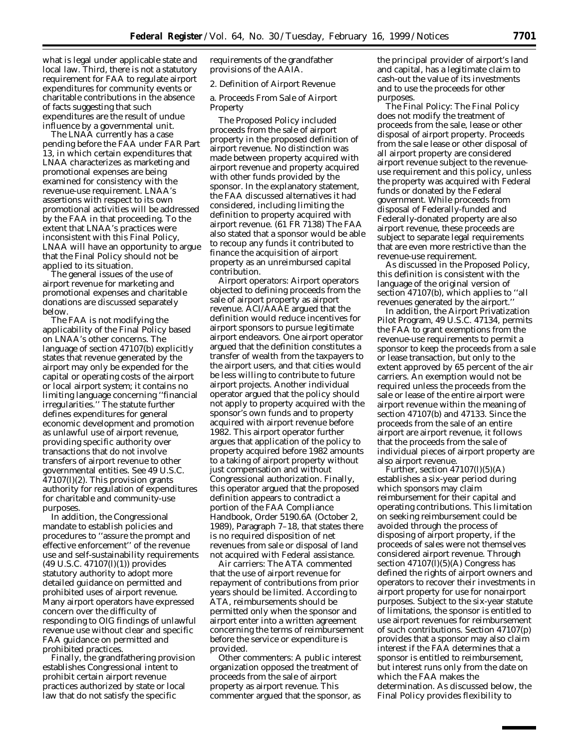what is legal under applicable state and local law. Third, there is not a statutory requirement for FAA to regulate airport expenditures for community events or charitable contributions in the absence of facts suggesting that such expenditures are the result of undue influence by a governmental unit.

The LNAA currently has a case pending before the FAA under FAR Part 13, in which certain expenditures that LNAA characterizes as marketing and promotional expenses are being examined for consistency with the revenue-use requirement. LNAA's assertions with respect to its own promotional activities will be addressed by the FAA in that proceeding. To the extent that LNAA's practices were inconsistent with this Final Policy, LNAA will have an opportunity to argue that the Final Policy should not be applied to its situation.

The general issues of the use of airport revenue for marketing and promotional expenses and charitable donations are discussed separately below.

The FAA is not modifying the applicability of the Final Policy based on LNAA's other concerns. The language of section 47107(b) explicitly states that revenue generated by the airport may only be expended for the capital or operating costs of the airport or local airport system; it contains no limiting language concerning ''financial irregularities.'' The statute further defines expenditures for general economic development and promotion as unlawful use of airport revenue, providing specific authority over transactions that do not involve transfers of airport revenue to other governmental entities. See 49 U.S.C. 47107(l)(2). This provision grants authority for regulation of expenditures for charitable and community-use purposes.

In addition, the Congressional mandate to establish policies and procedures to ''assure the prompt and effective enforcement'' of the revenue use and self-sustainability requirements (49 U.S.C. 47107(l)(1)) provides statutory authority to adopt more detailed guidance on permitted and prohibited uses of airport revenue. Many airport operators have expressed concern over the difficulty of responding to OIG findings of unlawful revenue use without clear and specific FAA guidance on permitted and prohibited practices.

Finally, the grandfathering provision establishes Congressional intent to prohibit certain airport revenue practices authorized by state or local law that do not satisfy the specific requirements of the grandfather provisions of the AAIA.

2. Definition of Airport Revenue

a. Proceeds From Sale of Airport Property

The Proposed Policy included proceeds from the sale of airport property in the proposed definition of airport revenue. No distinction was made between property acquired with airport revenue and property acquired with other funds provided by the sponsor. In the explanatory statement, the FAA discussed alternatives it had considered, including limiting the definition to property acquired with airport revenue. (61 FR 7138) The FAA also stated that a sponsor would be able to recoup any funds it contributed to finance the acquisition of airport property as an unreimbursed capital contribution.

*Airport operators:* Airport operators objected to defining proceeds from the sale of airport property as airport revenue. ACI/AAAE argued that the definition would reduce incentives for airport sponsors to pursue legitimate airport endeavors. One airport operator argued that the definition constitutes a transfer of wealth from the taxpayers to the airport users, and that cities would be less willing to contribute to future airport projects. Another individual operator argued that the policy should not apply to property acquired with the sponsor's own funds and to property acquired with airport revenue before 1982. This airport operator further argues that application of the policy to property acquired before 1982 amounts to a taking of airport property without just compensation and without Congressional authorization. Finally, this operator argued that the proposed definition appears to contradict a portion of the FAA Compliance Handbook, Order 5190.6A (October 2, 1989), Paragraph 7–18, that states there is no required disposition of net revenues from sale or disposal of land not acquired with Federal assistance.

*Air carriers:* The ATA commented that the use of airport revenue for repayment of contributions from prior years should be limited. According to ATA, reimbursements should be permitted only when the sponsor and airport enter into a written agreement concerning the terms of reimbursement before the service or expenditure is provided.

*Other commenters:* A public interest organization opposed the treatment of proceeds from the sale of airport property as airport revenue. This commenter argued that the sponsor, as the principal provider of airport's land and capital, has a legitimate claim to cash-out the value of its investments and to use the proceeds for other purposes.

*The Final Policy:* The Final Policy does not modify the treatment of proceeds from the sale, lease or other disposal of airport property. Proceeds from the sale lease or other disposal of all airport property are considered airport revenue subject to the revenue-use requirement and this policy, unless the property was acquired with Federal funds or donated by the Federal government. While proceeds from disposal of Federally-funded and Federally-donated property are also airport revenue, these proceeds are subject to separate legal requirements that are even more restrictive than the revenue-use requirement.

As discussed in the Proposed Policy, this definition is consistent with the language of the original version of section 47107(b), which applies to ''all revenues generated by the airport.''

In addition, the Airport Privatization Pilot Program, 49 U.S.C. 47134, permits the FAA to grant exemptions from the revenue-use requirements to permit a sponsor to keep the proceeds from a sale or lease transaction, but only to the extent approved by 65 percent of the air carriers. An exemption would not be required unless the proceeds from the sale or lease of the entire airport were airport revenue within the meaning of section 47107(b) and 47133. Since the proceeds from the sale of an entire airport are airport revenue, it follows that the proceeds from the sale of individual pieces of airport property are also airport revenue.

Further, section 47107(l)(5)(A) establishes a six-year period during which sponsors may claim reimbursement for their capital and operating contributions. This limitation on seeking reimbursement could be avoided through the process of disposing of airport property, if the proceeds of sales were not themselves considered airport revenue. Through section 47107(l)(5)(A) Congress has defined the rights of airport owners and operators to recover their investments in airport property for use for nonairport purposes. Subject to the six-year statute of limitations, the sponsor is entitled to use airport revenues for reimbursement of such contributions. Section 47107(p) provides that a sponsor may also claim interest if the FAA determines that a sponsor is entitled to reimbursement, but interest runs only from the date on which the FAA makes the determination. As discussed below, the Final Policy provides flexibility to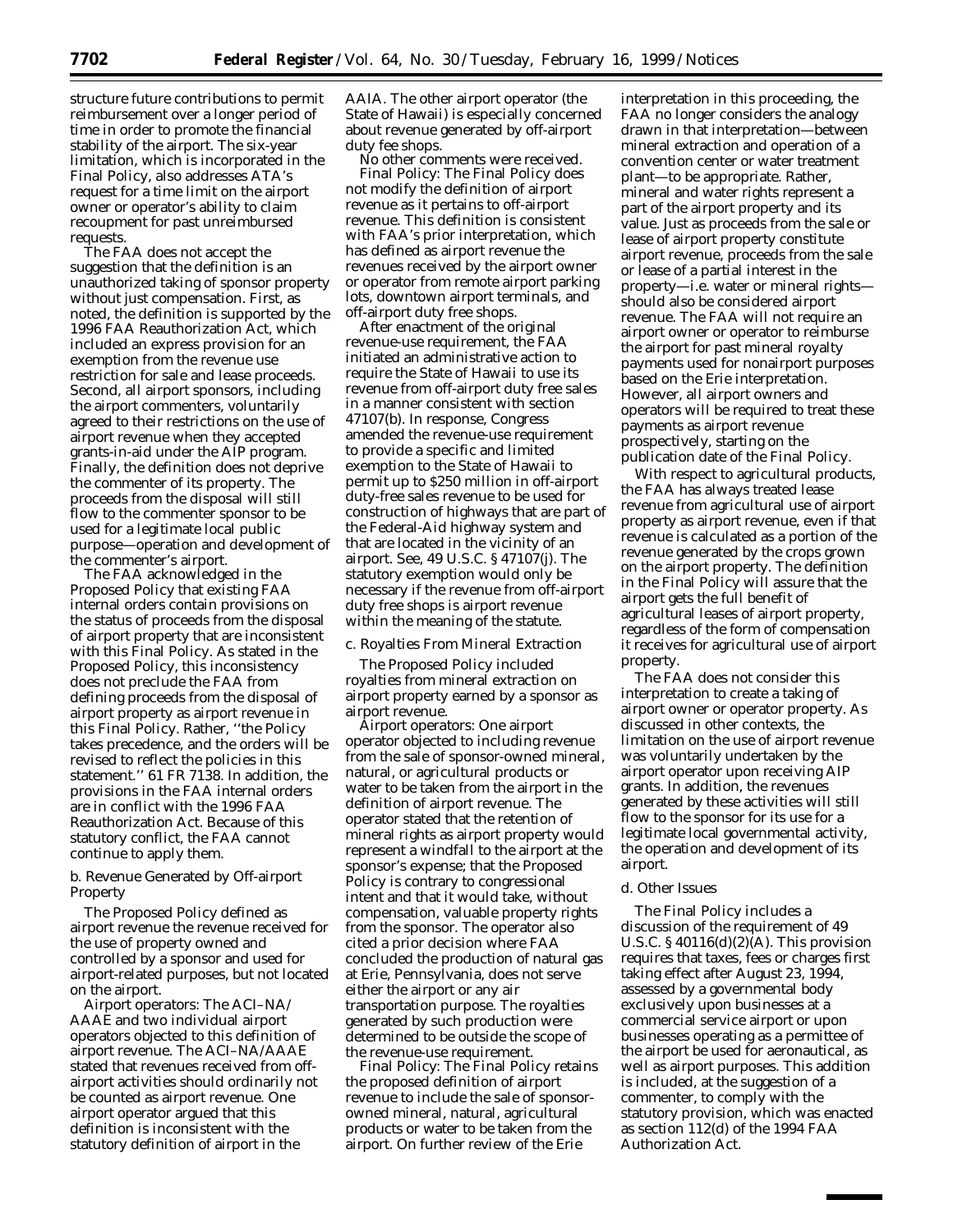structure future contributions to permit reimbursement over a longer period of time in order to promote the financial stability of the airport. The six-year limitation, which is incorporated in the Final Policy, also addresses ATA's request for a time limit on the airport owner or operator's ability to claim recoupment for past unreimbursed requests.

The FAA does not accept the suggestion that the definition is an unauthorized taking of sponsor property without just compensation. First, as noted, the definition is supported by the 1996 FAA Reauthorization Act, which included an express provision for an exemption from the revenue use restriction for sale and lease proceeds. Second, all airport sponsors, including the airport commenters, voluntarily agreed to their restrictions on the use of airport revenue when they accepted grants-in-aid under the AIP program. Finally, the definition does not deprive the commenter of its property. The proceeds from the disposal will still flow to the commenter sponsor to be used for a legitimate local public purpose—operation and development of the commenter's airport.

The FAA acknowledged in the Proposed Policy that existing FAA internal orders contain provisions on the status of proceeds from the disposal of airport property that are inconsistent with this Final Policy. As stated in the Proposed Policy, this inconsistency does not preclude the FAA from defining proceeds from the disposal of airport property as airport revenue in this Final Policy. Rather, ''the Policy takes precedence, and the orders will be revised to reflect the policies in this statement.'' 61 FR 7138. In addition, the provisions in the FAA internal orders are in conflict with the 1996 FAA Reauthorization Act. Because of this statutory conflict, the FAA cannot continue to apply them.

b. Revenue Generated by Off-airport Property

The Proposed Policy defined as airport revenue the revenue received for the use of property owned and controlled by a sponsor and used for airport-related purposes, but not located on the airport.

*Airport operators:* The ACI–NA/AAAE and two individual airport operators objected to this definition of airport revenue. The ACI–NA/AAAE stated that revenues received from off-airport activities should ordinarily not be counted as airport revenue. One airport operator argued that this definition is inconsistent with the statutory definition of airport in the AAIA. The other airport operator (the State of Hawaii) is especially concerned about revenue generated by off-airport duty fee shops.

No other comments were received.

*Final Policy:* The Final Policy does not modify the definition of airport revenue as it pertains to off-airport revenue. This definition is consistent with FAA's prior interpretation, which has defined as airport revenue the revenues received by the airport owner or operator from remote airport parking lots, downtown airport terminals, and off-airport duty free shops.

After enactment of the original revenue-use requirement, the FAA initiated an administrative action to require the State of Hawaii to use its revenue from off-airport duty free sales in a manner consistent with section 47107(b). In response, Congress amended the revenue-use requirement to provide a specific and limited exemption to the State of Hawaii to permit up to $250 million in off-airport duty-free sales revenue to be used for construction of highways that are part of the Federal-Aid highway system and that are located in the vicinity of an airport. *See,* 49 U.S.C. § 47107(j). The statutory exemption would only be necessary if the revenue from off-airport duty free shops is airport revenue within the meaning of the statute.

c. Royalties From Mineral Extraction

The Proposed Policy included royalties from mineral extraction on airport property earned by a sponsor as airport revenue.

*Airport operators:* One airport operator objected to including revenue from the sale of sponsor-owned mineral, natural, or agricultural products or water to be taken from the airport in the definition of airport revenue. The operator stated that the retention of mineral rights as airport property would represent a windfall to the airport at the sponsor's expense; that the Proposed Policy is contrary to congressional intent and that it would take, without compensation, valuable property rights from the sponsor. The operator also cited a prior decision where FAA concluded the production of natural gas at Erie, Pennsylvania, does not serve either the airport or any air transportation purpose. The royalties generated by such production were determined to be outside the scope of the revenue-use requirement.

*Final Policy:* The Final Policy retains the proposed definition of airport revenue to include the sale of sponsor-owned mineral, natural, agricultural products or water to be taken from the airport. On further review of the Erie interpretation in this proceeding, the FAA no longer considers the analogy drawn in that interpretation—between mineral extraction and operation of a convention center or water treatment plant—to be appropriate. Rather, mineral and water rights represent a part of the airport property and its value. Just as proceeds from the sale or lease of airport property constitute airport revenue, proceeds from the sale or lease of a partial interest in the property—i.e. water or mineral rights—should also be considered airport revenue. The FAA will not require an airport owner or operator to reimburse the airport for past mineral royalty payments used for nonairport purposes based on the Erie interpretation. However, all airport owners and operators will be required to treat these payments as airport revenue prospectively, starting on the publication date of the Final Policy.

With respect to agricultural products, the FAA has always treated lease revenue from agricultural use of airport property as airport revenue, even if that revenue is calculated as a portion of the revenue generated by the crops grown on the airport property. The definition in the Final Policy will assure that the airport gets the full benefit of agricultural leases of airport property, regardless of the form of compensation it receives for agricultural use of airport property.

The FAA does not consider this interpretation to create a taking of airport owner or operator property. As discussed in other contexts, the limitation on the use of airport revenue was voluntarily undertaken by the airport operator upon receiving AIP grants. In addition, the revenues generated by these activities will still flow to the sponsor for its use for a legitimate local governmental activity, the operation and development of its airport.

d. Other Issues

The Final Policy includes a discussion of the requirement of 49 U.S.C. § 40116(d)(2)(A). This provision requires that taxes, fees or charges first taking effect after August 23, 1994, assessed by a governmental body exclusively upon businesses at a commercial service airport or upon businesses operating as a permittee of the airport be used for aeronautical, as well as airport purposes. This addition is included, at the suggestion of a commenter, to comply with the statutory provision, which was enacted as section 112(d) of the 1994 FAA Authorization Act.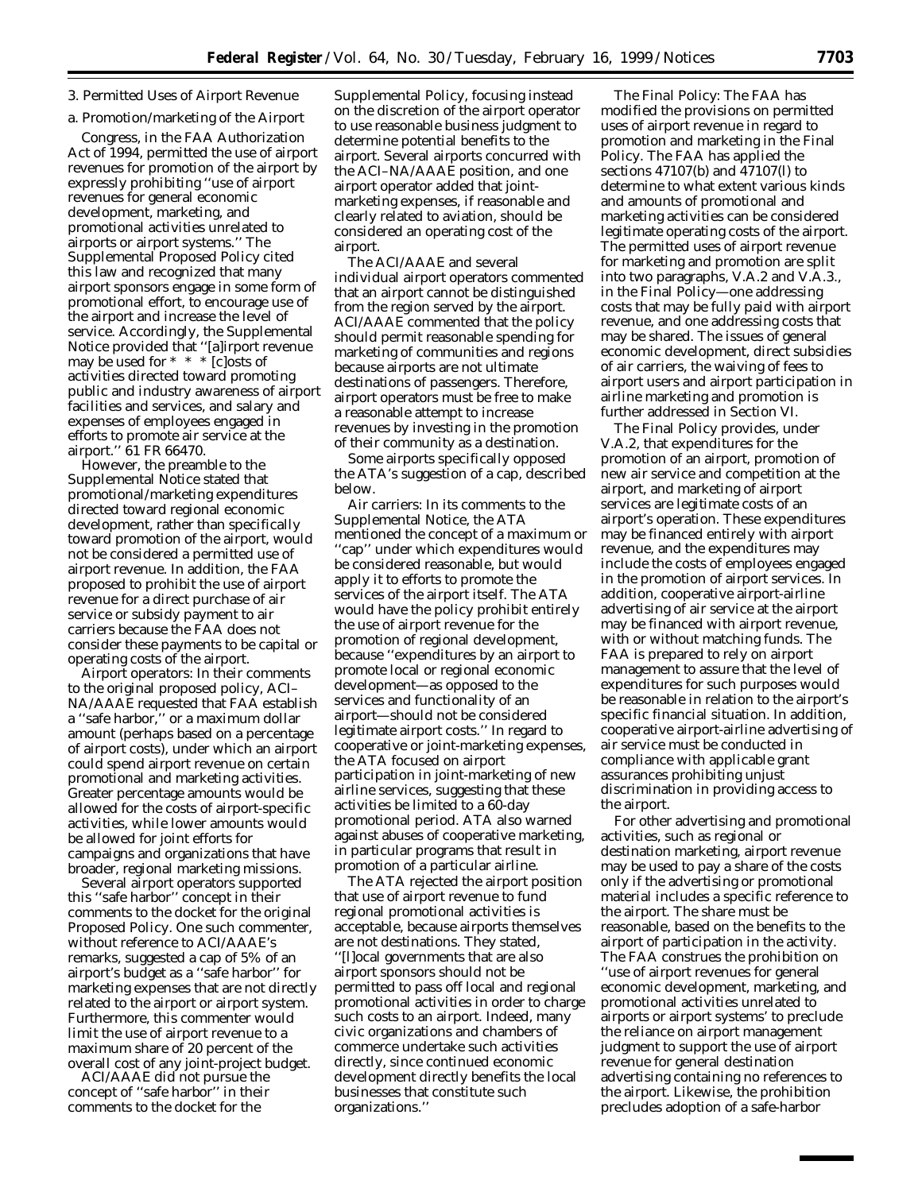### 3. Permitted Uses of Airport Revenue

#### a. Promotion/marketing of the Airport

Congress, in the FAA Authorization Act of 1994, permitted the use of airport revenues for promotion of the airport by expressly prohibiting ''use of airport revenues for general economic development, marketing, and promotional activities unrelated to airports or airport systems.'' The Supplemental Proposed Policy cited this law and recognized that many airport sponsors engage in some form of promotional effort, to encourage use of the airport and increase the level of service. Accordingly, the Supplemental Notice provided that ''[a]irport revenue may be used for * * * [c]osts of activities directed toward promoting public and industry awareness of airport facilities and services, and salary and expenses of employees engaged in efforts to promote air service at the airport.'' 61 FR 66470.

However, the preamble to the Supplemental Notice stated that promotional/marketing expenditures directed toward regional economic development, rather than specifically toward promotion of the airport, would not be considered a permitted use of airport revenue. In addition, the FAA proposed to prohibit the use of airport revenue for a direct purchase of air service or subsidy payment to air carriers because the FAA does not consider these payments to be capital or operating costs of the airport.

*Airport operators:* In their comments to the original proposed policy, ACI–NA/AAAE requested that FAA establish a ''safe harbor,'' or a maximum dollar amount (perhaps based on a percentage of airport costs), under which an airport could spend airport revenue on certain promotional and marketing activities. Greater percentage amounts would be allowed for the costs of airport-specific activities, while lower amounts would be allowed for joint efforts for campaigns and organizations that have broader, regional marketing missions.

Several airport operators supported this ''safe harbor'' concept in their comments to the docket for the original Proposed Policy. One such commenter, without reference to ACI/AAAE's remarks, suggested a cap of 5% of an airport's budget as a ''safe harbor'' for marketing expenses that are not directly related to the airport or airport system. Furthermore, this commenter would limit the use of airport revenue to a maximum share of 20 percent of the overall cost of any joint-project budget.

ACI/AAAE did not pursue the concept of ''safe harbor'' in their comments to the docket for the Supplemental Policy, focusing instead on the discretion of the airport operator to use reasonable business judgment to determine potential benefits to the airport. Several airports concurred with the ACI–NA/AAAE position, and one airport operator added that joint-marketing expenses, if reasonable and clearly related to aviation, should be considered an operating cost of the airport.

The ACI/AAAE and several individual airport operators commented that an airport cannot be distinguished from the region served by the airport. ACI/AAAE commented that the policy should permit reasonable spending for marketing of communities and regions because airports are not ultimate destinations of passengers. Therefore, airport operators must be free to make a reasonable attempt to increase revenues by investing in the promotion of their community as a destination.

Some airports specifically opposed the ATA's suggestion of a cap, described below.

*Air carriers:* In its comments to the Supplemental Notice, the ATA mentioned the concept of a maximum or ''cap'' under which expenditures would be considered reasonable, but would apply it to efforts to promote the services of the airport itself. The ATA would have the policy prohibit entirely the use of airport revenue for the promotion of regional development, because ''expenditures by an airport to promote local or regional economic development—as opposed to the services and functionality of an airport—should not be considered legitimate airport costs.'' In regard to cooperative or joint-marketing expenses, the ATA focused on airport participation in joint-marketing of new airline services, suggesting that these activities be limited to a 60-day promotional period. ATA also warned against abuses of cooperative marketing, in particular programs that result in promotion of a particular airline.

The ATA rejected the airport position that use of airport revenue to fund regional promotional activities is acceptable, because airports themselves are not destinations. They stated, ''[l]ocal governments that are also airport sponsors should not be permitted to pass off local and regional promotional activities in order to charge such costs to an airport. Indeed, many civic organizations and chambers of commerce undertake such activities directly, since continued economic development directly benefits the local businesses that constitute such organizations.''

*The Final Policy:* The FAA has modified the provisions on permitted uses of airport revenue in regard to promotion and marketing in the Final Policy. The FAA has applied the sections 47107(b) and 47107(l) to determine to what extent various kinds and amounts of promotional and marketing activities can be considered legitimate operating costs of the airport. The permitted uses of airport revenue for marketing and promotion are split into two paragraphs, V.A.2 and V.A.3., in the Final Policy—one addressing costs that may be fully paid with airport revenue, and one addressing costs that may be shared. The issues of general economic development, direct subsidies of air carriers, the waiving of fees to airport users and airport participation in airline marketing and promotion is further addressed in Section VI.

The Final Policy provides, under V.A.2, that expenditures for the promotion of an airport, promotion of new air service and competition at the airport, and marketing of airport services are legitimate costs of an airport's operation. These expenditures may be financed entirely with airport revenue, and the expenditures may include the costs of employees engaged in the promotion of airport services. In addition, cooperative airport-airline advertising of air service at the airport may be financed with airport revenue, with or without matching funds. The FAA is prepared to rely on airport management to assure that the level of expenditures for such purposes would be reasonable in relation to the airport's specific financial situation. In addition, cooperative airport-airline advertising of air service must be conducted in compliance with applicable grant assurances prohibiting unjust discrimination in providing access to the airport.

For other advertising and promotional activities, such as regional or destination marketing, airport revenue may be used to pay a share of the costs only if the advertising or promotional material includes a specific reference to the airport. The share must be reasonable, based on the benefits to the airport of participation in the activity. The FAA construes the prohibition on ''use of airport revenues for general economic development, marketing, and promotional activities unrelated to airports or airport systems' to preclude the reliance on airport management judgment to support the use of airport revenue for general destination advertising containing no references to the airport. Likewise, the prohibition precludes adoption of a safe-harbor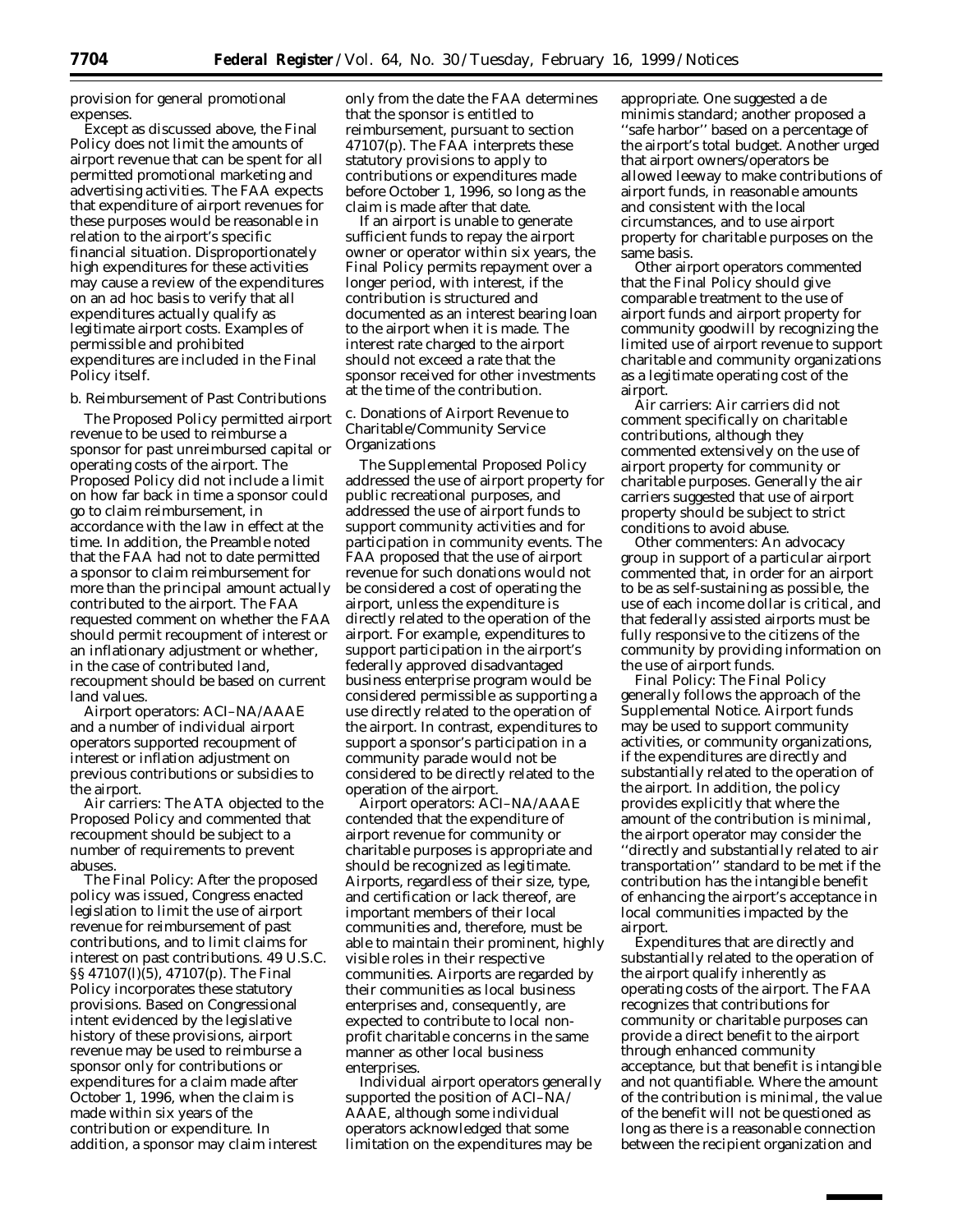provision for general promotional expenses.

Except as discussed above, the Final Policy does not limit the amounts of airport revenue that can be spent for all permitted promotional marketing and advertising activities. The FAA expects that expenditure of airport revenues for these purposes would be reasonable in relation to the airport's specific financial situation. Disproportionately high expenditures for these activities may cause a review of the expenditures on an ad hoc basis to verify that all expenditures actually qualify as legitimate airport costs. Examples of permissible and prohibited expenditures are included in the Final Policy itself.

b. Reimbursement of Past Contributions

The Proposed Policy permitted airport revenue to be used to reimburse a sponsor for past unreimbursed capital or operating costs of the airport. The Proposed Policy did not include a limit on how far back in time a sponsor could go to claim reimbursement, in accordance with the law in effect at the time. In addition, the Preamble noted that the FAA had not to date permitted a sponsor to claim reimbursement for more than the principal amount actually contributed to the airport. The FAA requested comment on whether the FAA should permit recoupment of interest or an inflationary adjustment or whether, in the case of contributed land, recoupment should be based on current land values.

*Airport operators:* ACI–NA/AAAE and a number of individual airport operators supported recoupment of interest or inflation adjustment on previous contributions or subsidies to the airport.

*Air carriers:* The ATA objected to the Proposed Policy and commented that recoupment should be subject to a number of requirements to prevent abuses.

*The Final Policy:* After the proposed policy was issued, Congress enacted legislation to limit the use of airport revenue for reimbursement of past contributions, and to limit claims for interest on past contributions. 49 U.S.C. §§ 47107(l)(5), 47107(p). The Final Policy incorporates these statutory provisions. Based on Congressional intent evidenced by the legislative history of these provisions, airport revenue may be used to reimburse a sponsor only for contributions or expenditures for a claim made after October 1, 1996, when the claim is made within six years of the contribution or expenditure. In addition, a sponsor may claim interest only from the date the FAA determines that the sponsor is entitled to reimbursement, pursuant to section 47107(p). The FAA interprets these statutory provisions to apply to contributions or expenditures made before October 1, 1996, so long as the claim is made after that date.

If an airport is unable to generate sufficient funds to repay the airport owner or operator within six years, the Final Policy permits repayment over a longer period, with interest, if the contribution is structured and documented as an interest bearing loan to the airport when it is made. The interest rate charged to the airport should not exceed a rate that the sponsor received for other investments at the time of the contribution.

c. Donations of Airport Revenue to Charitable/Community Service Organizations

The Supplemental Proposed Policy addressed the use of airport property for public recreational purposes, and addressed the use of airport funds to support community activities and for participation in community events. The FAA proposed that the use of airport revenue for such donations would not be considered a cost of operating the airport, unless the expenditure is directly related to the operation of the airport. For example, expenditures to support participation in the airport's federally approved disadvantaged business enterprise program would be considered permissible as supporting a use directly related to the operation of the airport. In contrast, expenditures to support a sponsor's participation in a community parade would not be considered to be directly related to the operation of the airport.

*Airport operators:* ACI–NA/AAAE contended that the expenditure of airport revenue for community or charitable purposes is appropriate and should be recognized as legitimate. Airports, regardless of their size, type, and certification or lack thereof, are important members of their local communities and, therefore, must be able to maintain their prominent, highly visible roles in their respective communities. Airports are regarded by their communities as local business enterprises and, consequently, are expected to contribute to local non-profit charitable concerns in the same manner as other local business enterprises.

Individual airport operators generally supported the position of ACI–NA/AAAE, although some individual operators acknowledged that some limitation on the expenditures may be appropriate. One suggested a de minimis standard; another proposed a "safe harbor" based on a percentage of the airport's total budget. Another urged that airport owners/operators be allowed leeway to make contributions of airport funds, in reasonable amounts and consistent with the local circumstances, and to use airport property for charitable purposes on the same basis.

Other airport operators commented that the Final Policy should give comparable treatment to the use of airport funds and airport property for community goodwill by recognizing the limited use of airport revenue to support charitable and community organizations as a legitimate operating cost of the airport.

*Air carriers:* Air carriers did not comment specifically on charitable contributions, although they commented extensively on the use of airport property for community or charitable purposes. Generally the air carriers suggested that use of airport property should be subject to strict conditions to avoid abuse.

*Other commenters:* An advocacy group in support of a particular airport commented that, in order for an airport to be as self-sustaining as possible, the use of each income dollar is critical, and that federally assisted airports must be fully responsive to the citizens of the community by providing information on the use of airport funds.

*Final Policy:* The Final Policy generally follows the approach of the Supplemental Notice. Airport funds may be used to support community activities, or community organizations, if the expenditures are directly and substantially related to the operation of the airport. In addition, the policy provides explicitly that where the amount of the contribution is minimal, the airport operator may consider the "directly and substantially related to air transportation" standard to be met if the contribution has the intangible benefit of enhancing the airport's acceptance in local communities impacted by the airport.

Expenditures that are directly and substantially related to the operation of the airport qualify inherently as operating costs of the airport. The FAA recognizes that contributions for community or charitable purposes can provide a direct benefit to the airport through enhanced community acceptance, but that benefit is intangible and not quantifiable. Where the amount of the contribution is minimal, the value of the benefit will not be questioned as long as there is a reasonable connection between the recipient organization and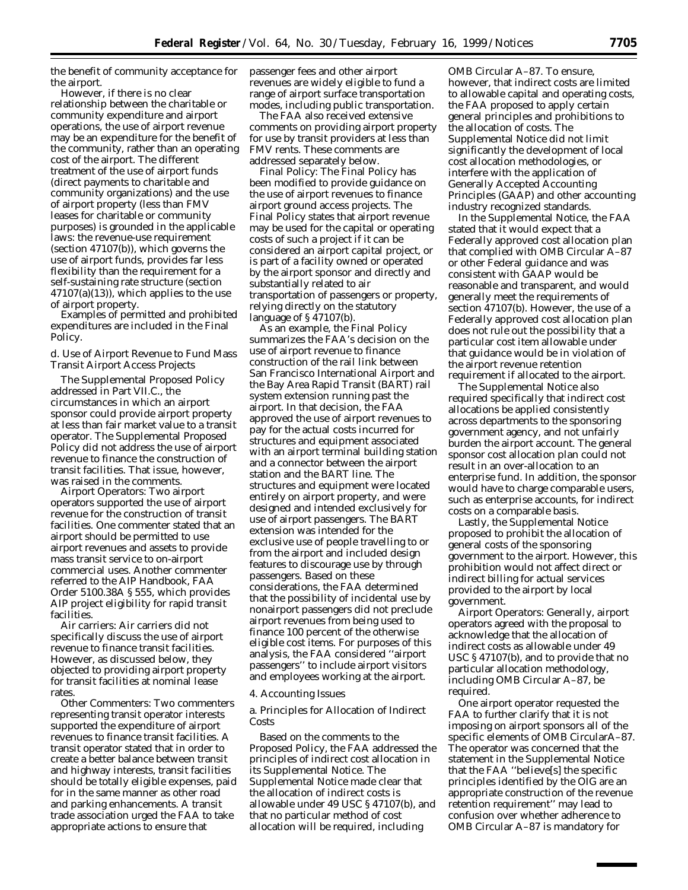the benefit of community acceptance for the airport.

However, if there is no clear relationship between the charitable or community expenditure and airport operations, the use of airport revenue may be an expenditure for the benefit of the community, rather than an operating cost of the airport. The different treatment of the use of airport funds (direct payments to charitable and community organizations) and the use of airport property (less than FMV leases for charitable or community purposes) is grounded in the applicable laws: the revenue-use requirement (section 47107(b)), which governs the use of airport funds, provides far less flexibility than the requirement for a self-sustaining rate structure (section 47107(a)(13)), which applies to the use of airport property.

Examples of permitted and prohibited expenditures are included in the Final Policy.

*d. Use of Airport Revenue to Fund Mass Transit Airport Access Projects*

The Supplemental Proposed Policy addressed in Part VII.C., the circumstances in which an airport sponsor could provide airport property at less than fair market value to a transit operator. The Supplemental Proposed Policy did not address the use of airport revenue to finance the construction of transit facilities. That issue, however, was raised in the comments.

*Airport Operators:* Two airport operators supported the use of airport revenue for the construction of transit facilities. One commenter stated that an airport should be permitted to use airport revenues and assets to provide mass transit service to on-airport commercial uses. Another commenter referred to the AIP Handbook, FAA Order 5100.38A § 555, which provides AIP project eligibility for rapid transit facilities.

*Air carriers:* Air carriers did not specifically discuss the use of airport revenue to finance transit facilities. However, as discussed below, they objected to providing airport property for transit facilities at nominal lease rates.

*Other Commenters:* Two commenters representing transit operator interests supported the expenditure of airport revenues to finance transit facilities. A transit operator stated that in order to create a better balance between transit and highway interests, transit facilities should be totally eligible expenses, paid for in the same manner as other road and parking enhancements. A transit trade association urged the FAA to take appropriate actions to ensure that passenger fees and other airport revenues are widely eligible to fund a range of airport surface transportation modes, including public transportation.

The FAA also received extensive comments on providing airport property for use by transit providers at less than FMV rents. These comments are addressed separately below.

*Final Policy:* The Final Policy has been modified to provide guidance on the use of airport revenues to finance airport ground access projects. The Final Policy states that airport revenue may be used for the capital or operating costs of such a project if it can be considered an airport capital project, or is part of a facility owned or operated by the airport sponsor and directly and substantially related to air transportation of passengers or property, relying directly on the statutory language of § 47107(b).

As an example, the Final Policy summarizes the FAA's decision on the use of airport revenue to finance construction of the rail link between San Francisco International Airport and the Bay Area Rapid Transit (BART) rail system extension running past the airport. In that decision, the FAA approved the use of airport revenues to pay for the actual costs incurred for structures and equipment associated with an airport terminal building station and a connector between the airport station and the BART line. The structures and equipment were located entirely on airport property, and were designed and intended exclusively for use of airport passengers. The BART extension was intended for the exclusive use of people travelling to or from the airport and included design features to discourage use by through passengers. Based on these considerations, the FAA determined that the possibility of incidental use by nonairport passengers did not preclude airport revenues from being used to finance 100 percent of the otherwise eligible cost items. For purposes of this analysis, the FAA considered "airport passengers" to include airport visitors and employees working at the airport.

*4. Accounting Issues*

*a. Principles for Allocation of Indirect Costs*

Based on the comments to the Proposed Policy, the FAA addressed the principles of indirect cost allocation in its Supplemental Notice. The Supplemental Notice made clear that the allocation of indirect costs is allowable under 49 USC § 47107(b), and that no particular method of cost allocation will be required, including OMB Circular A–87. To ensure, however, that indirect costs are limited to allowable capital and operating costs, the FAA proposed to apply certain general principles and prohibitions to the allocation of costs. The Supplemental Notice did not limit significantly the development of local cost allocation methodologies, or interfere with the application of Generally Accepted Accounting Principles (GAAP) and other accounting industry recognized standards.

In the Supplemental Notice, the FAA stated that it would expect that a Federally approved cost allocation plan that complied with OMB Circular A–87 or other Federal guidance and was consistent with GAAP would be reasonable and transparent, and would generally meet the requirements of section 47107(b). However, the use of a Federally approved cost allocation plan does not rule out the possibility that a particular cost item allowable under that guidance would be in violation of the airport revenue retention requirement if allocated to the airport.

The Supplemental Notice also required specifically that indirect cost allocations be applied consistently across departments to the sponsoring government agency, and not unfairly burden the airport account. The general sponsor cost allocation plan could not result in an over-allocation to an enterprise fund. In addition, the sponsor would have to charge comparable users, such as enterprise accounts, for indirect costs on a comparable basis.

Lastly, the Supplemental Notice proposed to prohibit the allocation of general costs of the sponsoring government to the airport. However, this prohibition would not affect direct or indirect billing for actual services provided to the airport by local government.

*Airport Operators:* Generally, airport operators agreed with the proposal to acknowledge that the allocation of indirect costs as allowable under 49 USC § 47107(b), and to provide that no particular allocation methodology, including OMB Circular A–87, be required.

One airport operator requested the FAA to further clarify that it is not imposing on airport sponsors all of the specific elements of OMB CircularA–87. The operator was concerned that the statement in the Supplemental Notice that the FAA "believe[s] the specific principles identified by the OIG are an appropriate construction of the revenue retention requirement" may lead to confusion over whether adherence to OMB Circular A–87 is mandatory for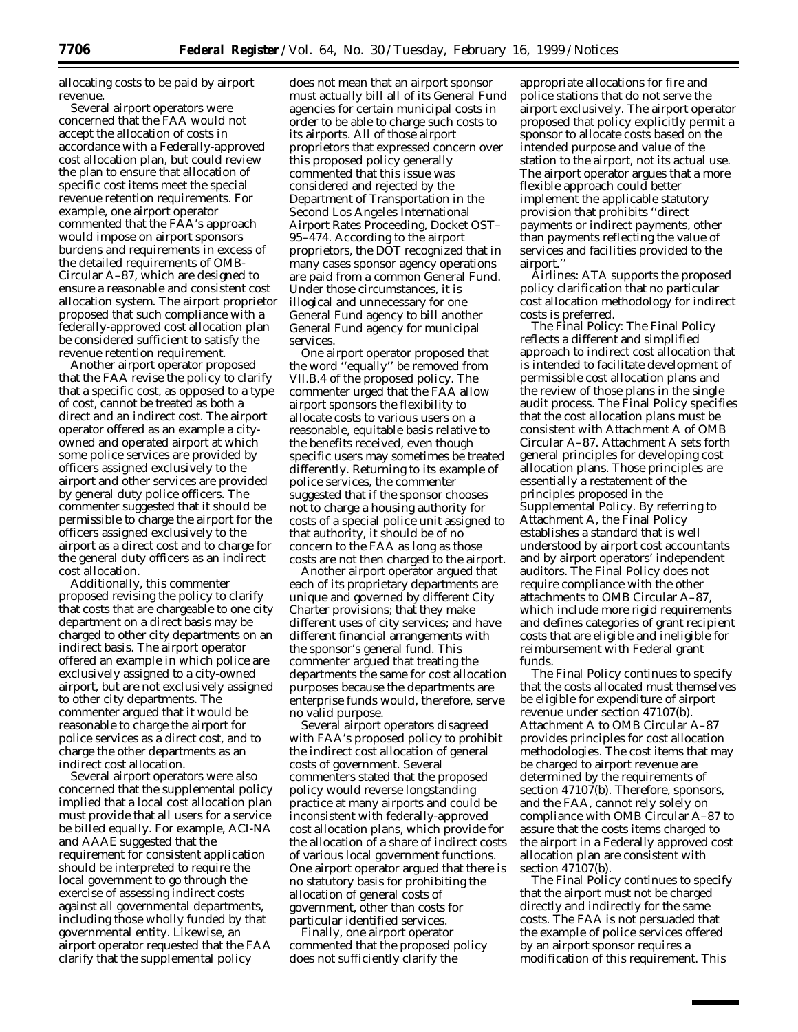allocating costs to be paid by airport revenue.

Several airport operators were concerned that the FAA would not accept the allocation of costs in accordance with a Federally-approved cost allocation plan, but could review the plan to ensure that allocation of specific cost items meet the special revenue retention requirements. For example, one airport operator commented that the FAA's approach would impose on airport sponsors burdens and requirements in excess of the detailed requirements of OMB-Circular A–87, which are designed to ensure a reasonable and consistent cost allocation system. The airport proprietor proposed that such compliance with a federally-approved cost allocation plan be considered sufficient to satisfy the revenue retention requirement.

Another airport operator proposed that the FAA revise the policy to clarify that a specific cost, as opposed to a type of cost, cannot be treated as both a direct and an indirect cost. The airport operator offered as an example a city-owned and operated airport at which some police services are provided by officers assigned exclusively to the airport and other services are provided by general duty police officers. The commenter suggested that it should be permissible to charge the airport for the officers assigned exclusively to the airport as a direct cost and to charge for the general duty officers as an indirect cost allocation.

Additionally, this commenter proposed revising the policy to clarify that costs that are chargeable to one city department on a direct basis may be charged to other city departments on an indirect basis. The airport operator offered an example in which police are exclusively assigned to a city-owned airport, but are not exclusively assigned to other city departments. The commenter argued that it would be reasonable to charge the airport for police services as a direct cost, and to charge the other departments as an indirect cost allocation.

Several airport operators were also concerned that the supplemental policy implied that a local cost allocation plan must provide that all users for a service be billed equally. For example, ACI-NA and AAAE suggested that the requirement for consistent application should be interpreted to require the local government to go through the exercise of assessing indirect costs against all governmental departments, including those wholly funded by that governmental entity. Likewise, an airport operator requested that the FAA clarify that the supplemental policy does not mean that an airport sponsor must actually bill all of its General Fund agencies for certain municipal costs in order to be able to charge such costs to its airports. All of those airport proprietors that expressed concern over this proposed policy generally commented that this issue was considered and rejected by the Department of Transportation in the Second Los Angeles International Airport Rates Proceeding, Docket OST–95–474. According to the airport proprietors, the DOT recognized that in many cases sponsor agency operations are paid from a common General Fund. Under those circumstances, it is illogical and unnecessary for one General Fund agency to bill another General Fund agency for municipal services.

One airport operator proposed that the word "equally" be removed from VII.B.4 of the proposed policy. The commenter urged that the FAA allow airport sponsors the flexibility to allocate costs to various users on a reasonable, equitable basis relative to the benefits received, even though specific users may sometimes be treated differently. Returning to its example of police services, the commenter suggested that if the sponsor chooses not to charge a housing authority for costs of a special police unit assigned to that authority, it should be of no concern to the FAA as long as those costs are not then charged to the airport.

Another airport operator argued that each of its proprietary departments are unique and governed by different City Charter provisions; that they make different uses of city services; and have different financial arrangements with the sponsor's general fund. This commenter argued that treating the departments the same for cost allocation purposes because the departments are enterprise funds would, therefore, serve no valid purpose.

Several airport operators disagreed with FAA's proposed policy to prohibit the indirect cost allocation of general costs of government. Several commenters stated that the proposed policy would reverse longstanding practice at many airports and could be inconsistent with federally-approved cost allocation plans, which provide for the allocation of a share of indirect costs of various local government functions. One airport operator argued that there is no statutory basis for prohibiting the allocation of general costs of government, other than costs for particular identified services.

Finally, one airport operator commented that the proposed policy does not sufficiently clarify the appropriate allocations for fire and police stations that do not serve the airport exclusively. The airport operator proposed that policy explicitly permit a sponsor to allocate costs based on the intended purpose and value of the station to the airport, not its actual use. The airport operator argues that a more flexible approach could better implement the applicable statutory provision that prohibits "direct payments or indirect payments, other than payments reflecting the value of services and facilities provided to the airport."

*Airlines:* ATA supports the proposed policy clarification that no particular cost allocation methodology for indirect costs is preferred.

*The Final Policy:* The Final Policy reflects a different and simplified approach to indirect cost allocation that is intended to facilitate development of permissible cost allocation plans and the review of those plans in the single audit process. The Final Policy specifies that the cost allocation plans must be consistent with Attachment A of OMB Circular A–87. Attachment A sets forth general principles for developing cost allocation plans. Those principles are essentially a restatement of the principles proposed in the Supplemental Policy. By referring to Attachment A, the Final Policy establishes a standard that is well understood by airport cost accountants and by airport operators' independent auditors. The Final Policy does not require compliance with the other attachments to OMB Circular A–87, which include more rigid requirements and defines categories of grant recipient costs that are eligible and ineligible for reimbursement with Federal grant funds.

The Final Policy continues to specify that the costs allocated must themselves be eligible for expenditure of airport revenue under section 47107(b). Attachment A to OMB Circular A–87 provides principles for cost allocation methodologies. The cost items that may be charged to airport revenue are determined by the requirements of section 47107(b). Therefore, sponsors, and the FAA, cannot rely solely on compliance with OMB Circular A–87 to assure that the costs items charged to the airport in a Federally approved cost allocation plan are consistent with section 47107(b).

The Final Policy continues to specify that the airport must not be charged directly and indirectly for the same costs. The FAA is not persuaded that the example of police services offered by an airport sponsor requires a modification of this requirement. This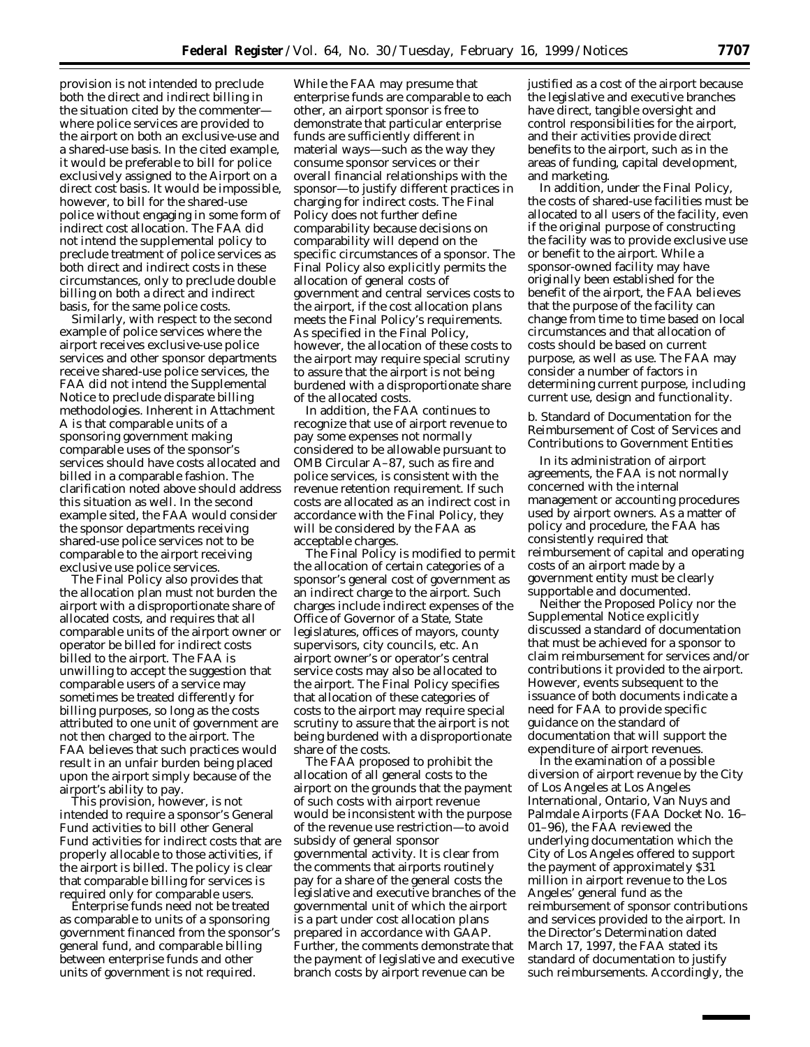provision is not intended to preclude both the direct and indirect billing in the situation cited by the commenter—where police services are provided to the airport on both an exclusive-use and a shared-use basis. In the cited example, it would be preferable to bill for police exclusively assigned to the Airport on a direct cost basis. It would be impossible, however, to bill for the shared-use police without engaging in some form of indirect cost allocation. The FAA did not intend the supplemental policy to preclude treatment of police services as both direct and indirect costs in these circumstances, only to preclude double billing on both a direct and indirect basis, for the same police costs.

Similarly, with respect to the second example of police services where the airport receives exclusive-use police services and other sponsor departments receive shared-use police services, the FAA did not intend the Supplemental Notice to preclude disparate billing methodologies. Inherent in Attachment A is that comparable units of a sponsoring government making comparable uses of the sponsor's services should have costs allocated and billed in a comparable fashion. The clarification noted above should address this situation as well. In the second example sited, the FAA would consider the sponsor departments receiving shared-use police services not to be comparable to the airport receiving exclusive use police services.

The Final Policy also provides that the allocation plan must not burden the airport with a disproportionate share of allocated costs, and requires that all comparable units of the airport owner or operator be billed for indirect costs billed to the airport. The FAA is unwilling to accept the suggestion that comparable users of a service may sometimes be treated differently for billing purposes, so long as the costs attributed to one unit of government are not then charged to the airport. The FAA believes that such practices would result in an unfair burden being placed upon the airport simply because of the airport's ability to pay.

This provision, however, is not intended to require a sponsor's General Fund activities to bill other General Fund activities for indirect costs that are properly allocable to those activities, if the airport is billed. The policy is clear that comparable billing for services is required only for comparable users.

Enterprise funds need not be treated as comparable to units of a sponsoring government financed from the sponsor's general fund, and comparable billing between enterprise funds and other units of government is not required. While the FAA may presume that enterprise funds are comparable to each other, an airport sponsor is free to demonstrate that particular enterprise funds are sufficiently different in material ways—such as the way they consume sponsor services or their overall financial relationships with the sponsor—to justify different practices in charging for indirect costs. The Final Policy does not further define comparability because decisions on comparability will depend on the specific circumstances of a sponsor. The Final Policy also explicitly permits the allocation of general costs of government and central services costs to the airport, if the cost allocation plans meets the Final Policy's requirements. As specified in the Final Policy, however, the allocation of these costs to the airport may require special scrutiny to assure that the airport is not being burdened with a disproportionate share of the allocated costs.

In addition, the FAA continues to recognize that use of airport revenue to pay some expenses not normally considered to be allowable pursuant to OMB Circular A–87, such as fire and police services, is consistent with the revenue retention requirement. If such costs are allocated as an indirect cost in accordance with the Final Policy, they will be considered by the FAA as acceptable charges.

The Final Policy is modified to permit the allocation of certain categories of a sponsor's general cost of government as an indirect charge to the airport. Such charges include indirect expenses of the Office of Governor of a State, State legislatures, offices of mayors, county supervisors, city councils, etc. An airport owner's or operator's central service costs may also be allocated to the airport. The Final Policy specifies that allocation of these categories of costs to the airport may require special scrutiny to assure that the airport is not being burdened with a disproportionate share of the costs.

The FAA proposed to prohibit the allocation of all general costs to the airport on the grounds that the payment of such costs with airport revenue would be inconsistent with the purpose of the revenue use restriction—to avoid subsidy of general sponsor governmental activity. It is clear from the comments that airports routinely pay for a share of the general costs the legislative and executive branches of the governmental unit of which the airport is a part under cost allocation plans prepared in accordance with GAAP. Further, the comments demonstrate that the payment of legislative and executive branch costs by airport revenue can be justified as a cost of the airport because the legislative and executive branches have direct, tangible oversight and control responsibilities for the airport, and their activities provide direct benefits to the airport, such as in the areas of funding, capital development, and marketing.

In addition, under the Final Policy, the costs of shared-use facilities must be allocated to all users of the facility, even if the original purpose of constructing the facility was to provide exclusive use or benefit to the airport. While a sponsor-owned facility may have originally been established for the benefit of the airport, the FAA believes that the purpose of the facility can change from time to time based on local circumstances and that allocation of costs should be based on current purpose, as well as use. The FAA may consider a number of factors in determining current purpose, including current use, design and functionality.

b. Standard of Documentation for the Reimbursement of Cost of Services and Contributions to Government Entities

In its administration of airport agreements, the FAA is not normally concerned with the internal management or accounting procedures used by airport owners. As a matter of policy and procedure, the FAA has consistently required that reimbursement of capital and operating costs of an airport made by a government entity must be clearly supportable and documented.

Neither the Proposed Policy nor the Supplemental Notice explicitly discussed a standard of documentation that must be achieved for a sponsor to claim reimbursement for services and/or contributions it provided to the airport. However, events subsequent to the issuance of both documents indicate a need for FAA to provide specific guidance on the standard of documentation that will support the expenditure of airport revenues.

In the examination of a possible diversion of airport revenue by the City of Los Angeles at Los Angeles International, Ontario, Van Nuys and Palmdale Airports (FAA Docket No. 16–01–96), the FAA reviewed the underlying documentation which the City of Los Angeles offered to support the payment of approximately $31 million in airport revenue to the Los Angeles' general fund as the reimbursement of sponsor contributions and services provided to the airport. In the Director's Determination dated March 17, 1997, the FAA stated its standard of documentation to justify such reimbursements. Accordingly, the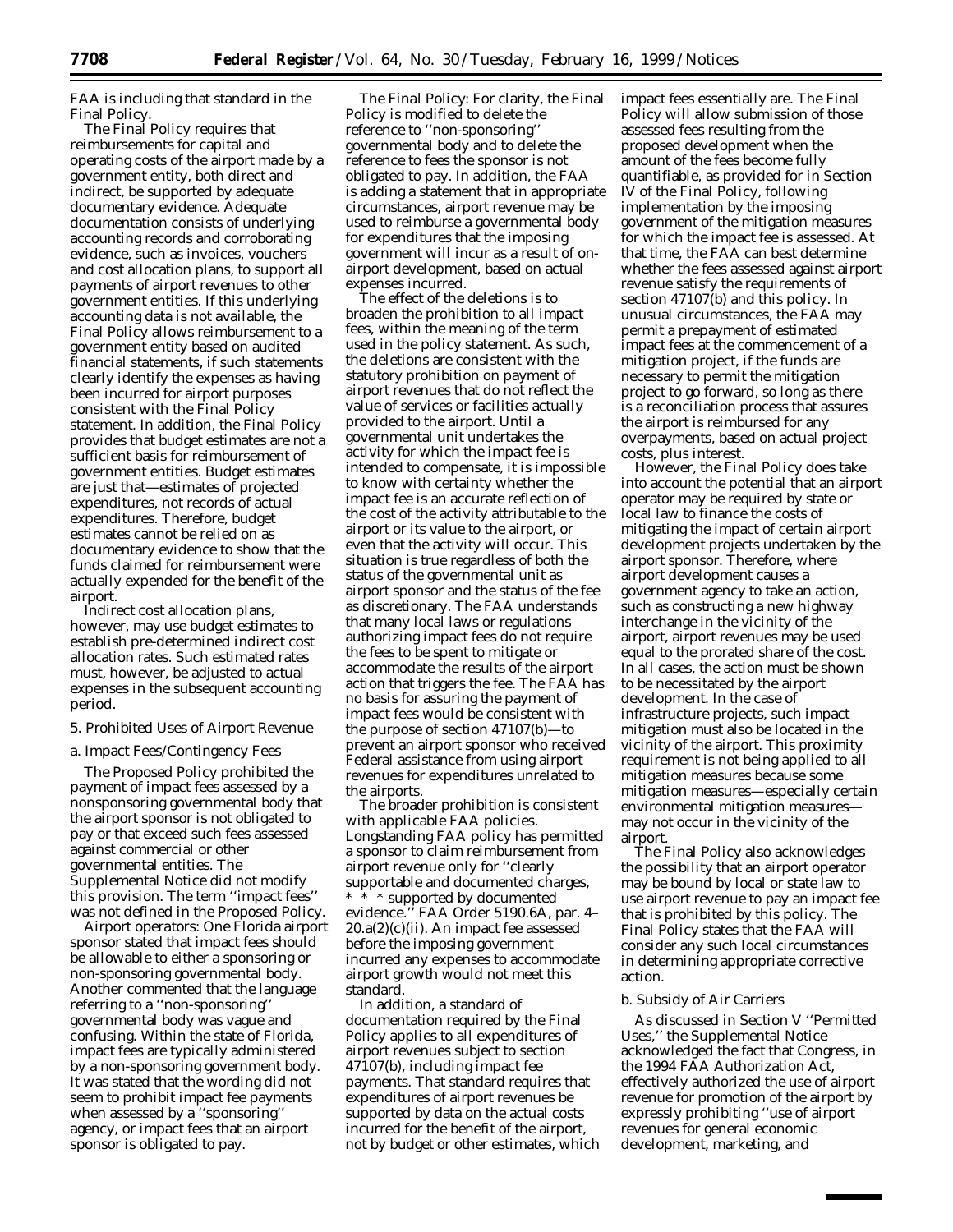FAA is including that standard in the Final Policy.

The Final Policy requires that reimbursements for capital and operating costs of the airport made by a government entity, both direct and indirect, be supported by adequate documentary evidence. Adequate documentation consists of underlying accounting records and corroborating evidence, such as invoices, vouchers and cost allocation plans, to support all payments of airport revenues to other government entities. If this underlying accounting data is not available, the Final Policy allows reimbursement to a government entity based on audited financial statements, if such statements clearly identify the expenses as having been incurred for airport purposes consistent with the Final Policy statement. In addition, the Final Policy provides that budget estimates are not a sufficient basis for reimbursement of government entities. Budget estimates are just that—estimates of projected expenditures, not records of actual expenditures. Therefore, budget estimates cannot be relied on as documentary evidence to show that the funds claimed for reimbursement were actually expended for the benefit of the airport.

Indirect cost allocation plans, however, may use budget estimates to establish pre-determined indirect cost allocation rates. Such estimated rates must, however, be adjusted to actual expenses in the subsequent accounting period.

5. Prohibited Uses of Airport Revenue

a. Impact Fees/Contingency Fees

The Proposed Policy prohibited the payment of impact fees assessed by a nonsponsoring governmental body that the airport sponsor is not obligated to pay or that exceed such fees assessed against commercial or other governmental entities. The Supplemental Notice did not modify this provision. The term ''impact fees'' was not defined in the Proposed Policy.

*Airport operators:* One Florida airport sponsor stated that impact fees should be allowable to either a sponsoring or non-sponsoring governmental body. Another commented that the language referring to a ''non-sponsoring'' governmental body was vague and confusing. Within the state of Florida, impact fees are typically administered by a non-sponsoring government body. It was stated that the wording did not seem to prohibit impact fee payments when assessed by a ''sponsoring'' agency, or impact fees that an airport sponsor is obligated to pay.

*The Final Policy:* For clarity, the Final Policy is modified to delete the reference to ''non-sponsoring'' governmental body and to delete the reference to fees the sponsor is not obligated to pay. In addition, the FAA is adding a statement that in appropriate circumstances, airport revenue may be used to reimburse a governmental body for expenditures that the imposing government will incur as a result of on-airport development, based on actual expenses incurred.

The effect of the deletions is to broaden the prohibition to all impact fees, within the meaning of the term used in the policy statement. As such, the deletions are consistent with the statutory prohibition on payment of airport revenues that do not reflect the value of services or facilities actually provided to the airport. Until a governmental unit undertakes the activity for which the impact fee is intended to compensate, it is impossible to know with certainty whether the impact fee is an accurate reflection of the cost of the activity attributable to the airport or its value to the airport, or even that the activity will occur. This situation is true regardless of both the status of the governmental unit as airport sponsor and the status of the fee as discretionary. The FAA understands that many local laws or regulations authorizing impact fees do not require the fees to be spent to mitigate or accommodate the results of the airport action that triggers the fee. The FAA has no basis for assuring the payment of impact fees would be consistent with the purpose of section 47107(b)—to prevent an airport sponsor who received Federal assistance from using airport revenues for expenditures unrelated to the airports.

The broader prohibition is consistent with applicable FAA policies. Longstanding FAA policy has permitted a sponsor to claim reimbursement from airport revenue only for ''clearly supportable and documented charges, * * * supported by documented evidence.'' FAA Order 5190.6A, par. 4–20.a(2)(c)(ii). An impact fee assessed before the imposing government incurred any expenses to accommodate airport growth would not meet this standard.

In addition, a standard of documentation required by the Final Policy applies to all expenditures of airport revenues subject to section 47107(b), including impact fee payments. That standard requires that expenditures of airport revenues be supported by data on the actual costs incurred for the benefit of the airport, not by budget or other estimates, which impact fees essentially are. The Final Policy will allow submission of those assessed fees resulting from the proposed development when the amount of the fees become fully quantifiable, as provided for in Section IV of the Final Policy, following implementation by the imposing government of the mitigation measures for which the impact fee is assessed. At that time, the FAA can best determine whether the fees assessed against airport revenue satisfy the requirements of section 47107(b) and this policy. In unusual circumstances, the FAA may permit a prepayment of estimated impact fees at the commencement of a mitigation project, if the funds are necessary to permit the mitigation project to go forward, so long as there is a reconciliation process that assures the airport is reimbursed for any overpayments, based on actual project costs, plus interest.

However, the Final Policy does take into account the potential that an airport operator may be required by state or local law to finance the costs of mitigating the impact of certain airport development projects undertaken by the airport sponsor. Therefore, where airport development causes a government agency to take an action, such as constructing a new highway interchange in the vicinity of the airport, airport revenues may be used equal to the prorated share of the cost. In all cases, the action must be shown to be necessitated by the airport development. In the case of infrastructure projects, such impact mitigation must also be located in the vicinity of the airport. This proximity requirement is not being applied to all mitigation measures because some mitigation measures—especially certain environmental mitigation measures—may not occur in the vicinity of the airport.

The Final Policy also acknowledges the possibility that an airport operator may be bound by local or state law to use airport revenue to pay an impact fee that is prohibited by this policy. The Final Policy states that the FAA will consider any such local circumstances in determining appropriate corrective action.

b. Subsidy of Air Carriers

As discussed in Section V ''Permitted Uses,'' the Supplemental Notice acknowledged the fact that Congress, in the 1994 FAA Authorization Act, effectively authorized the use of airport revenue for promotion of the airport by expressly prohibiting ''use of airport revenues for general economic development, marketing, and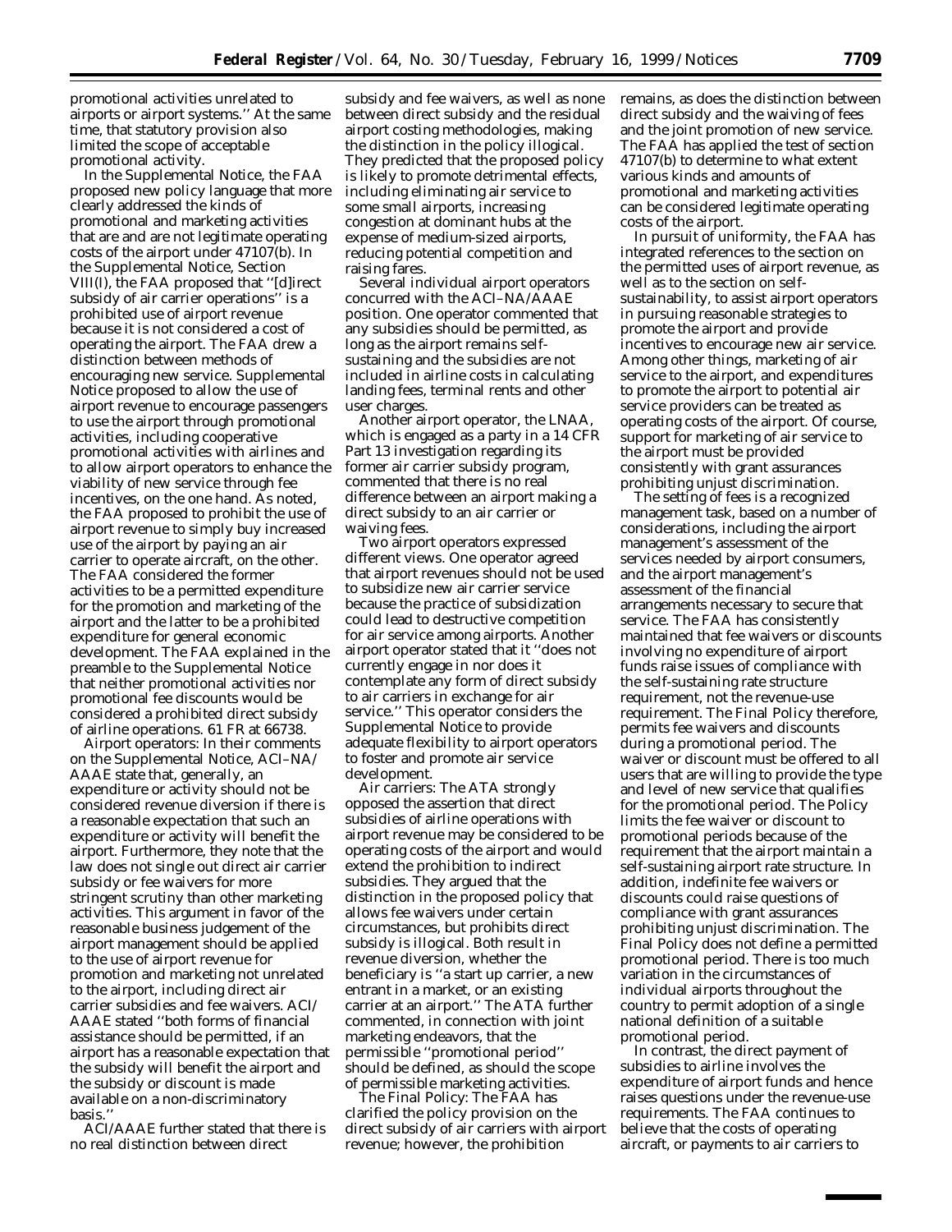promotional activities unrelated to airports or airport systems.'' At the same time, that statutory provision also limited the scope of acceptable promotional activity.

In the Supplemental Notice, the FAA proposed new policy language that more clearly addressed the kinds of promotional and marketing activities that are and are not legitimate operating costs of the airport under 47107(b). In the Supplemental Notice, Section VIII(I), the FAA proposed that ''[d]irect subsidy of air carrier operations'' is a prohibited use of airport revenue because it is not considered a cost of operating the airport. The FAA drew a distinction between methods of encouraging new service. Supplemental Notice proposed to allow the use of airport revenue to encourage passengers to use the airport through promotional activities, including cooperative promotional activities with airlines and to allow airport operators to enhance the viability of new service through fee incentives, on the one hand. As noted, the FAA proposed to prohibit the use of airport revenue to simply buy increased use of the airport by paying an air carrier to operate aircraft, on the other. The FAA considered the former activities to be a permitted expenditure for the promotion and marketing of the airport and the latter to be a prohibited expenditure for general economic development. The FAA explained in the preamble to the Supplemental Notice that neither promotional activities nor promotional fee discounts would be considered a prohibited direct subsidy of airline operations. 61 FR at 66738.

*Airport operators:* In their comments on the Supplemental Notice, ACI–NA/AAAE state that, generally, an expenditure or activity should not be considered revenue diversion if there is a reasonable expectation that such an expenditure or activity will benefit the airport. Furthermore, they note that the law does not single out direct air carrier subsidy or fee waivers for more stringent scrutiny than other marketing activities. This argument in favor of the reasonable business judgement of the airport management should be applied to the use of airport revenue for promotion and marketing not unrelated to the airport, including direct air carrier subsidies and fee waivers. ACI/AAAE stated ''both forms of financial assistance should be permitted, if an airport has a reasonable expectation that the subsidy will benefit the airport and the subsidy or discount is made available on a non-discriminatory basis.''

ACI/AAAE further stated that there is no real distinction between direct subsidy and fee waivers, as well as none between direct subsidy and the residual airport costing methodologies, making the distinction in the policy illogical. They predicted that the proposed policy is likely to promote detrimental effects, including eliminating air service to some small airports, increasing congestion at dominant hubs at the expense of medium-sized airports, reducing potential competition and raising fares.

Several individual airport operators concurred with the ACI–NA/AAAE position. One operator commented that any subsidies should be permitted, as long as the airport remains self-sustaining and the subsidies are not included in airline costs in calculating landing fees, terminal rents and other user charges.

Another airport operator, the LNAA, which is engaged as a party in a 14 CFR Part 13 investigation regarding its former air carrier subsidy program, commented that there is no real difference between an airport making a direct subsidy to an air carrier or waiving fees.

Two airport operators expressed different views. One operator agreed that airport revenues should not be used to subsidize new air carrier service because the practice of subsidization could lead to destructive competition for air service among airports. Another airport operator stated that it ''does not currently engage in nor does it contemplate any form of direct subsidy to air carriers in exchange for air service.'' This operator considers the Supplemental Notice to provide adequate flexibility to airport operators to foster and promote air service development.

*Air carriers:* The ATA strongly opposed the assertion that direct subsidies of airline operations with airport revenue may be considered to be operating costs of the airport and would extend the prohibition to indirect subsidies. They argued that the distinction in the proposed policy that allows fee waivers under certain circumstances, but prohibits direct subsidy is illogical. Both result in revenue diversion, whether the beneficiary is ''a start up carrier, a new entrant in a market, or an existing carrier at an airport.'' The ATA further commented, in connection with joint marketing endeavors, that the permissible ''promotional period'' should be defined, as should the scope of permissible marketing activities.

*The Final Policy:* The FAA has clarified the policy provision on the direct subsidy of air carriers with airport revenue; however, the prohibition remains, as does the distinction between direct subsidy and the waiving of fees and the joint promotion of new service. The FAA has applied the test of section 47107(b) to determine to what extent various kinds and amounts of promotional and marketing activities can be considered legitimate operating costs of the airport.

In pursuit of uniformity, the FAA has integrated references to the section on the permitted uses of airport revenue, as well as to the section on self-sustainability, to assist airport operators in pursuing reasonable strategies to promote the airport and provide incentives to encourage new air service. Among other things, marketing of air service to the airport, and expenditures to promote the airport to potential air service providers can be treated as operating costs of the airport. Of course, support for marketing of air service to the airport must be provided consistently with grant assurances prohibiting unjust discrimination.

The setting of fees is a recognized management task, based on a number of considerations, including the airport management's assessment of the services needed by airport consumers, and the airport management's assessment of the financial arrangements necessary to secure that service. The FAA has consistently maintained that fee waivers or discounts involving no expenditure of airport funds raise issues of compliance with the self-sustaining rate structure requirement, not the revenue-use requirement. The Final Policy therefore, permits fee waivers and discounts during a promotional period. The waiver or discount must be offered to all users that are willing to provide the type and level of new service that qualifies for the promotional period. The Policy limits the fee waiver or discount to promotional periods because of the requirement that the airport maintain a self-sustaining airport rate structure. In addition, indefinite fee waivers or discounts could raise questions of compliance with grant assurances prohibiting unjust discrimination. The Final Policy does not define a permitted promotional period. There is too much variation in the circumstances of individual airports throughout the country to permit adoption of a single national definition of a suitable promotional period.

In contrast, the direct payment of subsidies to airline involves the expenditure of airport funds and hence raises questions under the revenue-use requirements. The FAA continues to believe that the costs of operating aircraft, or payments to air carriers to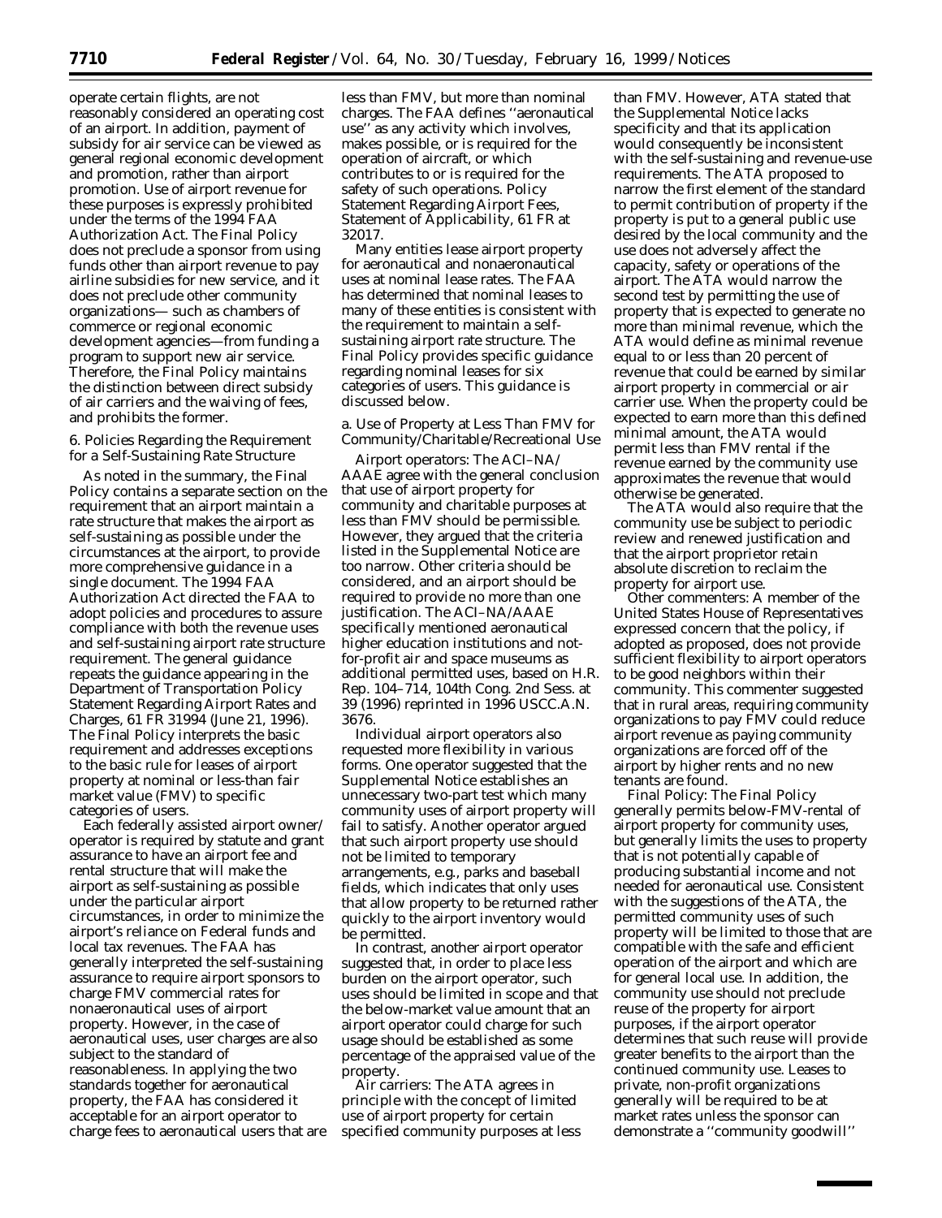operate certain flights, are not reasonably considered an operating cost of an airport. In addition, payment of subsidy for air service can be viewed as general regional economic development and promotion, rather than airport promotion. Use of airport revenue for these purposes is expressly prohibited under the terms of the 1994 FAA Authorization Act. The Final Policy does not preclude a sponsor from using funds other than airport revenue to pay airline subsidies for new service, and it does not preclude other community organizations— such as chambers of commerce or regional economic development agencies—from funding a program to support new air service. Therefore, the Final Policy maintains the distinction between direct subsidy of air carriers and the waiving of fees, and prohibits the former.

6. Policies Regarding the Requirement for a Self-Sustaining Rate Structure

As noted in the summary, the Final Policy contains a separate section on the requirement that an airport maintain a rate structure that makes the airport as self-sustaining as possible under the circumstances at the airport, to provide more comprehensive guidance in a single document. The 1994 FAA Authorization Act directed the FAA to adopt policies and procedures to assure compliance with both the revenue uses and self-sustaining airport rate structure requirement. The general guidance repeats the guidance appearing in the Department of Transportation Policy Statement Regarding Airport Rates and Charges, 61 FR 31994 (June 21, 1996). The Final Policy interprets the basic requirement and addresses exceptions to the basic rule for leases of airport property at nominal or less-than fair market value (FMV) to specific categories of users.

Each federally assisted airport owner/operator is required by statute and grant assurance to have an airport fee and rental structure that will make the airport as self-sustaining as possible under the particular airport circumstances, in order to minimize the airport's reliance on Federal funds and local tax revenues. The FAA has generally interpreted the self-sustaining assurance to require airport sponsors to charge FMV commercial rates for nonaeronautical uses of airport property. However, in the case of aeronautical uses, user charges are also subject to the standard of reasonableness. In applying the two standards together for aeronautical property, the FAA has considered it acceptable for an airport operator to charge fees to aeronautical users that are less than FMV, but more than nominal charges. The FAA defines ''aeronautical use'' as any activity which involves, makes possible, or is required for the operation of aircraft, or which contributes to or is required for the safety of such operations. Policy Statement Regarding Airport Fees, Statement of Applicability, 61 FR at 32017.

Many entities lease airport property for aeronautical and nonaeronautical uses at nominal lease rates. The FAA has determined that nominal leases to many of these entities is consistent with the requirement to maintain a self-sustaining airport rate structure. The Final Policy provides specific guidance regarding nominal leases for six categories of users. This guidance is discussed below.

a. Use of Property at Less Than FMV for Community/Charitable/Recreational Use

*Airport operators:* The ACI–NA/AAAE agree with the general conclusion that use of airport property for community and charitable purposes at less than FMV should be permissible. However, they argued that the criteria listed in the Supplemental Notice are too narrow. Other criteria should be considered, and an airport should be required to provide no more than one justification. The ACI–NA/AAAE specifically mentioned aeronautical higher education institutions and not-for-profit air and space museums as additional permitted uses, based on H.R. Rep. 104–714, 104th Cong. 2nd Sess. at 39 (1996) reprinted in 1996 USCC.A.N. 3676.

Individual airport operators also requested more flexibility in various forms. One operator suggested that the Supplemental Notice establishes an unnecessary two-part test which many community uses of airport property will fail to satisfy. Another operator argued that such airport property use should not be limited to temporary arrangements, e.g., parks and baseball fields, which indicates that only uses that allow property to be returned rather quickly to the airport inventory would be permitted.

In contrast, another airport operator suggested that, in order to place less burden on the airport operator, such uses should be limited in scope and that the below-market value amount that an airport operator could charge for such usage should be established as some percentage of the appraised value of the property.

*Air carriers:* The ATA agrees in principle with the concept of limited use of airport property for certain specified community purposes at less than FMV. However, ATA stated that the Supplemental Notice lacks specificity and that its application would consequently be inconsistent with the self-sustaining and revenue-use requirements. The ATA proposed to narrow the first element of the standard to permit contribution of property if the property is put to a general public use desired by the local community and the use does not adversely affect the capacity, safety or operations of the airport. The ATA would narrow the second test by permitting the use of property that is expected to generate no more than minimal revenue, which the ATA would define as minimal revenue equal to or less than 20 percent of revenue that could be earned by similar airport property in commercial or air carrier use. When the property could be expected to earn more than this defined minimal amount, the ATA would permit less than FMV rental if the revenue earned by the community use approximates the revenue that would otherwise be generated.

The ATA would also require that the community use be subject to periodic review and renewed justification and that the airport proprietor retain absolute discretion to reclaim the property for airport use.

*Other commenters:* A member of the United States House of Representatives expressed concern that the policy, if adopted as proposed, does not provide sufficient flexibility to airport operators to be good neighbors within their community. This commenter suggested that in rural areas, requiring community organizations to pay FMV could reduce airport revenue as paying community organizations are forced off of the airport by higher rents and no new tenants are found.

*Final Policy:* The Final Policy generally permits below-FMV-rental of airport property for community uses, but generally limits the uses to property that is not potentially capable of producing substantial income and not needed for aeronautical use. Consistent with the suggestions of the ATA, the permitted community uses of such property will be limited to those that are compatible with the safe and efficient operation of the airport and which are for general local use. In addition, the community use should not preclude reuse of the property for airport purposes, if the airport operator determines that such reuse will provide greater benefits to the airport than the continued community use. Leases to private, non-profit organizations generally will be required to be at market rates unless the sponsor can demonstrate a ''community goodwill''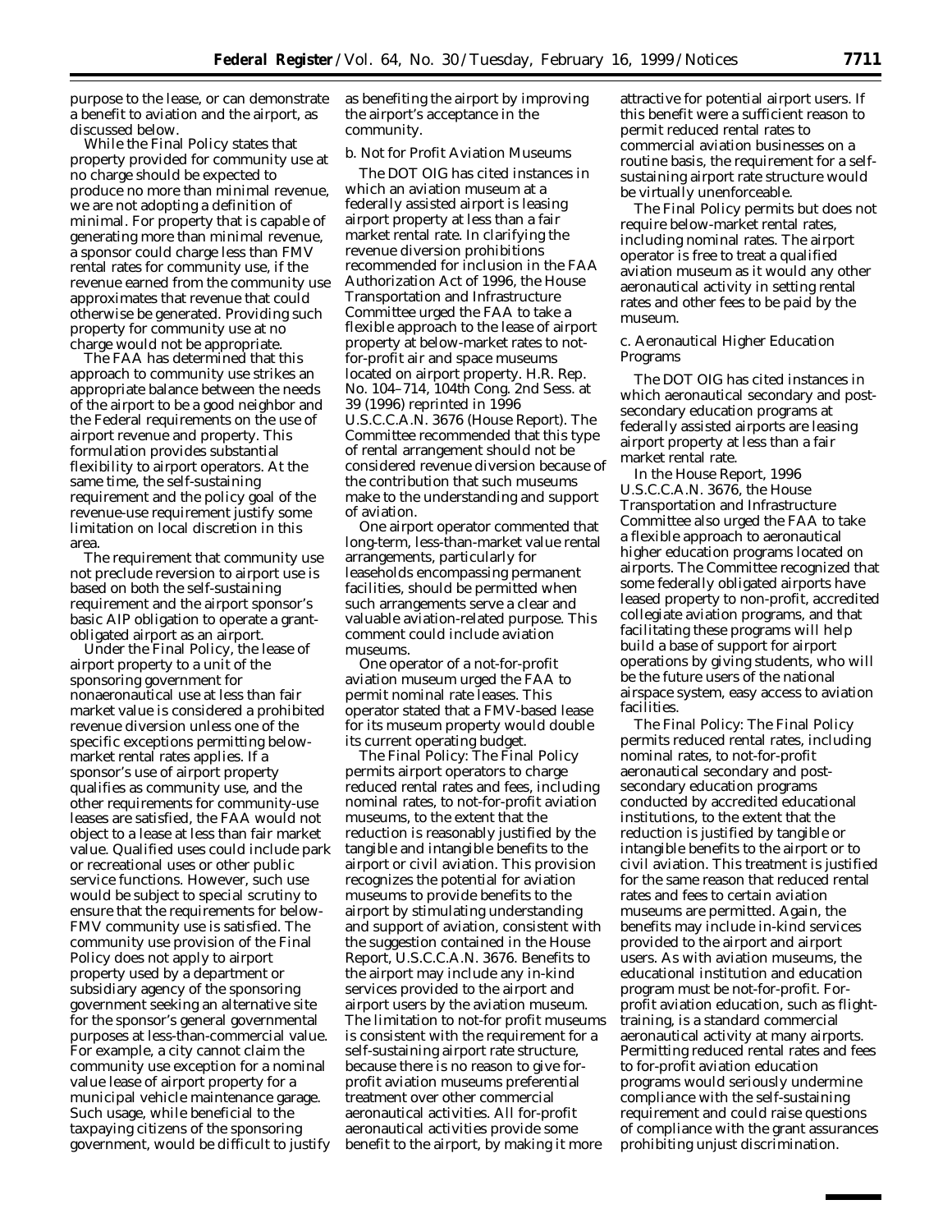purpose to the lease, or can demonstrate a benefit to aviation and the airport, as discussed below.

While the Final Policy states that property provided for community use at no charge should be expected to produce no more than minimal revenue, we are not adopting a definition of minimal. For property that is capable of generating more than minimal revenue, a sponsor could charge less than FMV rental rates for community use, if the revenue earned from the community use approximates that revenue that could otherwise be generated. Providing such property for community use at no charge would not be appropriate.

The FAA has determined that this approach to community use strikes an appropriate balance between the needs of the airport to be a good neighbor and the Federal requirements on the use of airport revenue and property. This formulation provides substantial flexibility to airport operators. At the same time, the self-sustaining requirement and the policy goal of the revenue-use requirement justify some limitation on local discretion in this area.

The requirement that community use not preclude reversion to airport use is based on both the self-sustaining requirement and the airport sponsor's basic AIP obligation to operate a grant-obligated airport as an airport.

Under the Final Policy, the lease of airport property to a unit of the sponsoring government for nonaeronautical use at less than fair market value is considered a prohibited revenue diversion unless one of the specific exceptions permitting below-market rental rates applies. If a sponsor's use of airport property qualifies as community use, and the other requirements for community-use leases are satisfied, the FAA would not object to a lease at less than fair market value. Qualified uses could include park or recreational uses or other public service functions. However, such use would be subject to special scrutiny to ensure that the requirements for below-FMV community use is satisfied. The community use provision of the Final Policy does not apply to airport property used by a department or subsidiary agency of the sponsoring government seeking an alternative site for the sponsor's general governmental purposes at less-than-commercial value. For example, a city cannot claim the community use exception for a nominal value lease of airport property for a municipal vehicle maintenance garage. Such usage, while beneficial to the taxpaying citizens of the sponsoring government, would be difficult to justify as benefiting the airport by improving the airport's acceptance in the community.

b. Not for Profit Aviation Museums

The DOT OIG has cited instances in which an aviation museum at a federally assisted airport is leasing airport property at less than a fair market rental rate. In clarifying the revenue diversion prohibitions recommended for inclusion in the FAA Authorization Act of 1996, the House Transportation and Infrastructure Committee urged the FAA to take a flexible approach to the lease of airport property at below-market rates to not-for-profit air and space museums located on airport property. H.R. Rep. No. 104–714, 104th Cong. 2nd Sess. at 39 (1996) reprinted in 1996 U.S.C.C.A.N. 3676 (House Report). The Committee recommended that this type of rental arrangement should not be considered revenue diversion because of the contribution that such museums make to the understanding and support of aviation.

One airport operator commented that long-term, less-than-market value rental arrangements, particularly for leaseholds encompassing permanent facilities, should be permitted when such arrangements serve a clear and valuable aviation-related purpose. This comment could include aviation museums.

One operator of a not-for-profit aviation museum urged the FAA to permit nominal rate leases. This operator stated that a FMV-based lease for its museum property would double its current operating budget.

*The Final Policy:* The Final Policy permits airport operators to charge reduced rental rates and fees, including nominal rates, to not-for-profit aviation museums, to the extent that the reduction is reasonably justified by the tangible and intangible benefits to the airport or civil aviation. This provision recognizes the potential for aviation museums to provide benefits to the airport by stimulating understanding and support of aviation, consistent with the suggestion contained in the House Report, U.S.C.C.A.N. 3676. Benefits to the airport may include any in-kind services provided to the airport and airport users by the aviation museum. The limitation to not-for profit museums is consistent with the requirement for a self-sustaining airport rate structure, because there is no reason to give for-profit aviation museums preferential treatment over other commercial aeronautical activities. All for-profit aeronautical activities provide some benefit to the airport, by making it more attractive for potential airport users. If this benefit were a sufficient reason to permit reduced rental rates to commercial aviation businesses on a routine basis, the requirement for a self-sustaining airport rate structure would be virtually unenforceable.

The Final Policy permits but does not require below-market rental rates, including nominal rates. The airport operator is free to treat a qualified aviation museum as it would any other aeronautical activity in setting rental rates and other fees to be paid by the museum.

c. Aeronautical Higher Education Programs

The DOT OIG has cited instances in which aeronautical secondary and post-secondary education programs at federally assisted airports are leasing airport property at less than a fair market rental rate.

In the House Report, 1996 U.S.C.C.A.N. 3676, the House Transportation and Infrastructure Committee also urged the FAA to take a flexible approach to aeronautical higher education programs located on airports. The Committee recognized that some federally obligated airports have leased property to non-profit, accredited collegiate aviation programs, and that facilitating these programs will help build a base of support for airport operations by giving students, who will be the future users of the national airspace system, easy access to aviation facilities.

*The Final Policy:* The Final Policy permits reduced rental rates, including nominal rates, to not-for-profit aeronautical secondary and post-secondary education programs conducted by accredited educational institutions, to the extent that the reduction is justified by tangible or intangible benefits to the airport or to civil aviation. This treatment is justified for the same reason that reduced rental rates and fees to certain aviation museums are permitted. Again, the benefits may include in-kind services provided to the airport and airport users. As with aviation museums, the educational institution and education program must be not-for-profit. For-profit aviation education, such as flight-training, is a standard commercial aeronautical activity at many airports. Permitting reduced rental rates and fees to for-profit aviation education programs would seriously undermine compliance with the self-sustaining requirement and could raise questions of compliance with the grant assurances prohibiting unjust discrimination.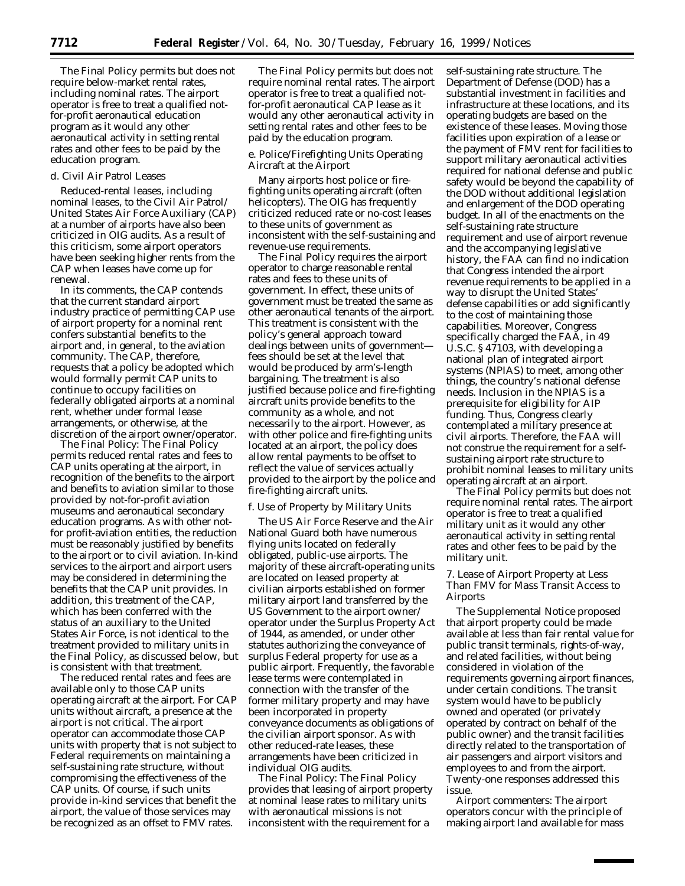The Final Policy permits but does not require below-market rental rates, including nominal rates. The airport operator is free to treat a qualified not-for-profit aeronautical education program as it would any other aeronautical activity in setting rental rates and other fees to be paid by the education program.

### d. Civil Air Patrol Leases

Reduced-rental leases, including nominal leases, to the Civil Air Patrol/United States Air Force Auxiliary (CAP) at a number of airports have also been criticized in OIG audits. As a result of this criticism, some airport operators have been seeking higher rents from the CAP when leases have come up for renewal.

In its comments, the CAP contends that the current standard airport industry practice of permitting CAP use of airport property for a nominal rent confers substantial benefits to the airport and, in general, to the aviation community. The CAP, therefore, requests that a policy be adopted which would formally permit CAP units to continue to occupy facilities on federally obligated airports at a nominal rent, whether under formal lease arrangements, or otherwise, at the discretion of the airport owner/operator.

*The Final Policy:* The Final Policy permits reduced rental rates and fees to CAP units operating at the airport, in recognition of the benefits to the airport and benefits to aviation similar to those provided by not-for-profit aviation museums and aeronautical secondary education programs. As with other not-for profit-aviation entities, the reduction must be reasonably justified by benefits to the airport or to civil aviation. In-kind services to the airport and airport users may be considered in determining the benefits that the CAP unit provides. In addition, this treatment of the CAP, which has been conferred with the status of an auxiliary to the United States Air Force, is not identical to the treatment provided to military units in the Final Policy, as discussed below, but is consistent with that treatment.

The reduced rental rates and fees are available only to those CAP units operating aircraft at the airport. For CAP units without aircraft, a presence at the airport is not critical. The airport operator can accommodate those CAP units with property that is not subject to Federal requirements on maintaining a self-sustaining rate structure, without compromising the effectiveness of the CAP units. Of course, if such units provide in-kind services that benefit the airport, the value of those services may be recognized as an offset to FMV rates.

The Final Policy permits but does not require nominal rental rates. The airport operator is free to treat a qualified not-for-profit aeronautical CAP lease as it would any other aeronautical activity in setting rental rates and other fees to be paid by the education program.

### e. Police/Firefighting Units Operating Aircraft at the Airport

Many airports host police or fire-fighting units operating aircraft (often helicopters). The OIG has frequently criticized reduced rate or no-cost leases to these units of government as inconsistent with the self-sustaining and revenue-use requirements.

The Final Policy requires the airport operator to charge reasonable rental rates and fees to these units of government. In effect, these units of government must be treated the same as other aeronautical tenants of the airport. This treatment is consistent with the policy's general approach toward dealings between units of government—fees should be set at the level that would be produced by arm's-length bargaining. The treatment is also justified because police and fire-fighting aircraft units provide benefits to the community as a whole, and not necessarily to the airport. However, as with other police and fire-fighting units located at an airport, the policy does allow rental payments to be offset to reflect the value of services actually provided to the airport by the police and fire-fighting aircraft units.

### f. Use of Property by Military Units

The US Air Force Reserve and the Air National Guard both have numerous flying units located on federally obligated, public-use airports. The majority of these aircraft-operating units are located on leased property at civilian airports established on former military airport land transferred by the US Government to the airport owner/operator under the Surplus Property Act of 1944, as amended, or under other statutes authorizing the conveyance of surplus Federal property for use as a public airport. Frequently, the favorable lease terms were contemplated in connection with the transfer of the former military property and may have been incorporated in property conveyance documents as obligations of the civilian airport sponsor. As with other reduced-rate leases, these arrangements have been criticized in individual OIG audits.

*The Final Policy:* The Final Policy provides that leasing of airport property at nominal lease rates to military units with aeronautical missions is not inconsistent with the requirement for a self-sustaining rate structure. The Department of Defense (DOD) has a substantial investment in facilities and infrastructure at these locations, and its operating budgets are based on the existence of these leases. Moving those facilities upon expiration of a lease or the payment of FMV rent for facilities to support military aeronautical activities required for national defense and public safety would be beyond the capability of the DOD without additional legislation and enlargement of the DOD operating budget. In all of the enactments on the self-sustaining rate structure requirement and use of airport revenue and the accompanying legislative history, the FAA can find no indication that Congress intended the airport revenue requirements to be applied in a way to disrupt the United States' defense capabilities or add significantly to the cost of maintaining those capabilities. Moreover, Congress specifically charged the FAA, in 49 U.S.C. § 47103, with developing a national plan of integrated airport systems (NPIAS) to meet, among other things, the country's national defense needs. Inclusion in the NPIAS is a prerequisite for eligibility for AIP funding. Thus, Congress clearly contemplated a military presence at civil airports. Therefore, the FAA will not construe the requirement for a self-sustaining airport rate structure to prohibit nominal leases to military units operating aircraft at an airport.

The Final Policy permits but does not require nominal rental rates. The airport operator is free to treat a qualified military unit as it would any other aeronautical activity in setting rental rates and other fees to be paid by the military unit.

## 7. Lease of Airport Property at Less Than FMV for Mass Transit Access to Airports

The Supplemental Notice proposed that airport property could be made available at less than fair rental value for public transit terminals, rights-of-way, and related facilities, without being considered in violation of the requirements governing airport finances, under certain conditions. The transit system would have to be publicly owned and operated (or privately operated by contract on behalf of the public owner) and the transit facilities directly related to the transportation of air passengers and airport visitors and employees to and from the airport. Twenty-one responses addressed this issue.

*Airport commenters:* The airport operators concur with the principle of making airport land available for mass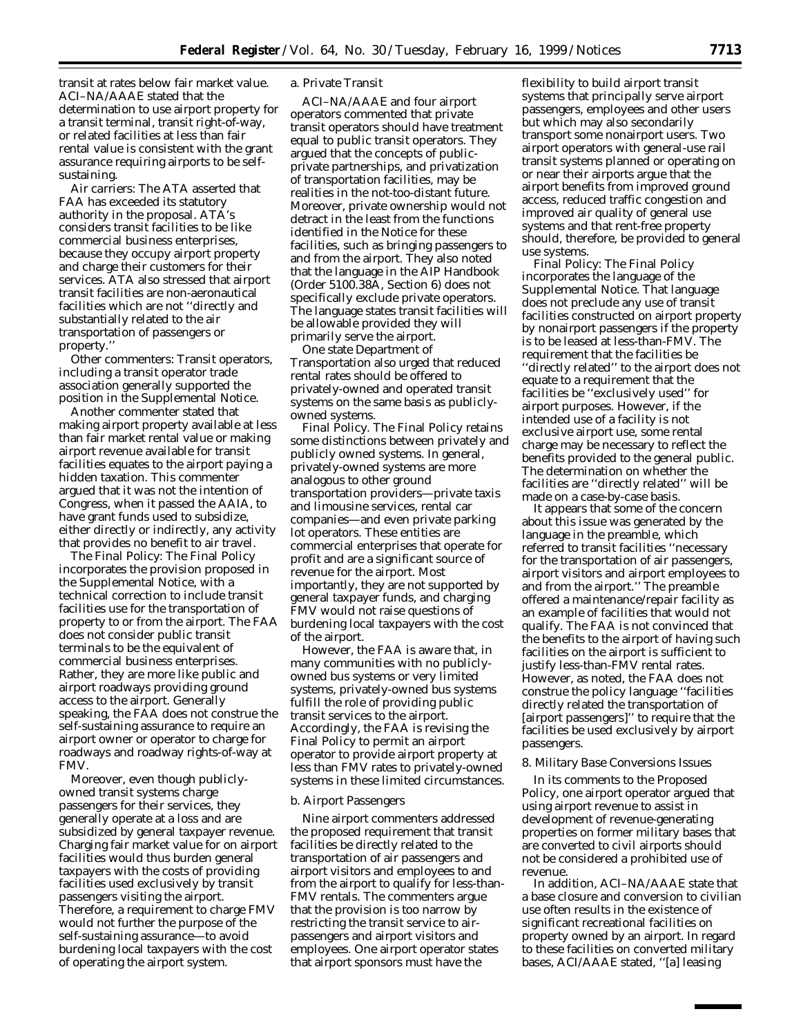transit at rates below fair market value. ACI–NA/AAAE stated that the determination to use airport property for a transit terminal, transit right-of-way, or related facilities at less than fair rental value is consistent with the grant assurance requiring airports to be self-sustaining.

*Air carriers:* The ATA asserted that FAA has exceeded its statutory authority in the proposal. ATA's considers transit facilities to be like commercial business enterprises, because they occupy airport property and charge their customers for their services. ATA also stressed that airport transit facilities are non-aeronautical facilities which are not ''directly and substantially related to the air transportation of passengers or property.''

*Other commenters:* Transit operators, including a transit operator trade association generally supported the position in the Supplemental Notice.

Another commenter stated that making airport property available at less than fair market rental value or making airport revenue available for transit facilities equates to the airport paying a hidden taxation. This commenter argued that it was not the intention of Congress, when it passed the AAIA, to have grant funds used to subsidize, either directly or indirectly, any activity that provides no benefit to air travel.

*The Final Policy:* The Final Policy incorporates the provision proposed in the Supplemental Notice, with a technical correction to include transit facilities use for the transportation of property to or from the airport. The FAA does not consider public transit terminals to be the equivalent of commercial business enterprises. Rather, they are more like public and airport roadways providing ground access to the airport. Generally speaking, the FAA does not construe the self-sustaining assurance to require an airport owner or operator to charge for roadways and roadway rights-of-way at FMV.

Moreover, even though publicly-owned transit systems charge passengers for their services, they generally operate at a loss and are subsidized by general taxpayer revenue. Charging fair market value for on airport facilities would thus burden general taxpayers with the costs of providing facilities used exclusively by transit passengers visiting the airport. Therefore, a requirement to charge FMV would not further the purpose of the self-sustaining assurance—to avoid burdening local taxpayers with the cost of operating the airport system.

a. Private Transit

ACI–NA/AAAE and four airport operators commented that private transit operators should have treatment equal to public transit operators. They argued that the concepts of public-private partnerships, and privatization of transportation facilities, may be realities in the not-too-distant future. Moreover, private ownership would not detract in the least from the functions identified in the Notice for these facilities, such as bringing passengers to and from the airport. They also noted that the language in the AIP Handbook (Order 5100.38A, Section 6) does not specifically exclude private operators. The language states transit facilities will be allowable provided they will primarily serve the airport.

One state Department of Transportation also urged that reduced rental rates should be offered to privately-owned and operated transit systems on the same basis as publicly-owned systems.

*Final Policy.* The Final Policy retains some distinctions between privately and publicly owned systems. In general, privately-owned systems are more analogous to other ground transportation providers—private taxis and limousine services, rental car companies—and even private parking lot operators. These entities are commercial enterprises that operate for profit and are a significant source of revenue for the airport. Most importantly, they are not supported by general taxpayer funds, and charging FMV would not raise questions of burdening local taxpayers with the cost of the airport.

However, the FAA is aware that, in many communities with no publicly-owned bus systems or very limited systems, privately-owned bus systems fulfill the role of providing public transit services to the airport. Accordingly, the FAA is revising the Final Policy to permit an airport operator to provide airport property at less than FMV rates to privately-owned systems in these limited circumstances.

b. Airport Passengers

Nine airport commenters addressed the proposed requirement that transit facilities be directly related to the transportation of air passengers and airport visitors and employees to and from the airport to qualify for less-than-FMV rentals. The commenters argue that the provision is too narrow by restricting the transit service to air-passengers and airport visitors and employees. One airport operator states that airport sponsors must have the flexibility to build airport transit systems that principally serve airport passengers, employees and other users but which may also secondarily transport some nonairport users. Two airport operators with general-use rail transit systems planned or operating on or near their airports argue that the airport benefits from improved ground access, reduced traffic congestion and improved air quality of general use systems and that rent-free property should, therefore, be provided to general use systems.

*Final Policy:* The Final Policy incorporates the language of the Supplemental Notice. That language does not preclude any use of transit facilities constructed on airport property by nonairport passengers if the property is to be leased at less-than-FMV. The requirement that the facilities be ''directly related'' to the airport does not equate to a requirement that the facilities be ''exclusively used'' for airport purposes. However, if the intended use of a facility is not exclusive airport use, some rental charge may be necessary to reflect the benefits provided to the general public. The determination on whether the facilities are ''directly related'' will be made on a case-by-case basis.

It appears that some of the concern about this issue was generated by the language in the preamble, which referred to transit facilities ''necessary for the transportation of air passengers, airport visitors and airport employees to and from the airport.'' The preamble offered a maintenance/repair facility as an example of facilities that would not qualify. The FAA is not convinced that the benefits to the airport of having such facilities on the airport is sufficient to justify less-than-FMV rental rates. However, as noted, the FAA does not construe the policy language ''facilities directly related the transportation of [airport passengers]'' to require that the facilities be used exclusively by airport passengers.

8. Military Base Conversions Issues

In its comments to the Proposed Policy, one airport operator argued that using airport revenue to assist in development of revenue-generating properties on former military bases that are converted to civil airports should not be considered a prohibited use of revenue.

In addition, ACI–NA/AAAE state that a base closure and conversion to civilian use often results in the existence of significant recreational facilities on property owned by an airport. In regard to these facilities on converted military bases, ACI/AAAE stated, ''[a] leasing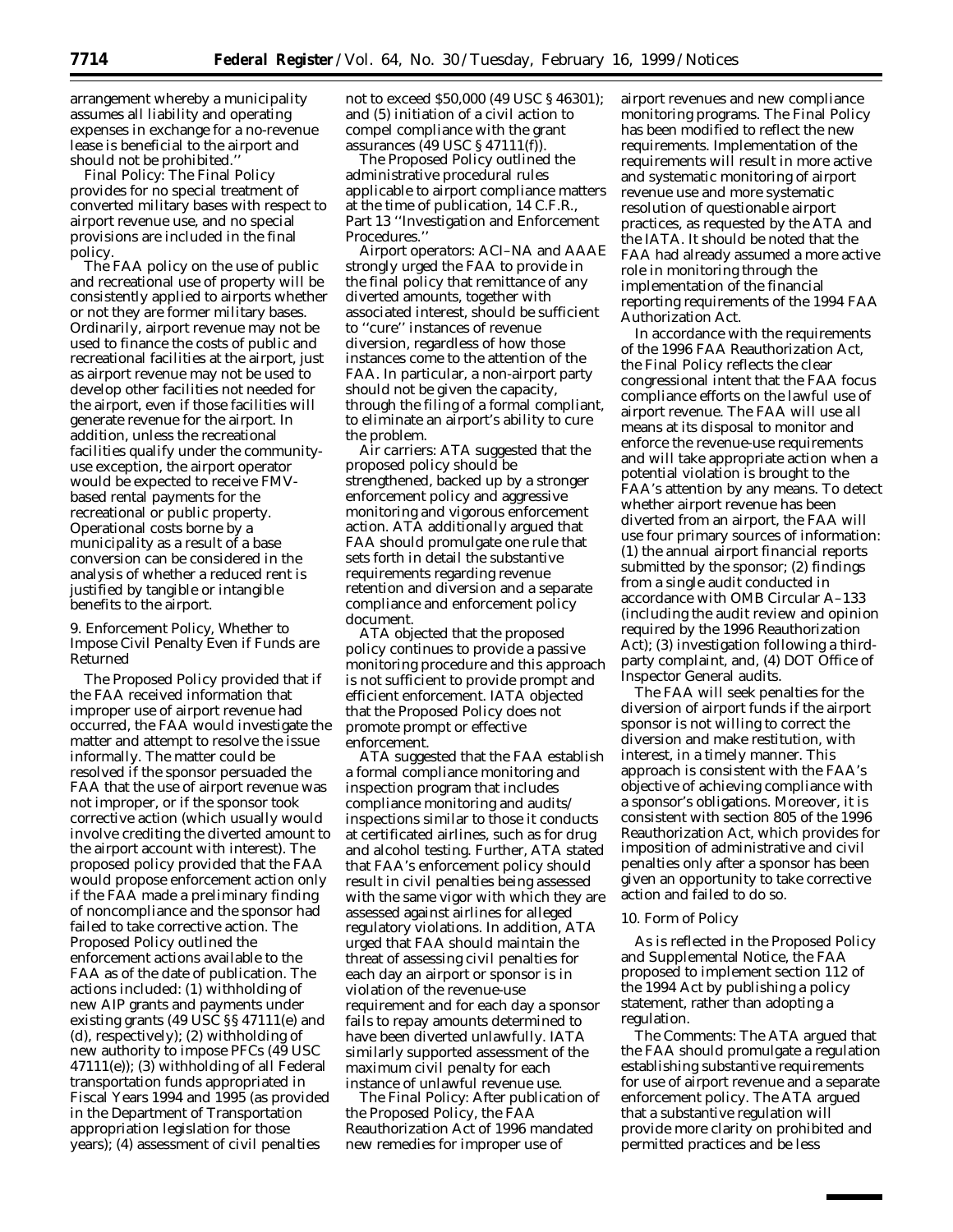arrangement whereby a municipality assumes all liability and operating expenses in exchange for a no-revenue lease is beneficial to the airport and should not be prohibited.''

*Final Policy:* The Final Policy provides for no special treatment of converted military bases with respect to airport revenue use, and no special provisions are included in the final policy.

The FAA policy on the use of public and recreational use of property will be consistently applied to airports whether or not they are former military bases. Ordinarily, airport revenue may not be used to finance the costs of public and recreational facilities at the airport, just as airport revenue may not be used to develop other facilities not needed for the airport, even if those facilities will generate revenue for the airport. In addition, unless the recreational facilities qualify under the community-use exception, the airport operator would be expected to receive FMV-based rental payments for the recreational or public property. Operational costs borne by a municipality as a result of a base conversion can be considered in the analysis of whether a reduced rent is justified by tangible or intangible benefits to the airport.

9. Enforcement Policy, Whether to Impose Civil Penalty Even if Funds are Returned

The Proposed Policy provided that if the FAA received information that improper use of airport revenue had occurred, the FAA would investigate the matter and attempt to resolve the issue informally. The matter could be resolved if the sponsor persuaded the FAA that the use of airport revenue was not improper, or if the sponsor took corrective action (which usually would involve crediting the diverted amount to the airport account with interest). The proposed policy provided that the FAA would propose enforcement action only if the FAA made a preliminary finding of noncompliance and the sponsor had failed to take corrective action. The Proposed Policy outlined the enforcement actions available to the FAA as of the date of publication. The actions included: (1) withholding of new AIP grants and payments under existing grants (49 USC §§ 47111(e) and (d), respectively); (2) withholding of new authority to impose PFCs (49 USC 47111(e)); (3) withholding of all Federal transportation funds appropriated in Fiscal Years 1994 and 1995 (as provided in the Department of Transportation appropriation legislation for those years); (4) assessment of civil penalties not to exceed $50,000 (49 USC § 46301); and (5) initiation of a civil action to compel compliance with the grant assurances (49 USC § 47111(f)).

The Proposed Policy outlined the administrative procedural rules applicable to airport compliance matters at the time of publication, 14 C.F.R., Part 13 ''Investigation and Enforcement Procedures.''

*Airport operators:* ACI–NA and AAAE strongly urged the FAA to provide in the final policy that remittance of any diverted amounts, together with associated interest, should be sufficient to ''cure'' instances of revenue diversion, regardless of how those instances come to the attention of the FAA. In particular, a non-airport party should not be given the capacity, through the filing of a formal compliant, to eliminate an airport's ability to cure the problem.

*Air carriers:* ATA suggested that the proposed policy should be strengthened, backed up by a stronger enforcement policy and aggressive monitoring and vigorous enforcement action. ATA additionally argued that FAA should promulgate one rule that sets forth in detail the substantive requirements regarding revenue retention and diversion and a separate compliance and enforcement policy document.

ATA objected that the proposed policy continues to provide a passive monitoring procedure and this approach is not sufficient to provide prompt and efficient enforcement. IATA objected that the Proposed Policy does not promote prompt or effective enforcement.

ATA suggested that the FAA establish a formal compliance monitoring and inspection program that includes compliance monitoring and audits/inspections similar to those it conducts at certificated airlines, such as for drug and alcohol testing. Further, ATA stated that FAA's enforcement policy should result in civil penalties being assessed with the same vigor with which they are assessed against airlines for alleged regulatory violations. In addition, ATA urged that FAA should maintain the threat of assessing civil penalties for each day an airport or sponsor is in violation of the revenue-use requirement and for each day a sponsor fails to repay amounts determined to have been diverted unlawfully. IATA similarly supported assessment of the maximum civil penalty for each instance of unlawful revenue use.

*The Final Policy:* After publication of the Proposed Policy, the FAA Reauthorization Act of 1996 mandated new remedies for improper use of airport revenues and new compliance monitoring programs. The Final Policy has been modified to reflect the new requirements. Implementation of the requirements will result in more active and systematic monitoring of airport revenue use and more systematic resolution of questionable airport practices, as requested by the ATA and the IATA. It should be noted that the FAA had already assumed a more active role in monitoring through the implementation of the financial reporting requirements of the 1994 FAA Authorization Act.

In accordance with the requirements of the 1996 FAA Reauthorization Act, the Final Policy reflects the clear congressional intent that the FAA focus compliance efforts on the lawful use of airport revenue. The FAA will use all means at its disposal to monitor and enforce the revenue-use requirements and will take appropriate action when a potential violation is brought to the FAA's attention by any means. To detect whether airport revenue has been diverted from an airport, the FAA will use four primary sources of information: (1) the annual airport financial reports submitted by the sponsor; (2) findings from a single audit conducted in accordance with OMB Circular A–133 (including the audit review and opinion required by the 1996 Reauthorization Act); (3) investigation following a third-party complaint, and, (4) DOT Office of Inspector General audits.

The FAA will seek penalties for the diversion of airport funds if the airport sponsor is not willing to correct the diversion and make restitution, with interest, in a timely manner. This approach is consistent with the FAA's objective of achieving compliance with a sponsor's obligations. Moreover, it is consistent with section 805 of the 1996 Reauthorization Act, which provides for imposition of administrative and civil penalties only after a sponsor has been given an opportunity to take corrective action and failed to do so.

10. Form of Policy

As is reflected in the Proposed Policy and Supplemental Notice, the FAA proposed to implement section 112 of the 1994 Act by publishing a policy statement, rather than adopting a regulation.

*The Comments:* The ATA argued that the FAA should promulgate a regulation establishing substantive requirements for use of airport revenue and a separate enforcement policy. The ATA argued that a substantive regulation will provide more clarity on prohibited and permitted practices and be less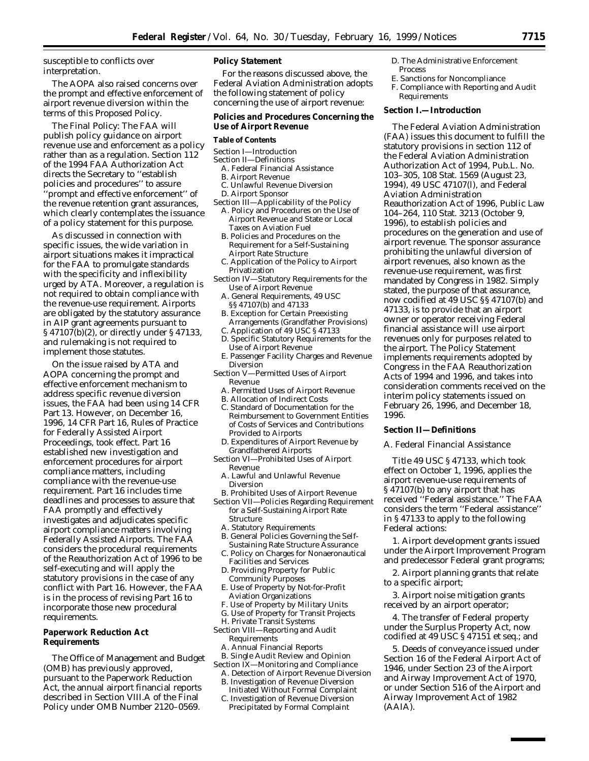susceptible to conflicts over interpretation.

The AOPA also raised concerns over the prompt and effective enforcement of airport revenue diversion within the terms of this Proposed Policy.

*The Final Policy:* The FAA will publish policy guidance on airport revenue use and enforcement as a policy rather than as a regulation. Section 112 of the 1994 FAA Authorization Act directs the Secretary to ''establish policies and procedures'' to assure ''prompt and effective enforcement'' of the revenue retention grant assurances, which clearly contemplates the issuance of a policy statement for this purpose.

As discussed in connection with specific issues, the wide variation in airport situations makes it impractical for the FAA to promulgate standards with the specificity and inflexibility urged by ATA. Moreover, a regulation is not required to obtain compliance with the revenue-use requirement. Airports are obligated by the statutory assurance in AIP grant agreements pursuant to § 47107(b)(2), or directly under § 47133, and rulemaking is not required to implement those statutes.

On the issue raised by ATA and AOPA concerning the prompt and effective enforcement mechanism to address specific revenue diversion issues, the FAA had been using 14 CFR Part 13. However, on December 16, 1996, 14 CFR Part 16, Rules of Practice for Federally Assisted Airport Proceedings, took effect. Part 16 established new investigation and enforcement procedures for airport compliance matters, including compliance with the revenue-use requirement. Part 16 includes time deadlines and processes to assure that FAA promptly and effectively investigates and adjudicates specific airport compliance matters involving Federally Assisted Airports. The FAA considers the procedural requirements of the Reauthorization Act of 1996 to be self-executing and will apply the statutory provisions in the case of any conflict with Part 16. However, the FAA is in the process of revising Part 16 to incorporate those new procedural requirements.

## Paperwork Reduction Act Requirements

The Office of Management and Budget (OMB) has previously approved, pursuant to the Paperwork Reduction Act, the annual airport financial reports described in Section VIII.A of the Final Policy under OMB Number 2120–0569.

## Policy Statement

For the reasons discussed above, the Federal Aviation Administration adopts the following statement of policy concerning the use of airport revenue:

## Policies and Procedures Concerning the Use of Airport Revenue

### Table of Contents

Section I—Introduction
Section II—Definitions
- A. Federal Financial Assistance
- B. Airport Revenue
- C. Unlawful Revenue Diversion
- D. Airport Sponsor

Section III—Applicability of the Policy
- A. Policy and Procedures on the Use of Airport Revenue and State or Local Taxes on Aviation Fuel
- B. Policies and Procedures on the Requirement for a Self-Sustaining Airport Rate Structure
- C. Application of the Policy to Airport Privatization

Section IV—Statutory Requirements for the Use of Airport Revenue
- A. General Requirements, 49 USC §§ 47107(b) and 47133
- B. Exception for Certain Preexisting Arrangements (Grandfather Provisions)
- C. Application of 49 USC § 47133
- D. Specific Statutory Requirements for the Use of Airport Revenue
- E. Passenger Facility Charges and Revenue Diversion

Section V—Permitted Uses of Airport Revenue
- A. Permitted Uses of Airport Revenue
- B. Allocation of Indirect Costs
- C. Standard of Documentation for the Reimbursement to Government Entities of Costs of Services and Contributions Provided to Airports
- D. Expenditures of Airport Revenue by Grandfathered Airports

Section VI—Prohibited Uses of Airport Revenue
- A. Lawful and Unlawful Revenue Diversion
- B. Prohibited Uses of Airport Revenue

Section VII—Policies Regarding Requirement for a Self-Sustaining Airport Rate Structure
- A. Statutory Requirements
- B. General Policies Governing the Self-Sustaining Rate Structure Assurance
- C. Policy on Charges for Nonaeronautical Facilities and Services
- D. Providing Property for Public Community Purposes
- E. Use of Property by Not-for-Profit Aviation Organizations
- F. Use of Property by Military Units
- G. Use of Property for Transit Projects
- H. Private Transit Systems

Section VIII—Reporting and Audit Requirements
- A. Annual Financial Reports
- B. Single Audit Review and Opinion

Section IX—Monitoring and Compliance
- A. Detection of Airport Revenue Diversion
- B. Investigation of Revenue Diversion Initiated Without Formal Complaint
- C. Investigation of Revenue Diversion Precipitated by Formal Complaint
- D. The Administrative Enforcement Process
- E. Sanctions for Noncompliance
- F. Compliance with Reporting and Audit Requirements

### Section I.—Introduction

The Federal Aviation Administration (FAA) issues this document to fulfill the statutory provisions in section 112 of the Federal Aviation Administration Authorization Act of 1994, Pub.L. No. 103–305, 108 Stat. 1569 (August 23, 1994), 49 USC 47107(l), and Federal Aviation Administration Reauthorization Act of 1996, Public Law 104–264, 110 Stat. 3213 (October 9, 1996), to establish policies and procedures on the generation and use of airport revenue. The sponsor assurance prohibiting the unlawful diversion of airport revenues, also known as the revenue-use requirement, was first mandated by Congress in 1982. Simply stated, the purpose of that assurance, now codified at 49 USC §§ 47107(b) and 47133, is to provide that an airport owner or operator receiving Federal financial assistance will use airport revenues only for purposes related to the airport. The Policy Statement implements requirements adopted by Congress in the FAA Reauthorization Acts of 1994 and 1996, and takes into consideration comments received on the interim policy statements issued on February 26, 1996, and December 18, 1996.

### Section II—Definitions

#### A. Federal Financial Assistance

Title 49 USC § 47133, which took effect on October 1, 1996, applies the airport revenue-use requirements of § 47107(b) to any airport that has received ''Federal assistance.'' The FAA considers the term ''Federal assistance'' in § 47133 to apply to the following Federal actions:

1. Airport development grants issued under the Airport Improvement Program and predecessor Federal grant programs;

2. Airport planning grants that relate to a specific airport;

3. Airport noise mitigation grants received by an airport operator;

4. The transfer of Federal property under the Surplus Property Act, now codified at 49 USC § 47151 *et seq.*; and

5. Deeds of conveyance issued under Section 16 of the Federal Airport Act of 1946, under Section 23 of the Airport and Airway Improvement Act of 1970, or under Section 516 of the Airport and Airway Improvement Act of 1982 (AAIA).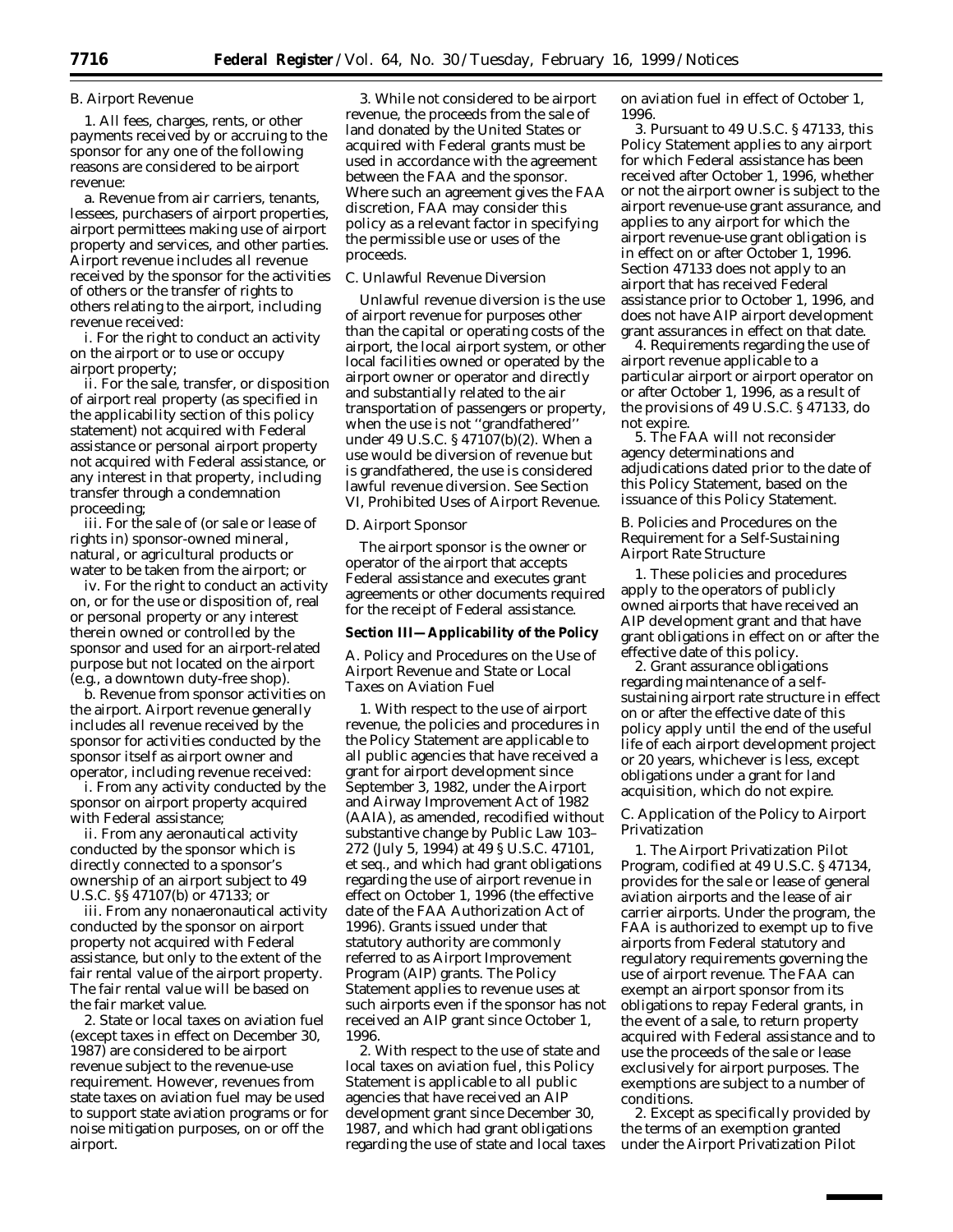### B. Airport Revenue

1. All fees, charges, rents, or other payments received by or accruing to the sponsor for any one of the following reasons are considered to be airport revenue:

a. Revenue from air carriers, tenants, lessees, purchasers of airport properties, airport permittees making use of airport property and services, and other parties. Airport revenue includes all revenue received by the sponsor for the activities of others or the transfer of rights to others relating to the airport, including revenue received:

i. For the right to conduct an activity on the airport or to use or occupy airport property;

ii. For the sale, transfer, or disposition of airport real property (as specified in the applicability section of this policy statement) not acquired with Federal assistance or personal airport property not acquired with Federal assistance, or any interest in that property, including transfer through a condemnation proceeding;

iii. For the sale of (or sale or lease of rights in) sponsor-owned mineral, natural, or agricultural products or water to be taken from the airport; or

iv. For the right to conduct an activity on, or for the use or disposition of, real or personal property or any interest therein owned or controlled by the sponsor and used for an airport-related purpose but not located on the airport (*e.g.*, a downtown duty-free shop).

b. Revenue from sponsor activities on the airport. Airport revenue generally includes all revenue received by the sponsor for activities conducted by the sponsor itself as airport owner and operator, including revenue received:

i. From any activity conducted by the sponsor on airport property acquired with Federal assistance;

ii. From any aeronautical activity conducted by the sponsor which is directly connected to a sponsor's ownership of an airport subject to 49 U.S.C. §§ 47107(b) or 47133; or

iii. From any nonaeronautical activity conducted by the sponsor on airport property not acquired with Federal assistance, but only to the extent of the fair rental value of the airport property. The fair rental value will be based on the fair market value.

2. State or local taxes on aviation fuel (except taxes in effect on December 30, 1987) are considered to be airport revenue subject to the revenue-use requirement. However, revenues from state taxes on aviation fuel may be used to support state aviation programs or for noise mitigation purposes, on or off the airport.

3. While not considered to be airport revenue, the proceeds from the sale of land donated by the United States or acquired with Federal grants must be used in accordance with the agreement between the FAA and the sponsor. Where such an agreement gives the FAA discretion, FAA may consider this policy as a relevant factor in specifying the permissible use or uses of the proceeds.

### C. Unlawful Revenue Diversion

Unlawful revenue diversion is the use of airport revenue for purposes other than the capital or operating costs of the airport, the local airport system, or other local facilities owned or operated by the airport owner or operator and directly and substantially related to the air transportation of passengers or property, when the use is not "grandfathered" under 49 U.S.C. § 47107(b)(2). When a use would be diversion of revenue but is grandfathered, the use is considered lawful revenue diversion. See Section VI, Prohibited Uses of Airport Revenue.

### D. Airport Sponsor

The airport sponsor is the owner or operator of the airport that accepts Federal assistance and executes grant agreements or other documents required for the receipt of Federal assistance.

## Section III—Applicability of the Policy

### A. Policy and Procedures on the Use of Airport Revenue and State or Local Taxes on Aviation Fuel

1. With respect to the use of airport revenue, the policies and procedures in the Policy Statement are applicable to all public agencies that have received a grant for airport development since September 3, 1982, under the Airport and Airway Improvement Act of 1982 (AAIA), as amended, recodified without substantive change by Public Law 103–272 (July 5, 1994) at 49 § U.S.C. 47101, et seq., and which had grant obligations regarding the use of airport revenue in effect on October 1, 1996 (the effective date of the FAA Authorization Act of 1996). Grants issued under that statutory authority are commonly referred to as Airport Improvement Program (AIP) grants. The Policy Statement applies to revenue uses at such airports even if the sponsor has not received an AIP grant since October 1, 1996.

2. With respect to the use of state and local taxes on aviation fuel, this Policy Statement is applicable to all public agencies that have received an AIP development grant since December 30, 1987, and which had grant obligations regarding the use of state and local taxes on aviation fuel in effect of October 1, 1996.

3. Pursuant to 49 U.S.C. § 47133, this Policy Statement applies to any airport for which Federal assistance has been received after October 1, 1996, whether or not the airport owner is subject to the airport revenue-use grant assurance, and applies to any airport for which the airport revenue-use grant obligation is in effect on or after October 1, 1996. Section 47133 does not apply to an airport that has received Federal assistance prior to October 1, 1996, and does not have AIP airport development grant assurances in effect on that date.

4. Requirements regarding the use of airport revenue applicable to a particular airport or airport operator on or after October 1, 1996, as a result of the provisions of 49 U.S.C. § 47133, do not expire.

5. The FAA will not reconsider agency determinations and adjudications dated prior to the date of this Policy Statement, based on the issuance of this Policy Statement.

### B. Policies and Procedures on the Requirement for a Self-Sustaining Airport Rate Structure

1. These policies and procedures apply to the operators of publicly owned airports that have received an AIP development grant and that have grant obligations in effect on or after the effective date of this policy.

2. Grant assurance obligations regarding maintenance of a self-sustaining airport rate structure in effect on or after the effective date of this policy apply until the end of the useful life of each airport development project or 20 years, whichever is less, except obligations under a grant for land acquisition, which do not expire.

### C. Application of the Policy to Airport Privatization

1. The Airport Privatization Pilot Program, codified at 49 U.S.C. § 47134, provides for the sale or lease of general aviation airports and the lease of air carrier airports. Under the program, the FAA is authorized to exempt up to five airports from Federal statutory and regulatory requirements governing the use of airport revenue. The FAA can exempt an airport sponsor from its obligations to repay Federal grants, in the event of a sale, to return property acquired with Federal assistance and to use the proceeds of the sale or lease exclusively for airport purposes. The exemptions are subject to a number of conditions.

2. Except as specifically provided by the terms of an exemption granted under the Airport Privatization Pilot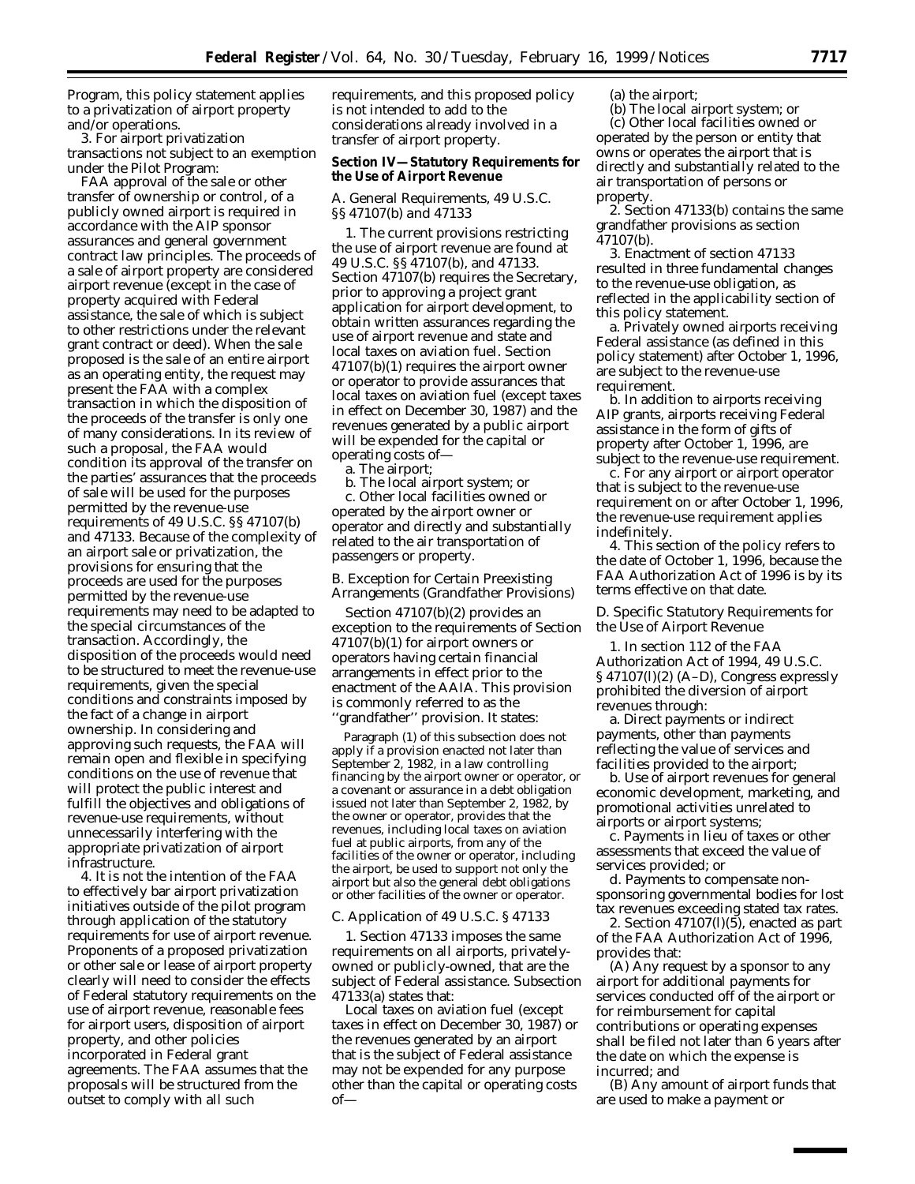Program, this policy statement applies to a privatization of airport property and/or operations.

3. For airport privatization transactions not subject to an exemption under the Pilot Program:

FAA approval of the sale or other transfer of ownership or control, of a publicly owned airport is required in accordance with the AIP sponsor assurances and general government contract law principles. The proceeds of a sale of airport property are considered airport revenue (except in the case of property acquired with Federal assistance, the sale of which is subject to other restrictions under the relevant grant contract or deed). When the sale proposed is the sale of an entire airport as an operating entity, the request may present the FAA with a complex transaction in which the disposition of the proceeds of the transfer is only one of many considerations. In its review of such a proposal, the FAA would condition its approval of the transfer on the parties' assurances that the proceeds of sale will be used for the purposes permitted by the revenue-use requirements of 49 U.S.C. §§ 47107(b) and 47133. Because of the complexity of an airport sale or privatization, the provisions for ensuring that the proceeds are used for the purposes permitted by the revenue-use requirements may need to be adapted to the special circumstances of the transaction. Accordingly, the disposition of the proceeds would need to be structured to meet the revenue-use requirements, given the special conditions and constraints imposed by the fact of a change in airport ownership. In considering and approving such requests, the FAA will remain open and flexible in specifying conditions on the use of revenue that will protect the public interest and fulfill the objectives and obligations of revenue-use requirements, without unnecessarily interfering with the appropriate privatization of airport infrastructure.

4. It is not the intention of the FAA to effectively bar airport privatization initiatives outside of the pilot program through application of the statutory requirements for use of airport revenue. Proponents of a proposed privatization or other sale or lease of airport property clearly will need to consider the effects of Federal statutory requirements on the use of airport revenue, reasonable fees for airport users, disposition of airport property, and other policies incorporated in Federal grant agreements. The FAA assumes that the proposals will be structured from the outset to comply with all such requirements, and this proposed policy is not intended to add to the considerations already involved in a transfer of airport property.

**Section IV—Statutory Requirements for the Use of Airport Revenue**

A. General Requirements, 49 U.S.C. §§ 47107(b) and 47133

1. The current provisions restricting the use of airport revenue are found at 49 U.S.C. §§ 47107(b), and 47133. Section 47107(b) requires the Secretary, prior to approving a project grant application for airport development, to obtain written assurances regarding the use of airport revenue and state and local taxes on aviation fuel. Section 47107(b)(1) requires the airport owner or operator to provide assurances that local taxes on aviation fuel (except taxes in effect on December 30, 1987) and the revenues generated by a public airport will be expended for the capital or operating costs of—

a. The airport;

b. The local airport system; or

c. Other local facilities owned or operated by the airport owner or operator and directly and substantially related to the air transportation of passengers or property.

B. Exception for Certain Preexisting Arrangements (Grandfather Provisions)

Section 47107(b)(2) provides an exception to the requirements of Section 47107(b)(1) for airport owners or operators having certain financial arrangements in effect prior to the enactment of the AAIA. This provision is commonly referred to as the ''grandfather'' provision. It states:

> Paragraph (1) of this subsection does not apply if a provision enacted not later than September 2, 1982, in a law controlling financing by the airport owner or operator, or a covenant or assurance in a debt obligation issued not later than September 2, 1982, by the owner or operator, provides that the revenues, including local taxes on aviation fuel at public airports, from any of the facilities of the owner or operator, including the airport, be used to support not only the airport but also the general debt obligations or other facilities of the owner or operator.

C. Application of 49 U.S.C. § 47133

1. Section 47133 imposes the same requirements on all airports, privately-owned or publicly-owned, that are the subject of Federal assistance. Subsection 47133(a) states that:

Local taxes on aviation fuel (except taxes in effect on December 30, 1987) or the revenues generated by an airport that is the subject of Federal assistance may not be expended for any purpose other than the capital or operating costs of—

(a) the airport;

(b) The local airport system; or

(c) Other local facilities owned or operated by the person or entity that owns or operates the airport that is directly and substantially related to the air transportation of persons or property.

2. Section 47133(b) contains the same grandfather provisions as section 47107(b).

3. Enactment of section 47133 resulted in three fundamental changes to the revenue-use obligation, as reflected in the applicability section of this policy statement.

a. Privately owned airports receiving Federal assistance (as defined in this policy statement) after October 1, 1996, are subject to the revenue-use requirement.

b. In addition to airports receiving AIP grants, airports receiving Federal assistance in the form of gifts of property after October 1, 1996, are subject to the revenue-use requirement.

c. For any airport or airport operator that is subject to the revenue-use requirement on or after October 1, 1996, the revenue-use requirement applies indefinitely.

4. This section of the policy refers to the date of October 1, 1996, because the FAA Authorization Act of 1996 is by its terms effective on that date.

D. Specific Statutory Requirements for the Use of Airport Revenue

1. In section 112 of the FAA Authorization Act of 1994, 49 U.S.C. § 47107(l)(2) (A–D), Congress expressly prohibited the diversion of airport revenues through:

a. Direct payments or indirect payments, other than payments reflecting the value of services and facilities provided to the airport;

b. Use of airport revenues for general economic development, marketing, and promotional activities unrelated to airports or airport systems;

c. Payments in lieu of taxes or other assessments that exceed the value of services provided; or

d. Payments to compensate non-sponsoring governmental bodies for lost tax revenues exceeding stated tax rates.

2. Section 47107(l)(5), enacted as part of the FAA Authorization Act of 1996, provides that:

(A) Any request by a sponsor to any airport for additional payments for services conducted off of the airport or for reimbursement for capital contributions or operating expenses shall be filed not later than 6 years after the date on which the expense is incurred; and

(B) Any amount of airport funds that are used to make a payment or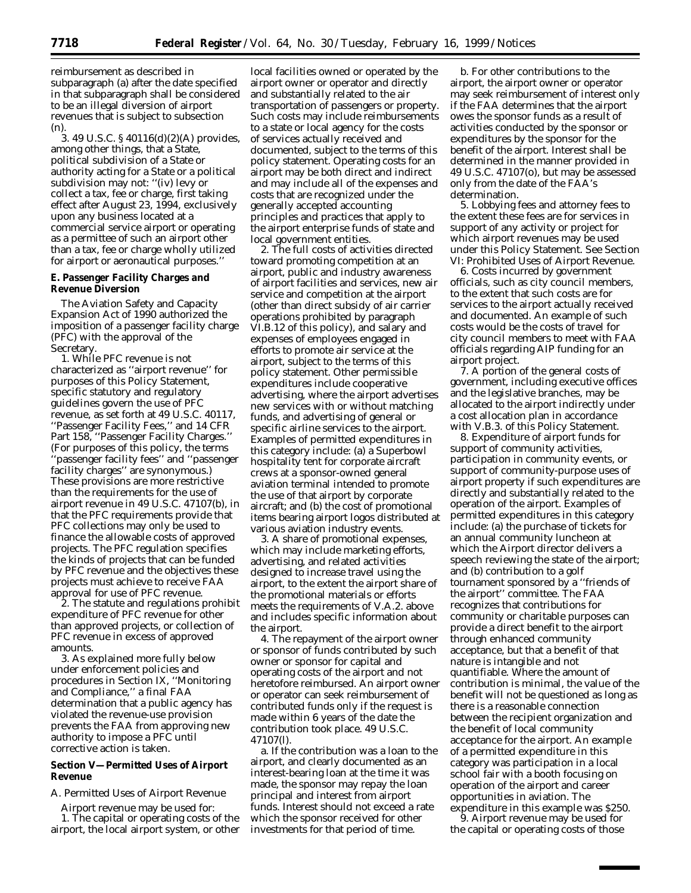reimbursement as described in subparagraph (a) after the date specified in that subparagraph shall be considered to be an illegal diversion of airport revenues that is subject to subsection (n).

3. 49 U.S.C. § 40116(d)(2)(A) provides, among other things, that a State, political subdivision of a State or authority acting for a State or a political subdivision may not: ''(iv) levy or collect a tax, fee or charge, first taking effect after August 23, 1994, exclusively upon any business located at a commercial service airport or operating as a permittee of such an airport other than a tax, fee or charge wholly utilized for airport or aeronautical purposes.''

**E. Passenger Facility Charges and Revenue Diversion**

The Aviation Safety and Capacity Expansion Act of 1990 authorized the imposition of a passenger facility charge (PFC) with the approval of the Secretary.

1. While PFC revenue is not characterized as ''airport revenue'' for purposes of this Policy Statement, specific statutory and regulatory guidelines govern the use of PFC revenue, as set forth at 49 U.S.C. 40117, ''Passenger Facility Fees,'' and 14 CFR Part 158, ''Passenger Facility Charges.'' (For purposes of this policy, the terms ''passenger facility fees'' and ''passenger facility charges'' are synonymous.) These provisions are more restrictive than the requirements for the use of airport revenue in 49 U.S.C. 47107(b), in that the PFC requirements provide that PFC collections may only be used to finance the allowable costs of approved projects. The PFC regulation specifies the kinds of projects that can be funded by PFC revenue and the objectives these projects must achieve to receive FAA approval for use of PFC revenue.

2. The statute and regulations prohibit expenditure of PFC revenue for other than approved projects, or collection of PFC revenue in excess of approved amounts.

3. As explained more fully below under enforcement policies and procedures in Section IX, ''Monitoring and Compliance,'' a final FAA determination that a public agency has violated the revenue-use provision prevents the FAA from approving new authority to impose a PFC until corrective action is taken.

**Section V—Permitted Uses of Airport Revenue**

A. Permitted Uses of Airport Revenue

Airport revenue may be used for:

1. The capital or operating costs of the airport, the local airport system, or other local facilities owned or operated by the airport owner or operator and directly and substantially related to the air transportation of passengers or property. Such costs may include reimbursements to a state or local agency for the costs of services actually received and documented, subject to the terms of this policy statement. Operating costs for an airport may be both direct and indirect and may include all of the expenses and costs that are recognized under the generally accepted accounting principles and practices that apply to the airport enterprise funds of state and local government entities.

2. The full costs of activities directed toward promoting competition at an airport, public and industry awareness of airport facilities and services, new air service and competition at the airport (other than direct subsidy of air carrier operations prohibited by paragraph VI.B.12 of this policy), and salary and expenses of employees engaged in efforts to promote air service at the airport, subject to the terms of this policy statement. Other permissible expenditures include cooperative advertising, where the airport advertises new services with or without matching funds, and advertising of general or specific airline services to the airport. Examples of permitted expenditures in this category include: (a) a Superbowl hospitality tent for corporate aircraft crews at a sponsor-owned general aviation terminal intended to promote the use of that airport by corporate aircraft; and (b) the cost of promotional items bearing airport logos distributed at various aviation industry events.

3. A share of promotional expenses, which may include marketing efforts, advertising, and related activities designed to increase travel using the airport, to the extent the airport share of the promotional materials or efforts meets the requirements of V.A.2. above and includes specific information about the airport.

4. The repayment of the airport owner or sponsor of funds contributed by such owner or sponsor for capital and operating costs of the airport and not heretofore reimbursed. An airport owner or operator can seek reimbursement of contributed funds only if the request is made within 6 years of the date the contribution took place. 49 U.S.C. 47107(l).

a. If the contribution was a loan to the airport, and clearly documented as an interest-bearing loan at the time it was made, the sponsor may repay the loan principal and interest from airport funds. Interest should not exceed a rate which the sponsor received for other investments for that period of time.

b. For other contributions to the airport, the airport owner or operator may seek reimbursement of interest only if the FAA determines that the airport owes the sponsor funds as a result of activities conducted by the sponsor or expenditures by the sponsor for the benefit of the airport. Interest shall be determined in the manner provided in 49 U.S.C. 47107(o), but may be assessed only from the date of the FAA's determination.

5. Lobbying fees and attorney fees to the extent these fees are for services in support of any activity or project for which airport revenues may be used under this Policy Statement. See Section VI: Prohibited Uses of Airport Revenue.

6. Costs incurred by government officials, such as city council members, to the extent that such costs are for services to the airport actually received and documented. An example of such costs would be the costs of travel for city council members to meet with FAA officials regarding AIP funding for an airport project.

7. A portion of the general costs of government, including executive offices and the legislative branches, may be allocated to the airport indirectly under a cost allocation plan in accordance with V.B.3. of this Policy Statement.

8. Expenditure of airport funds for support of community activities, participation in community events, or support of community-purpose uses of airport property if such expenditures are directly and substantially related to the operation of the airport. Examples of permitted expenditures in this category include: (a) the purchase of tickets for an annual community luncheon at which the Airport director delivers a speech reviewing the state of the airport; and (b) contribution to a golf tournament sponsored by a ''friends of the airport'' committee. The FAA recognizes that contributions for community or charitable purposes can provide a direct benefit to the airport through enhanced community acceptance, but that a benefit of that nature is intangible and not quantifiable. Where the amount of contribution is minimal, the value of the benefit will not be questioned as long as there is a reasonable connection between the recipient organization and the benefit of local community acceptance for the airport. An example of a permitted expenditure in this category was participation in a local school fair with a booth focusing on operation of the airport and career opportunities in aviation. The expenditure in this example was $250.

9. Airport revenue may be used for the capital or operating costs of those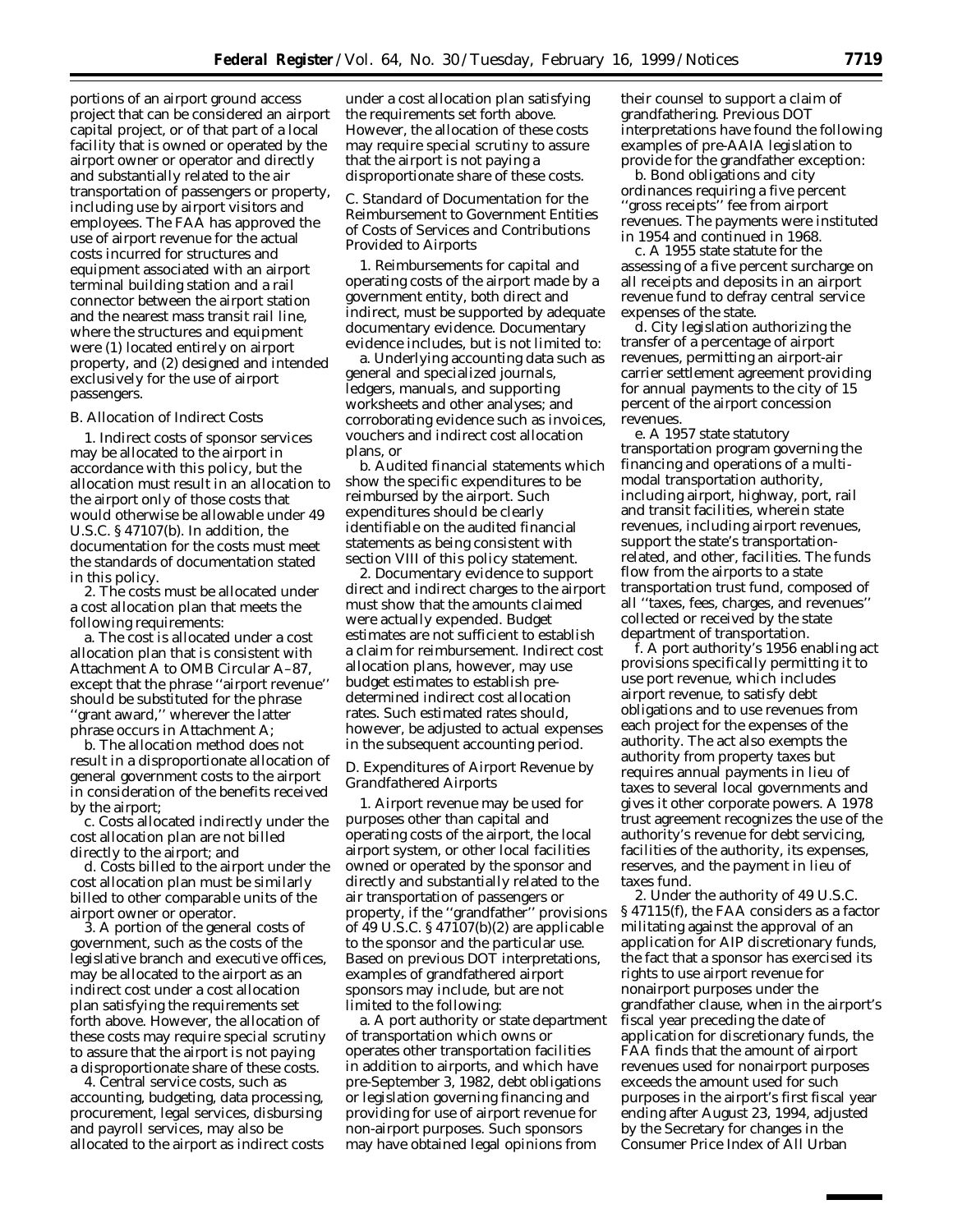portions of an airport ground access project that can be considered an airport capital project, or of that part of a local facility that is owned or operated by the airport owner or operator and directly and substantially related to the air transportation of passengers or property, including use by airport visitors and employees. The FAA has approved the use of airport revenue for the actual costs incurred for structures and equipment associated with an airport terminal building station and a rail connector between the airport station and the nearest mass transit rail line, where the structures and equipment were (1) located entirely on airport property, and (2) designed and intended exclusively for the use of airport passengers.

*B. Allocation of Indirect Costs*

1. Indirect costs of sponsor services may be allocated to the airport in accordance with this policy, but the allocation must result in an allocation to the airport only of those costs that would otherwise be allowable under 49 U.S.C. § 47107(b). In addition, the documentation for the costs must meet the standards of documentation stated in this policy.

2. The costs must be allocated under a cost allocation plan that meets the following requirements:

a. The cost is allocated under a cost allocation plan that is consistent with Attachment A to OMB Circular A–87, except that the phrase ''airport revenue'' should be substituted for the phrase ''grant award,'' wherever the latter phrase occurs in Attachment A;

b. The allocation method does not result in a disproportionate allocation of general government costs to the airport in consideration of the benefits received by the airport;

c. Costs allocated indirectly under the cost allocation plan are not billed directly to the airport; and

d. Costs billed to the airport under the cost allocation plan must be similarly billed to other comparable units of the airport owner or operator.

3. A portion of the general costs of government, such as the costs of the legislative branch and executive offices, may be allocated to the airport as an indirect cost under a cost allocation plan satisfying the requirements set forth above. However, the allocation of these costs may require special scrutiny to assure that the airport is not paying a disproportionate share of these costs.

4. Central service costs, such as accounting, budgeting, data processing, procurement, legal services, disbursing and payroll services, may also be allocated to the airport as indirect costs under a cost allocation plan satisfying the requirements set forth above. However, the allocation of these costs may require special scrutiny to assure that the airport is not paying a disproportionate share of these costs.

*C. Standard of Documentation for the Reimbursement to Government Entities of Costs of Services and Contributions Provided to Airports*

1. Reimbursements for capital and operating costs of the airport made by a government entity, both direct and indirect, must be supported by adequate documentary evidence. Documentary evidence includes, but is not limited to:

a. Underlying accounting data such as general and specialized journals, ledgers, manuals, and supporting worksheets and other analyses; and corroborating evidence such as invoices, vouchers and indirect cost allocation plans, or

b. Audited financial statements which show the specific expenditures to be reimbursed by the airport. Such expenditures should be clearly identifiable on the audited financial statements as being consistent with section VIII of this policy statement.

2. Documentary evidence to support direct and indirect charges to the airport must show that the amounts claimed were actually expended. Budget estimates are not sufficient to establish a claim for reimbursement. Indirect cost allocation plans, however, may use budget estimates to establish pre-determined indirect cost allocation rates. Such estimated rates should, however, be adjusted to actual expenses in the subsequent accounting period.

*D. Expenditures of Airport Revenue by Grandfathered Airports*

1. Airport revenue may be used for purposes other than capital and operating costs of the airport, the local airport system, or other local facilities owned or operated by the sponsor and directly and substantially related to the air transportation of passengers or property, if the ''grandfather'' provisions of 49 U.S.C. § 47107(b)(2) are applicable to the sponsor and the particular use. Based on previous DOT interpretations, examples of grandfathered airport sponsors may include, but are not limited to the following:

a. A port authority or state department of transportation which owns or operates other transportation facilities in addition to airports, and which have pre-September 3, 1982, debt obligations or legislation governing financing and providing for use of airport revenue for non-airport purposes. Such sponsors may have obtained legal opinions from their counsel to support a claim of grandfathering. Previous DOT interpretations have found the following examples of pre-AAIA legislation to provide for the grandfather exception:

b. Bond obligations and city ordinances requiring a five percent ''gross receipts'' fee from airport revenues. The payments were instituted in 1954 and continued in 1968.

c. A 1955 state statute for the assessing of a five percent surcharge on all receipts and deposits in an airport revenue fund to defray central service expenses of the state.

d. City legislation authorizing the transfer of a percentage of airport revenues, permitting an airport-air carrier settlement agreement providing for annual payments to the city of 15 percent of the airport concession revenues.

e. A 1957 state statutory transportation program governing the financing and operations of a multi-modal transportation authority, including airport, highway, port, rail and transit facilities, wherein state revenues, including airport revenues, support the state's transportation-related, and other, facilities. The funds flow from the airports to a state transportation trust fund, composed of all ''taxes, fees, charges, and revenues'' collected or received by the state department of transportation.

f. A port authority's 1956 enabling act provisions specifically permitting it to use port revenue, which includes airport revenue, to satisfy debt obligations and to use revenues from each project for the expenses of the authority. The act also exempts the authority from property taxes but requires annual payments in lieu of taxes to several local governments and gives it other corporate powers. A 1978 trust agreement recognizes the use of the authority's revenue for debt servicing, facilities of the authority, its expenses, reserves, and the payment in lieu of taxes fund.

2. Under the authority of 49 U.S.C. § 47115(f), the FAA considers as a factor militating against the approval of an application for AIP discretionary funds, the fact that a sponsor has exercised its rights to use airport revenue for nonairport purposes under the grandfather clause, when in the airport's fiscal year preceding the date of application for discretionary funds, the FAA finds that the amount of airport revenues used for nonairport purposes exceeds the amount used for such purposes in the airport's first fiscal year ending after August 23, 1994, adjusted by the Secretary for changes in the Consumer Price Index of All Urban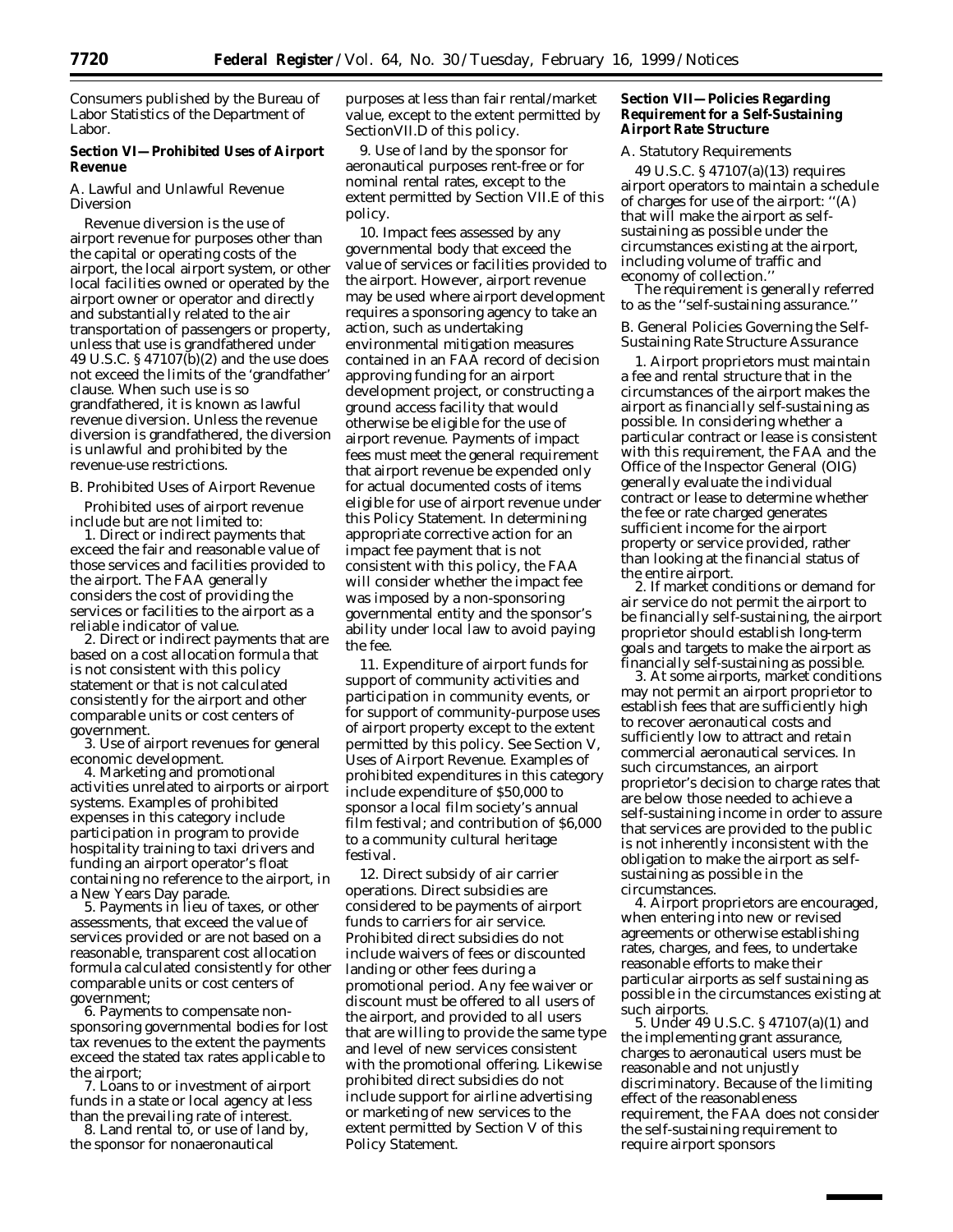Consumers published by the Bureau of Labor Statistics of the Department of Labor.

**Section VI—Prohibited Uses of Airport Revenue**

A. Lawful and Unlawful Revenue Diversion

Revenue diversion is the use of airport revenue for purposes other than the capital or operating costs of the airport, the local airport system, or other local facilities owned or operated by the airport owner or operator and directly and substantially related to the air transportation of passengers or property, unless that use is grandfathered under 49 U.S.C. § 47107(b)(2) and the use does not exceed the limits of the 'grandfather' clause. When such use is so grandfathered, it is known as lawful revenue diversion. Unless the revenue diversion is grandfathered, the diversion is unlawful and prohibited by the revenue-use restrictions.

B. Prohibited Uses of Airport Revenue

Prohibited uses of airport revenue include but are not limited to:

1. Direct or indirect payments that exceed the fair and reasonable value of those services and facilities provided to the airport. The FAA generally considers the cost of providing the services or facilities to the airport as a reliable indicator of value.

2. Direct or indirect payments that are based on a cost allocation formula that is not consistent with this policy statement or that is not calculated consistently for the airport and other comparable units or cost centers of government.

3. Use of airport revenues for general economic development.

4. Marketing and promotional activities unrelated to airports or airport systems. Examples of prohibited expenses in this category include participation in program to provide hospitality training to taxi drivers and funding an airport operator's float containing no reference to the airport, in a New Years Day parade.

5. Payments in lieu of taxes, or other assessments, that exceed the value of services provided or are not based on a reasonable, transparent cost allocation formula calculated consistently for other comparable units or cost centers of government;

6. Payments to compensate non-sponsoring governmental bodies for lost tax revenues to the extent the payments exceed the stated tax rates applicable to the airport;

7. Loans to or investment of airport funds in a state or local agency at less than the prevailing rate of interest.

8. Land rental to, or use of land by, the sponsor for nonaeronautical purposes at less than fair rental/market value, except to the extent permitted by SectionVII.D of this policy.

9. Use of land by the sponsor for aeronautical purposes rent-free or for nominal rental rates, except to the extent permitted by Section VII.E of this policy.

10. Impact fees assessed by any governmental body that exceed the value of services or facilities provided to the airport. However, airport revenue may be used where airport development requires a sponsoring agency to take an action, such as undertaking environmental mitigation measures contained in an FAA record of decision approving funding for an airport development project, or constructing a ground access facility that would otherwise be eligible for the use of airport revenue. Payments of impact fees must meet the general requirement that airport revenue be expended only for actual documented costs of items eligible for use of airport revenue under this Policy Statement. In determining appropriate corrective action for an impact fee payment that is not consistent with this policy, the FAA will consider whether the impact fee was imposed by a non-sponsoring governmental entity and the sponsor's ability under local law to avoid paying the fee.

11. Expenditure of airport funds for support of community activities and participation in community events, or for support of community-purpose uses of airport property except to the extent permitted by this policy. See Section V, Uses of Airport Revenue. Examples of prohibited expenditures in this category include expenditure of $50,000 to sponsor a local film society's annual film festival; and contribution of $6,000 to a community cultural heritage festival.

12. Direct subsidy of air carrier operations. Direct subsidies are considered to be payments of airport funds to carriers for air service. Prohibited direct subsidies do not include waivers of fees or discounted landing or other fees during a promotional period. Any fee waiver or discount must be offered to all users of the airport, and provided to all users that are willing to provide the same type and level of new services consistent with the promotional offering. Likewise prohibited direct subsidies do not include support for airline advertising or marketing of new services to the extent permitted by Section V of this Policy Statement.

**Section VII—Policies Regarding Requirement for a Self-Sustaining Airport Rate Structure**

A. Statutory Requirements

49 U.S.C. § 47107(a)(13) requires airport operators to maintain a schedule of charges for use of the airport: ''(A) that will make the airport as self-sustaining as possible under the circumstances existing at the airport, including volume of traffic and economy of collection.''

The requirement is generally referred to as the ''self-sustaining assurance.''

B. General Policies Governing the Self-Sustaining Rate Structure Assurance

1. Airport proprietors must maintain a fee and rental structure that in the circumstances of the airport makes the airport as financially self-sustaining as possible. In considering whether a particular contract or lease is consistent with this requirement, the FAA and the Office of the Inspector General (OIG) generally evaluate the individual contract or lease to determine whether the fee or rate charged generates sufficient income for the airport property or service provided, rather than looking at the financial status of the entire airport.

2. If market conditions or demand for air service do not permit the airport to be financially self-sustaining, the airport proprietor should establish long-term goals and targets to make the airport as financially self-sustaining as possible.

3. At some airports, market conditions may not permit an airport proprietor to establish fees that are sufficiently high to recover aeronautical costs and sufficiently low to attract and retain commercial aeronautical services. In such circumstances, an airport proprietor's decision to charge rates that are below those needed to achieve a self-sustaining income in order to assure that services are provided to the public is not inherently inconsistent with the obligation to make the airport as self-sustaining as possible in the circumstances.

4. Airport proprietors are encouraged, when entering into new or revised agreements or otherwise establishing rates, charges, and fees, to undertake reasonable efforts to make their particular airports as self sustaining as possible in the circumstances existing at such airports.

5. Under 49 U.S.C. § 47107(a)(1) and the implementing grant assurance, charges to aeronautical users must be reasonable and not unjustly discriminatory. Because of the limiting effect of the reasonableness requirement, the FAA does not consider the self-sustaining requirement to require airport sponsors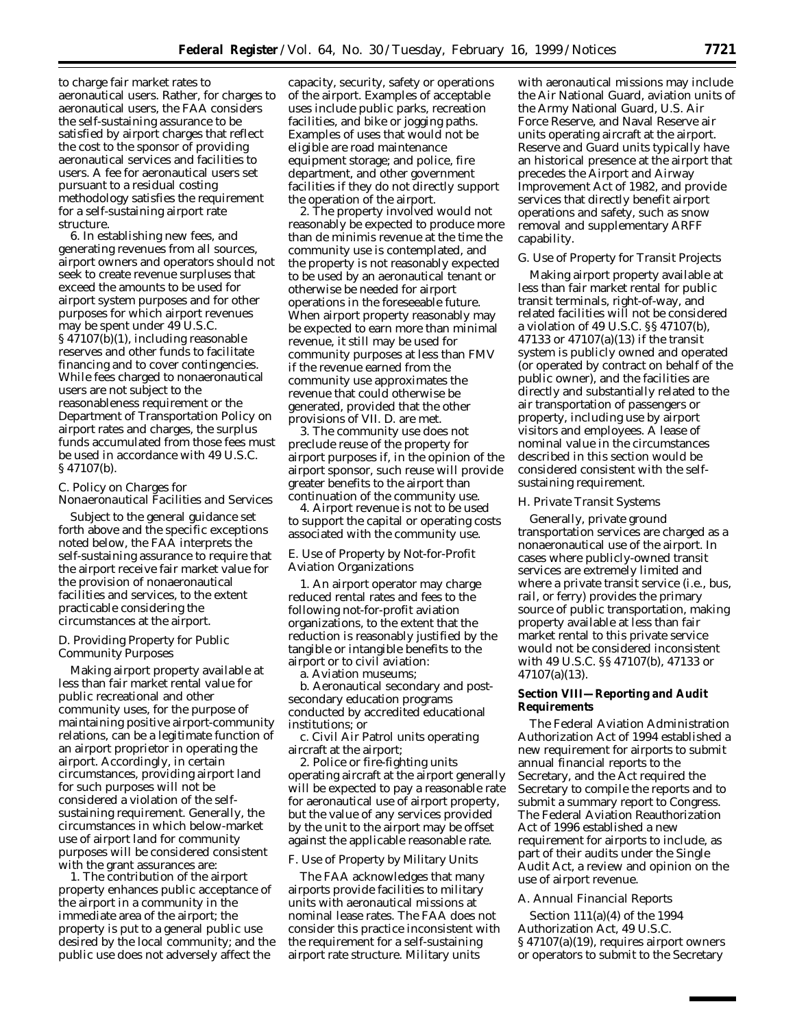to charge fair market rates to aeronautical users. Rather, for charges to aeronautical users, the FAA considers the self-sustaining assurance to be satisfied by airport charges that reflect the cost to the sponsor of providing aeronautical services and facilities to users. A fee for aeronautical users set pursuant to a residual costing methodology satisfies the requirement for a self-sustaining airport rate structure.

6. In establishing new fees, and generating revenues from all sources, airport owners and operators should not seek to create revenue surpluses that exceed the amounts to be used for airport system purposes and for other purposes for which airport revenues may be spent under 49 U.S.C. § 47107(b)(1), including reasonable reserves and other funds to facilitate financing and to cover contingencies. While fees charged to nonaeronautical users are not subject to the reasonableness requirement or the Department of Transportation Policy on airport rates and charges, the surplus funds accumulated from those fees must be used in accordance with 49 U.S.C. § 47107(b).

### C. Policy on Charges for Nonaeronautical Facilities and Services

Subject to the general guidance set forth above and the specific exceptions noted below, the FAA interprets the self-sustaining assurance to require that the airport receive fair market value for the provision of nonaeronautical facilities and services, to the extent practicable considering the circumstances at the airport.

### D. Providing Property for Public Community Purposes

Making airport property available at less than fair market rental value for public recreational and other community uses, for the purpose of maintaining positive airport-community relations, can be a legitimate function of an airport proprietor in operating the airport. Accordingly, in certain circumstances, providing airport land for such purposes will not be considered a violation of the self-sustaining requirement. Generally, the circumstances in which below-market use of airport land for community purposes will be considered consistent with the grant assurances are:

1. The contribution of the airport property enhances public acceptance of the airport in a community in the immediate area of the airport; the property is put to a general public use desired by the local community; and the public use does not adversely affect the capacity, security, safety or operations of the airport. Examples of acceptable uses include public parks, recreation facilities, and bike or jogging paths. Examples of uses that would not be eligible are road maintenance equipment storage; and police, fire department, and other government facilities if they do not directly support the operation of the airport.

2. The property involved would not reasonably be expected to produce more than de minimis revenue at the time the community use is contemplated, and the property is not reasonably expected to be used by an aeronautical tenant or otherwise be needed for airport operations in the foreseeable future. When airport property reasonably may be expected to earn more than minimal revenue, it still may be used for community purposes at less than FMV if the revenue earned from the community use approximates the revenue that could otherwise be generated, provided that the other provisions of VII. D. are met.

3. The community use does not preclude reuse of the property for airport purposes if, in the opinion of the airport sponsor, such reuse will provide greater benefits to the airport than continuation of the community use.

4. Airport revenue is not to be used to support the capital or operating costs associated with the community use.

### E. Use of Property by Not-for-Profit Aviation Organizations

1. An airport operator may charge reduced rental rates and fees to the following not-for-profit aviation organizations, to the extent that the reduction is reasonably justified by the tangible or intangible benefits to the airport or to civil aviation:

a. Aviation museums;

b. Aeronautical secondary and post-secondary education programs conducted by accredited educational institutions; or

c. Civil Air Patrol units operating aircraft at the airport;

2. Police or fire-fighting units operating aircraft at the airport generally will be expected to pay a reasonable rate for aeronautical use of airport property, but the value of any services provided by the unit to the airport may be offset against the applicable reasonable rate.

### F. Use of Property by Military Units

The FAA acknowledges that many airports provide facilities to military units with aeronautical missions at nominal lease rates. The FAA does not consider this practice inconsistent with the requirement for a self-sustaining airport rate structure. Military units with aeronautical missions may include the Air National Guard, aviation units of the Army National Guard, U.S. Air Force Reserve, and Naval Reserve air units operating aircraft at the airport. Reserve and Guard units typically have an historical presence at the airport that precedes the Airport and Airway Improvement Act of 1982, and provide services that directly benefit airport operations and safety, such as snow removal and supplementary ARFF capability.

### G. Use of Property for Transit Projects

Making airport property available at less than fair market rental for public transit terminals, right-of-way, and related facilities will not be considered a violation of 49 U.S.C. §§ 47107(b), 47133 or 47107(a)(13) if the transit system is publicly owned and operated (or operated by contract on behalf of the public owner), and the facilities are directly and substantially related to the air transportation of passengers or property, including use by airport visitors and employees. A lease of nominal value in the circumstances described in this section would be considered consistent with the self-sustaining requirement.

### H. Private Transit Systems

Generally, private ground transportation services are charged as a nonaeronautical use of the airport. In cases where publicly-owned transit services are extremely limited and where a private transit service (i.e., bus, rail, or ferry) provides the primary source of public transportation, making property available at less than fair market rental to this private service would not be considered inconsistent with 49 U.S.C. §§ 47107(b), 47133 or 47107(a)(13).

## Section VIII—Reporting and Audit Requirements

The Federal Aviation Administration Authorization Act of 1994 established a new requirement for airports to submit annual financial reports to the Secretary, and the Act required the Secretary to compile the reports and to submit a summary report to Congress. The Federal Aviation Reauthorization Act of 1996 established a new requirement for airports to include, as part of their audits under the Single Audit Act, a review and opinion on the use of airport revenue.

### A. Annual Financial Reports

Section 111(a)(4) of the 1994 Authorization Act, 49 U.S.C. § 47107(a)(19), requires airport owners or operators to submit to the Secretary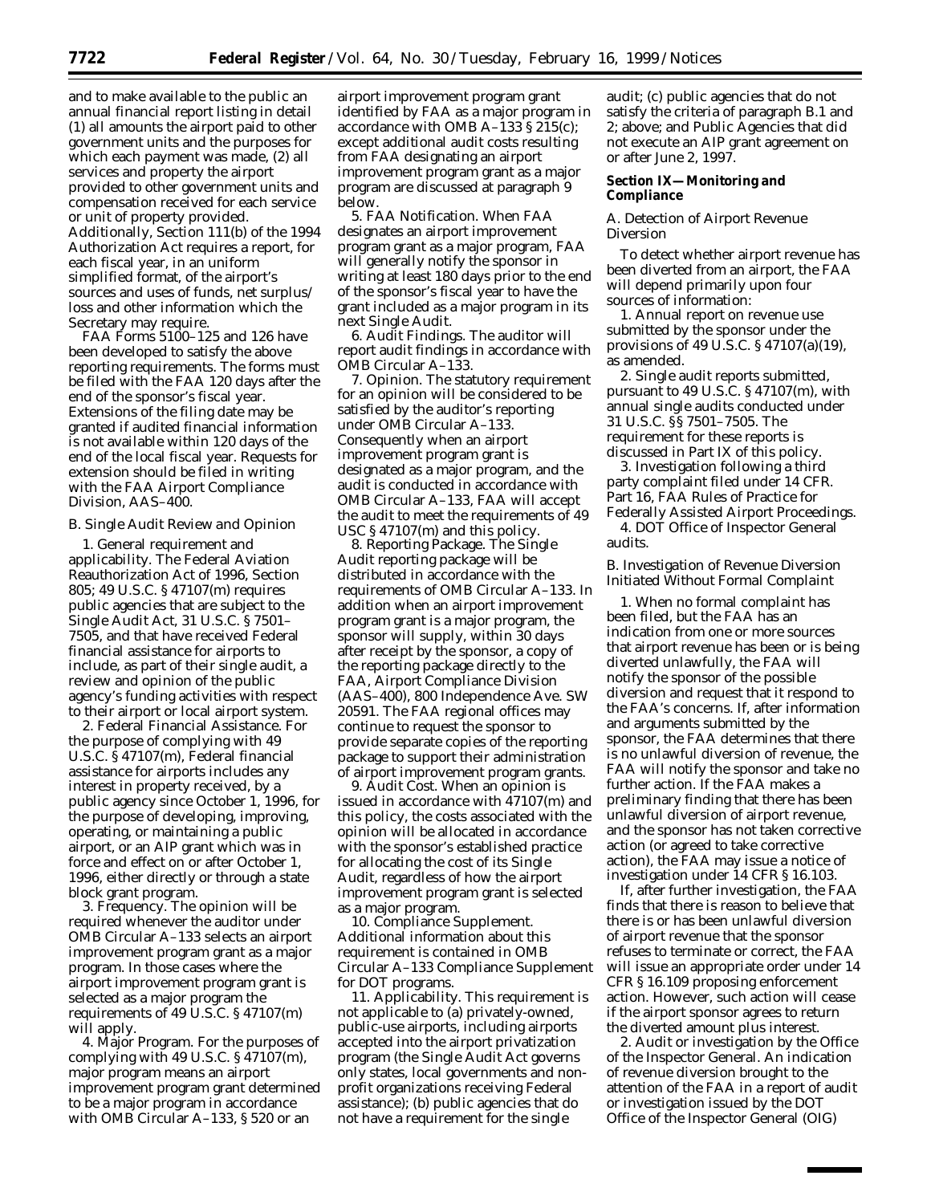and to make available to the public an annual financial report listing in detail (1) all amounts the airport paid to other government units and the purposes for which each payment was made, (2) all services and property the airport provided to other government units and compensation received for each service or unit of property provided. Additionally, Section 111(b) of the 1994 Authorization Act requires a report, for each fiscal year, in an uniform simplified format, of the airport's sources and uses of funds, net surplus/loss and other information which the Secretary may require.

FAA Forms 5100–125 and 126 have been developed to satisfy the above reporting requirements. The forms must be filed with the FAA 120 days after the end of the sponsor's fiscal year. Extensions of the filing date may be granted if audited financial information is not available within 120 days of the end of the local fiscal year. Requests for extension should be filed in writing with the FAA Airport Compliance Division, AAS–400.

B. Single Audit Review and Opinion

1. General requirement and applicability. The Federal Aviation Reauthorization Act of 1996, Section 805; 49 U.S.C. § 47107(m) requires public agencies that are subject to the Single Audit Act, 31 U.S.C. § 7501–7505, and that have received Federal financial assistance for airports to include, as part of their single audit, a review and opinion of the public agency's funding activities with respect to their airport or local airport system.

2. Federal Financial Assistance. For the purpose of complying with 49 U.S.C. § 47107(m), Federal financial assistance for airports includes any interest in property received, by a public agency since October 1, 1996, for the purpose of developing, improving, operating, or maintaining a public airport, or an AIP grant which was in force and effect on or after October 1, 1996, either directly or through a state block grant program.

3. Frequency. The opinion will be required whenever the auditor under OMB Circular A–133 selects an airport improvement program grant as a major program. In those cases where the airport improvement program grant is selected as a major program the requirements of 49 U.S.C. § 47107(m) will apply.

4. Major Program. For the purposes of complying with 49 U.S.C. § 47107(m), major program means an airport improvement program grant determined to be a major program in accordance with OMB Circular A–133, § 520 or an airport improvement program grant identified by FAA as a major program in accordance with OMB A–133 § 215(c); except additional audit costs resulting from FAA designating an airport improvement program grant as a major program are discussed at paragraph 9 below.

5. FAA Notification. When FAA designates an airport improvement program grant as a major program, FAA will generally notify the sponsor in writing at least 180 days prior to the end of the sponsor's fiscal year to have the grant included as a major program in its next Single Audit.

6. Audit Findings. The auditor will report audit findings in accordance with OMB Circular A–133.

7. Opinion. The statutory requirement for an opinion will be considered to be satisfied by the auditor's reporting under OMB Circular A–133. Consequently when an airport improvement program grant is designated as a major program, and the audit is conducted in accordance with OMB Circular A–133, FAA will accept the audit to meet the requirements of 49 USC § 47107(m) and this policy.

8. Reporting Package. The Single Audit reporting package will be distributed in accordance with the requirements of OMB Circular A–133. In addition when an airport improvement program grant is a major program, the sponsor will supply, within 30 days after receipt by the sponsor, a copy of the reporting package directly to the FAA, Airport Compliance Division (AAS–400), 800 Independence Ave. SW 20591. The FAA regional offices may continue to request the sponsor to provide separate copies of the reporting package to support their administration of airport improvement program grants.

9. Audit Cost. When an opinion is issued in accordance with 47107(m) and this policy, the costs associated with the opinion will be allocated in accordance with the sponsor's established practice for allocating the cost of its Single Audit, regardless of how the airport improvement program grant is selected as a major program.

10. Compliance Supplement. Additional information about this requirement is contained in OMB Circular A–133 Compliance Supplement for DOT programs.

11. Applicability. This requirement is not applicable to (a) privately-owned, public-use airports, including airports accepted into the airport privatization program (the Single Audit Act governs only states, local governments and non-profit organizations receiving Federal assistance); (b) public agencies that do not have a requirement for the single audit; (c) public agencies that do not satisfy the criteria of paragraph B.1 and 2; above; and Public Agencies that did not execute an AIP grant agreement on or after June 2, 1997.

## Section IX—Monitoring and Compliance

A. Detection of Airport Revenue Diversion

To detect whether airport revenue has been diverted from an airport, the FAA will depend primarily upon four sources of information:

1. Annual report on revenue use submitted by the sponsor under the provisions of 49 U.S.C. § 47107(a)(19), as amended.

2. Single audit reports submitted, pursuant to 49 U.S.C. § 47107(m), with annual single audits conducted under 31 U.S.C. §§ 7501–7505. The requirement for these reports is discussed in Part IX of this policy.

3. Investigation following a third party complaint filed under 14 CFR. Part 16, FAA Rules of Practice for Federally Assisted Airport Proceedings.

4. DOT Office of Inspector General audits.

B. Investigation of Revenue Diversion Initiated Without Formal Complaint

1. When no formal complaint has been filed, but the FAA has an indication from one or more sources that airport revenue has been or is being diverted unlawfully, the FAA will notify the sponsor of the possible diversion and request that it respond to the FAA's concerns. If, after information and arguments submitted by the sponsor, the FAA determines that there is no unlawful diversion of revenue, the FAA will notify the sponsor and take no further action. If the FAA makes a preliminary finding that there has been unlawful diversion of airport revenue, and the sponsor has not taken corrective action (or agreed to take corrective action), the FAA may issue a notice of investigation under 14 CFR § 16.103.

If, after further investigation, the FAA finds that there is reason to believe that there is or has been unlawful diversion of airport revenue that the sponsor refuses to terminate or correct, the FAA will issue an appropriate order under 14 CFR § 16.109 proposing enforcement action. However, such action will cease if the airport sponsor agrees to return the diverted amount plus interest.

2. Audit or investigation by the Office of the Inspector General. An indication of revenue diversion brought to the attention of the FAA in a report of audit or investigation issued by the DOT Office of the Inspector General (OIG)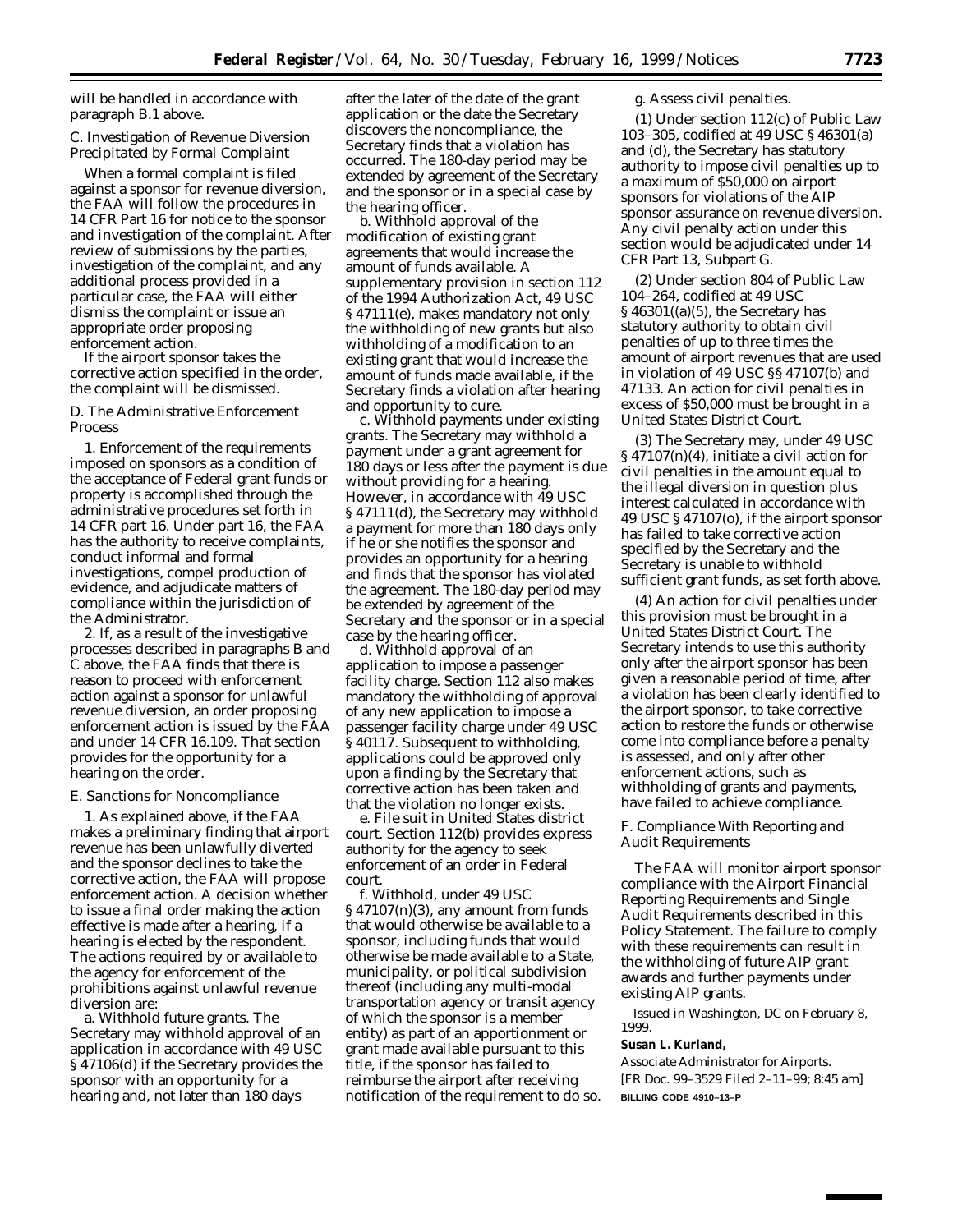will be handled in accordance with paragraph B.1 above.

C. Investigation of Revenue Diversion Precipitated by Formal Complaint

When a formal complaint is filed against a sponsor for revenue diversion, the FAA will follow the procedures in 14 CFR Part 16 for notice to the sponsor and investigation of the complaint. After review of submissions by the parties, investigation of the complaint, and any additional process provided in a particular case, the FAA will either dismiss the complaint or issue an appropriate order proposing enforcement action.

If the airport sponsor takes the corrective action specified in the order, the complaint will be dismissed.

D. The Administrative Enforcement Process

1. Enforcement of the requirements imposed on sponsors as a condition of the acceptance of Federal grant funds or property is accomplished through the administrative procedures set forth in 14 CFR part 16. Under part 16, the FAA has the authority to receive complaints, conduct informal and formal investigations, compel production of evidence, and adjudicate matters of compliance within the jurisdiction of the Administrator.

2. If, as a result of the investigative processes described in paragraphs B and C above, the FAA finds that there is reason to proceed with enforcement action against a sponsor for unlawful revenue diversion, an order proposing enforcement action is issued by the FAA and under 14 CFR 16.109. That section provides for the opportunity for a hearing on the order.

E. Sanctions for Noncompliance

1. As explained above, if the FAA makes a preliminary finding that airport revenue has been unlawfully diverted and the sponsor declines to take the corrective action, the FAA will propose enforcement action. A decision whether to issue a final order making the action effective is made after a hearing, if a hearing is elected by the respondent. The actions required by or available to the agency for enforcement of the prohibitions against unlawful revenue diversion are:

a. Withhold future grants. The Secretary may withhold approval of an application in accordance with 49 USC § 47106(d) if the Secretary provides the sponsor with an opportunity for a hearing and, not later than 180 days after the later of the date of the grant application or the date the Secretary discovers the noncompliance, the Secretary finds that a violation has occurred. The 180-day period may be extended by agreement of the Secretary and the sponsor or in a special case by the hearing officer.

b. Withhold approval of the modification of existing grant agreements that would increase the amount of funds available. A supplementary provision in section 112 of the 1994 Authorization Act, 49 USC § 47111(e), makes mandatory not only the withholding of new grants but also withholding of a modification to an existing grant that would increase the amount of funds made available, if the Secretary finds a violation after hearing and opportunity to cure.

c. Withhold payments under existing grants. The Secretary may withhold a payment under a grant agreement for 180 days or less after the payment is due without providing for a hearing. However, in accordance with 49 USC § 47111(d), the Secretary may withhold a payment for more than 180 days only if he or she notifies the sponsor and provides an opportunity for a hearing and finds that the sponsor has violated the agreement. The 180-day period may be extended by agreement of the Secretary and the sponsor or in a special case by the hearing officer.

d. Withhold approval of an application to impose a passenger facility charge. Section 112 also makes mandatory the withholding of approval of any new application to impose a passenger facility charge under 49 USC § 40117. Subsequent to withholding, applications could be approved only upon a finding by the Secretary that corrective action has been taken and that the violation no longer exists.

e. File suit in United States district court. Section 112(b) provides express authority for the agency to seek enforcement of an order in Federal court.

f. Withhold, under 49 USC § 47107(n)(3), any amount from funds that would otherwise be available to a sponsor, including funds that would otherwise be made available to a State, municipality, or political subdivision thereof (including any multi-modal transportation agency or transit agency of which the sponsor is a member entity) as part of an apportionment or grant made available pursuant to this title, if the sponsor has failed to reimburse the airport after receiving notification of the requirement to do so.

g. Assess civil penalties.

(1) Under section 112(c) of Public Law 103–305, codified at 49 USC § 46301(a) and (d), the Secretary has statutory authority to impose civil penalties up to a maximum of $50,000 on airport sponsors for violations of the AIP sponsor assurance on revenue diversion. Any civil penalty action under this section would be adjudicated under 14 CFR Part 13, Subpart G.

(2) Under section 804 of Public Law 104–264, codified at 49 USC § 46301((a)(5), the Secretary has statutory authority to obtain civil penalties of up to three times the amount of airport revenues that are used in violation of 49 USC §§ 47107(b) and 47133. An action for civil penalties in excess of $50,000 must be brought in a United States District Court.

(3) The Secretary may, under 49 USC § 47107(n)(4), initiate a civil action for civil penalties in the amount equal to the illegal diversion in question plus interest calculated in accordance with 49 USC § 47107(o), if the airport sponsor has failed to take corrective action specified by the Secretary and the Secretary is unable to withhold sufficient grant funds, as set forth above.

(4) An action for civil penalties under this provision must be brought in a United States District Court. The Secretary intends to use this authority only after the airport sponsor has been given a reasonable period of time, after a violation has been clearly identified to the airport sponsor, to take corrective action to restore the funds or otherwise come into compliance before a penalty is assessed, and only after other enforcement actions, such as withholding of grants and payments, have failed to achieve compliance.

F. Compliance With Reporting and Audit Requirements

The FAA will monitor airport sponsor compliance with the Airport Financial Reporting Requirements and Single Audit Requirements described in this Policy Statement. The failure to comply with these requirements can result in the withholding of future AIP grant awards and further payments under existing AIP grants.

Issued in Washington, DC on February 8, 1999.

**Susan L. Kurland,**

*Associate Administrator for Airports.*

[FR Doc. 99–3529 Filed 2–11–99; 8:45 am]

**BILLING CODE 4910–13–P**